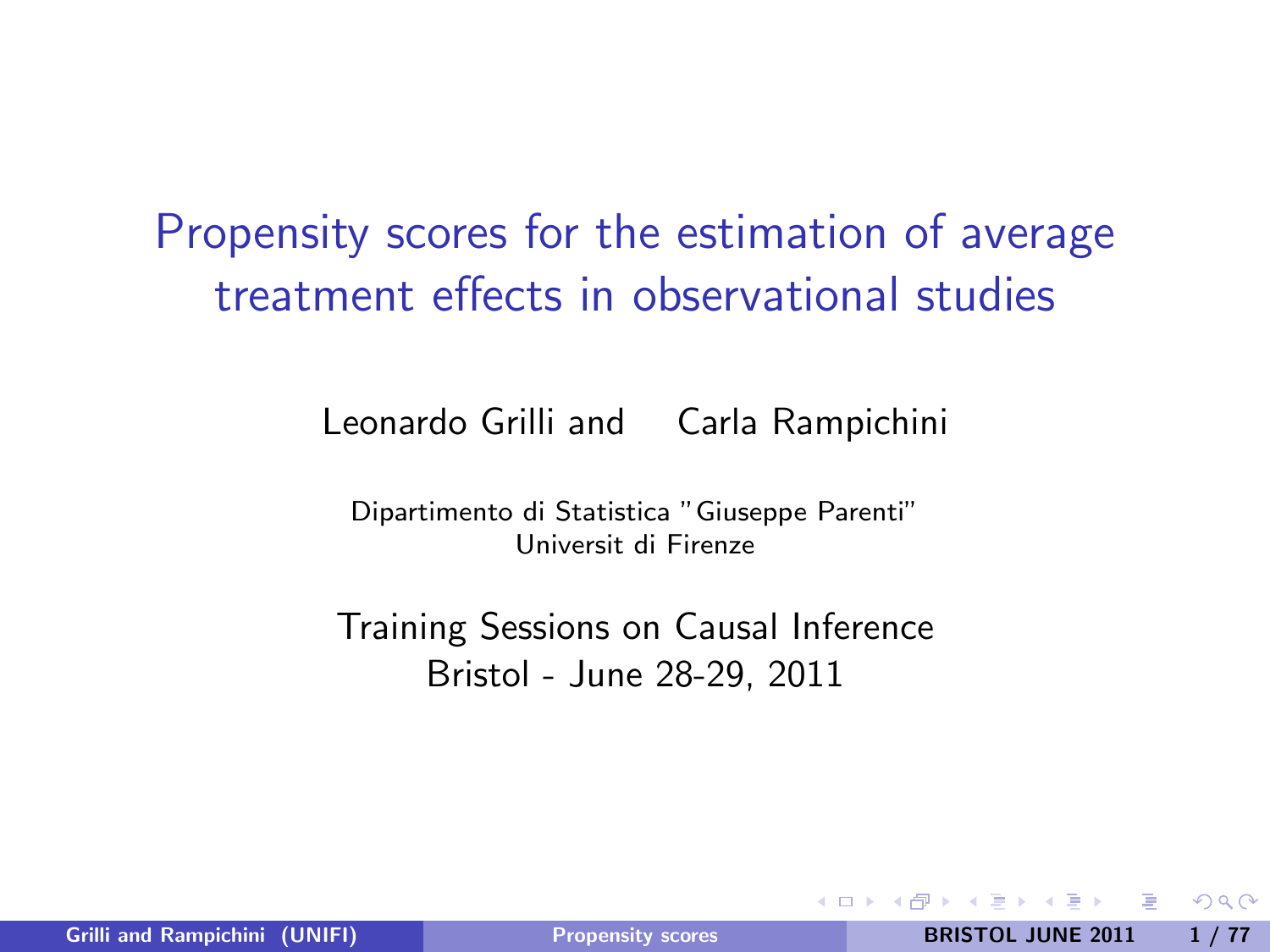# Propensity scores for the estimation of average treatment effects in observational studies

Leonardo Grilli and Carla Rampichini

Dipartimento di Statistica "Giuseppe Parenti"
Universit di Firenze

Training Sessions on Causal Inference
Bristol - June 28-29, 2011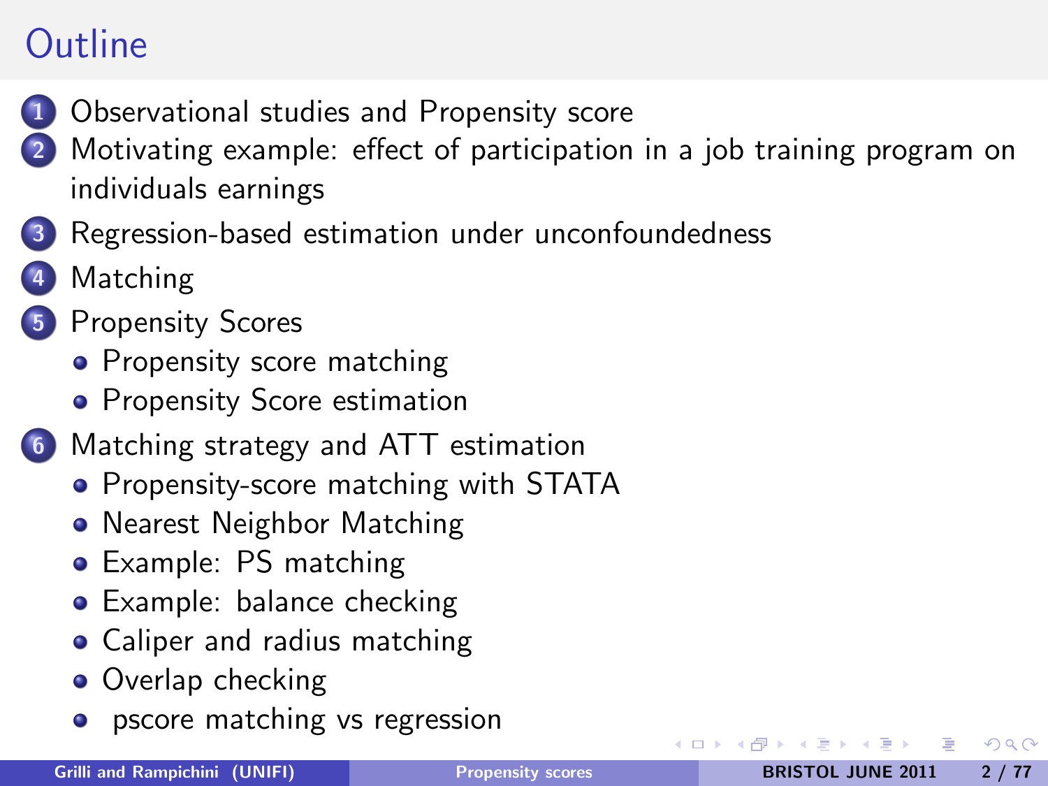# Outline

1. Observational studies and Propensity score
2. Motivating example: effect of participation in a job training program on individuals earnings
3. Regression-based estimation under unconfoundedness
4. Matching
5. Propensity Scores
   - Propensity score matching
   - Propensity Score estimation
6. Matching strategy and ATT estimation
   - Propensity-score matching with STATA
   - Nearest Neighbor Matching
   - Example: PS matching
   - Example: balance checking
   - Caliper and radius matching
   - Overlap checking
   - pscore matching vs regression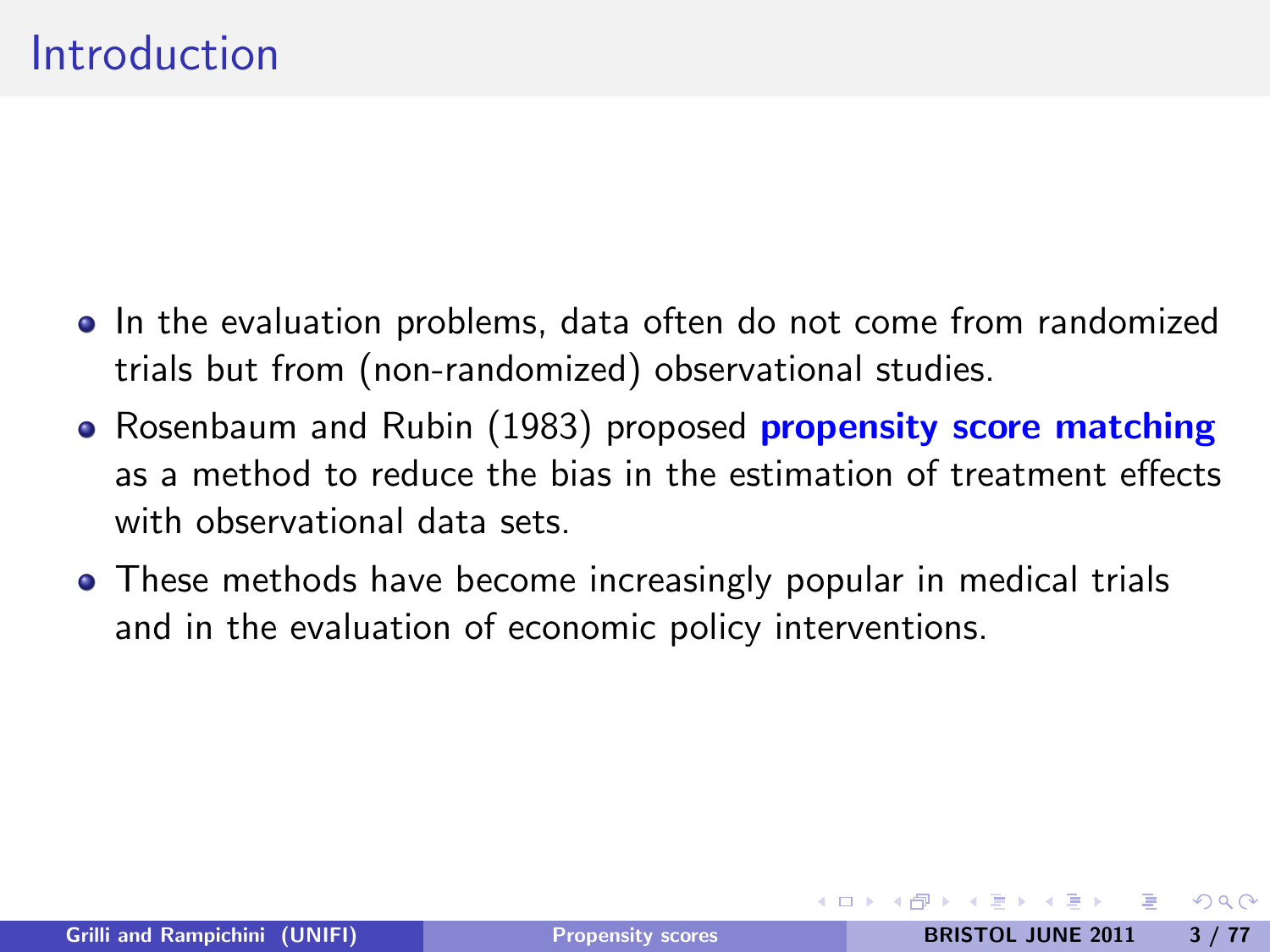# Introduction

- In the evaluation problems, data often do not come from randomized trials but from (non-randomized) observational studies.
- Rosenbaum and Rubin (1983) proposed **propensity score matching** as a method to reduce the bias in the estimation of treatment effects with observational data sets.
- These methods have become increasingly popular in medical trials and in the evaluation of economic policy interventions.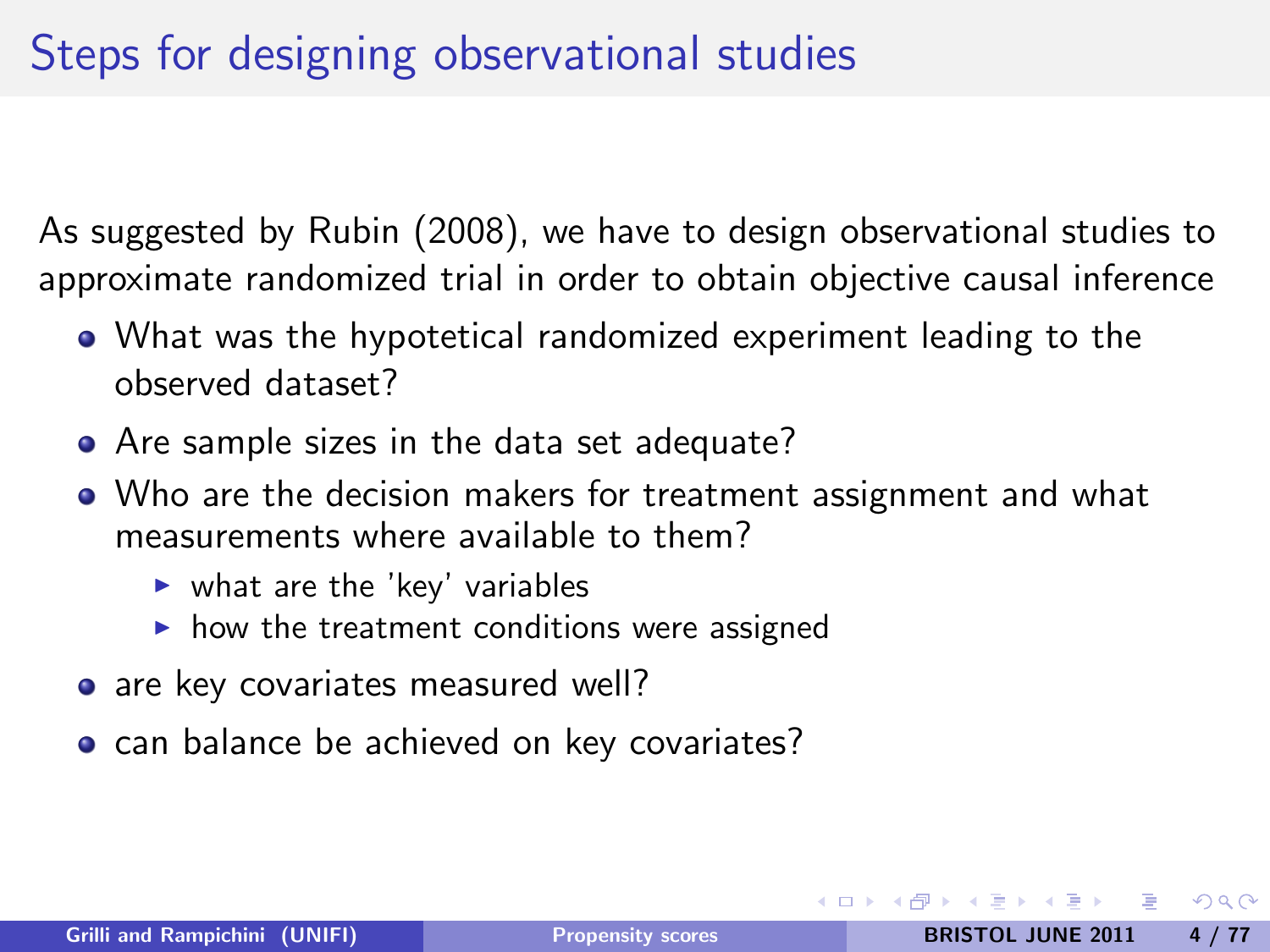# Steps for designing observational studies

As suggested by Rubin (2008), we have to design observational studies to approximate randomized trial in order to obtain objective causal inference

- What was the hypotetical randomized experiment leading to the observed dataset?
- Are sample sizes in the data set adequate?
- Who are the decision makers for treatment assignment and what measurements where available to them?
  - what are the 'key' variables
  - how the treatment conditions were assigned
- are key covariates measured well?
- can balance be achieved on key covariates?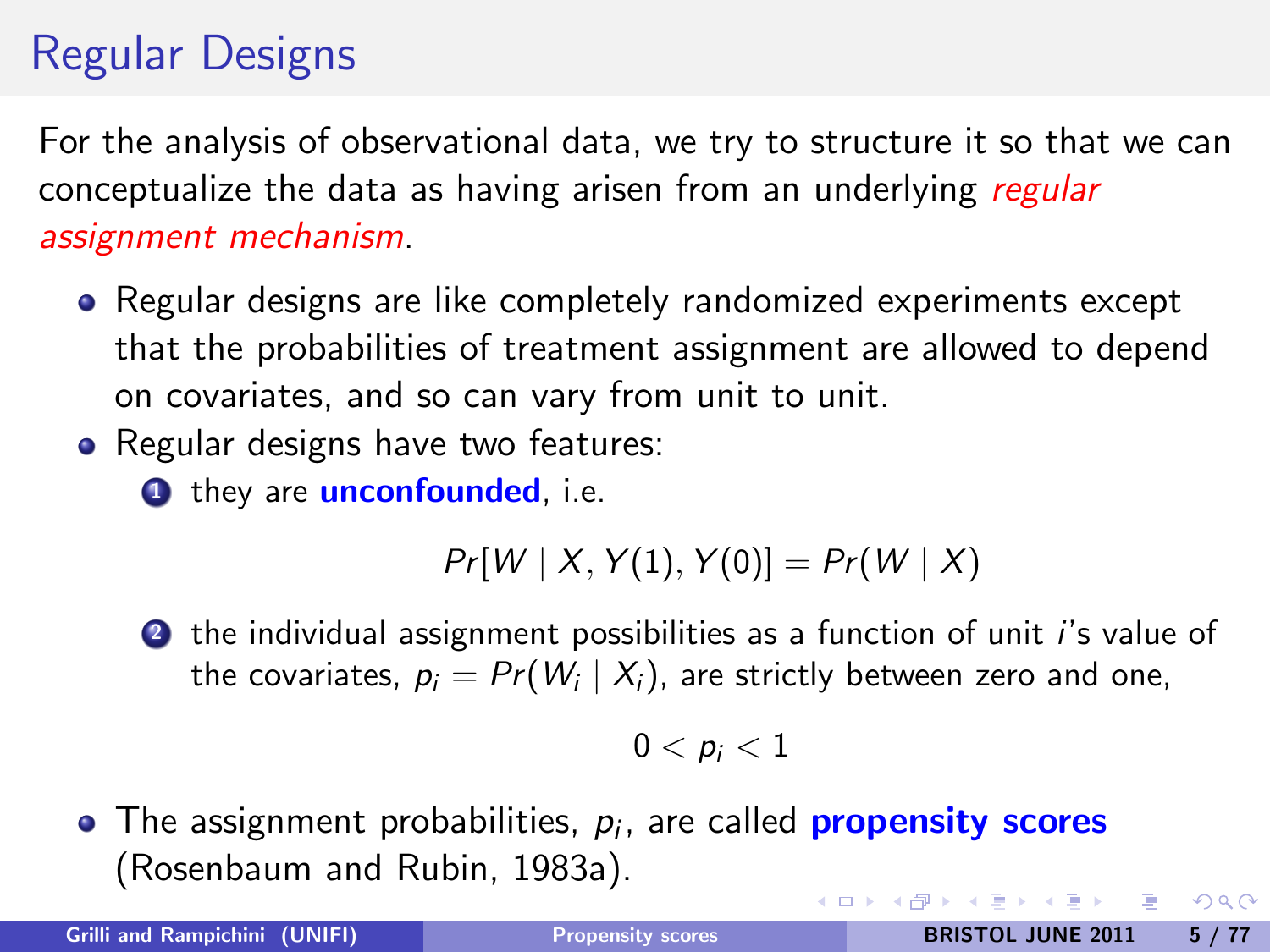# Regular Designs

For the analysis of observational data, we try to structure it so that we can conceptualize the data as having arisen from an underlying *regular assignment mechanism*.

- Regular designs are like completely randomized experiments except that the probabilities of treatment assignment are allowed to depend on covariates, and so can vary from unit to unit.
- Regular designs have two features:
  1. they are **unconfounded**, i.e.

     $$Pr[W \mid X, Y(1), Y(0)] = Pr(W \mid X)$$

  2. the individual assignment possibilities as a function of unit $i$'s value of the covariates, $p_i = Pr(W_i \mid X_i)$, are strictly between zero and one,

     $$0 < p_i < 1$$

- The assignment probabilities, $p_i$, are called **propensity scores** (Rosenbaum and Rubin, 1983a).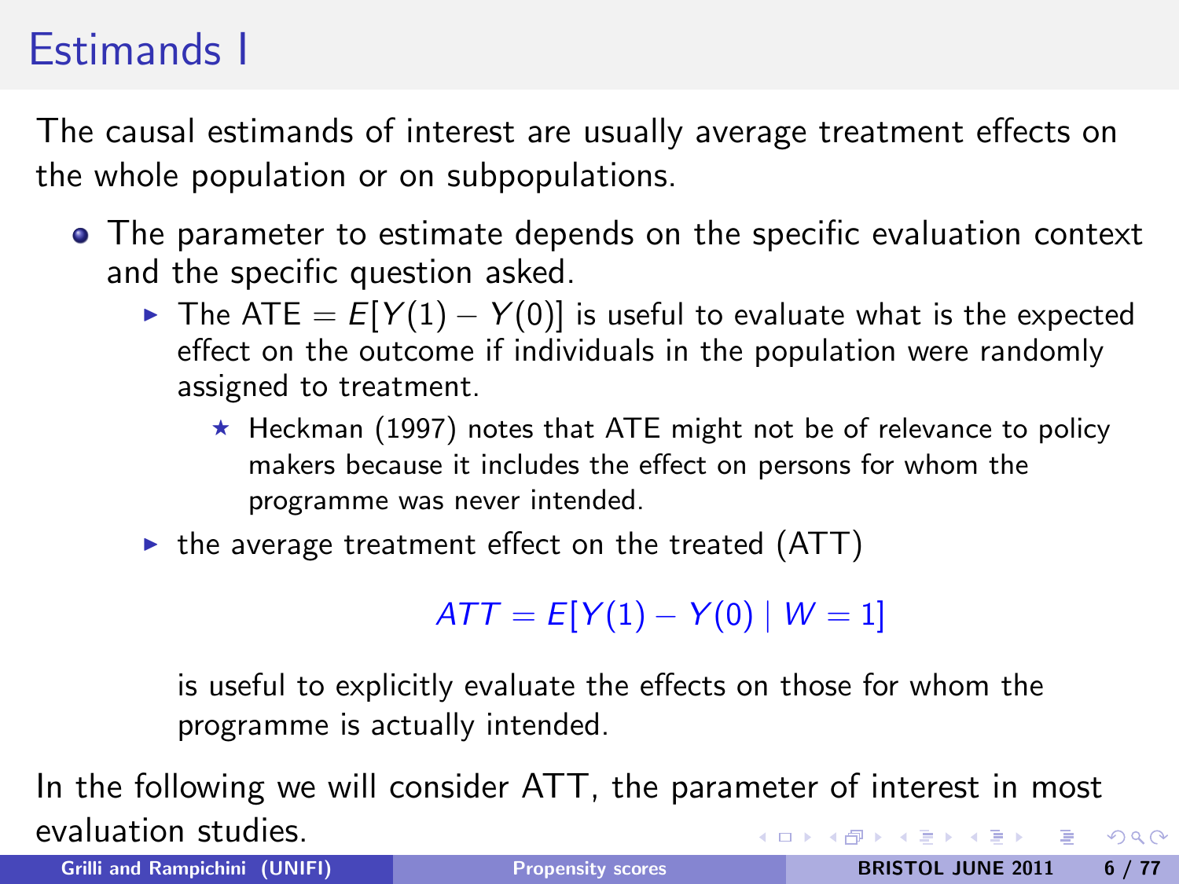# Estimands I

The causal estimands of interest are usually average treatment effects on the whole population or on subpopulations.

- The parameter to estimate depends on the specific evaluation context and the specific question asked.
  - The ATE $= E[Y(1) - Y(0)]$ is useful to evaluate what is the expected effect on the outcome if individuals in the population were randomly assigned to treatment.
    - Heckman (1997) notes that ATE might not be of relevance to policy makers because it includes the effect on persons for whom the programme was never intended.
  - the average treatment effect on the treated (ATT)

    $$ATT = E[Y(1) - Y(0) \mid W = 1]$$

    is useful to explicitly evaluate the effects on those for whom the programme is actually intended.

In the following we will consider ATT, the parameter of interest in most evaluation studies.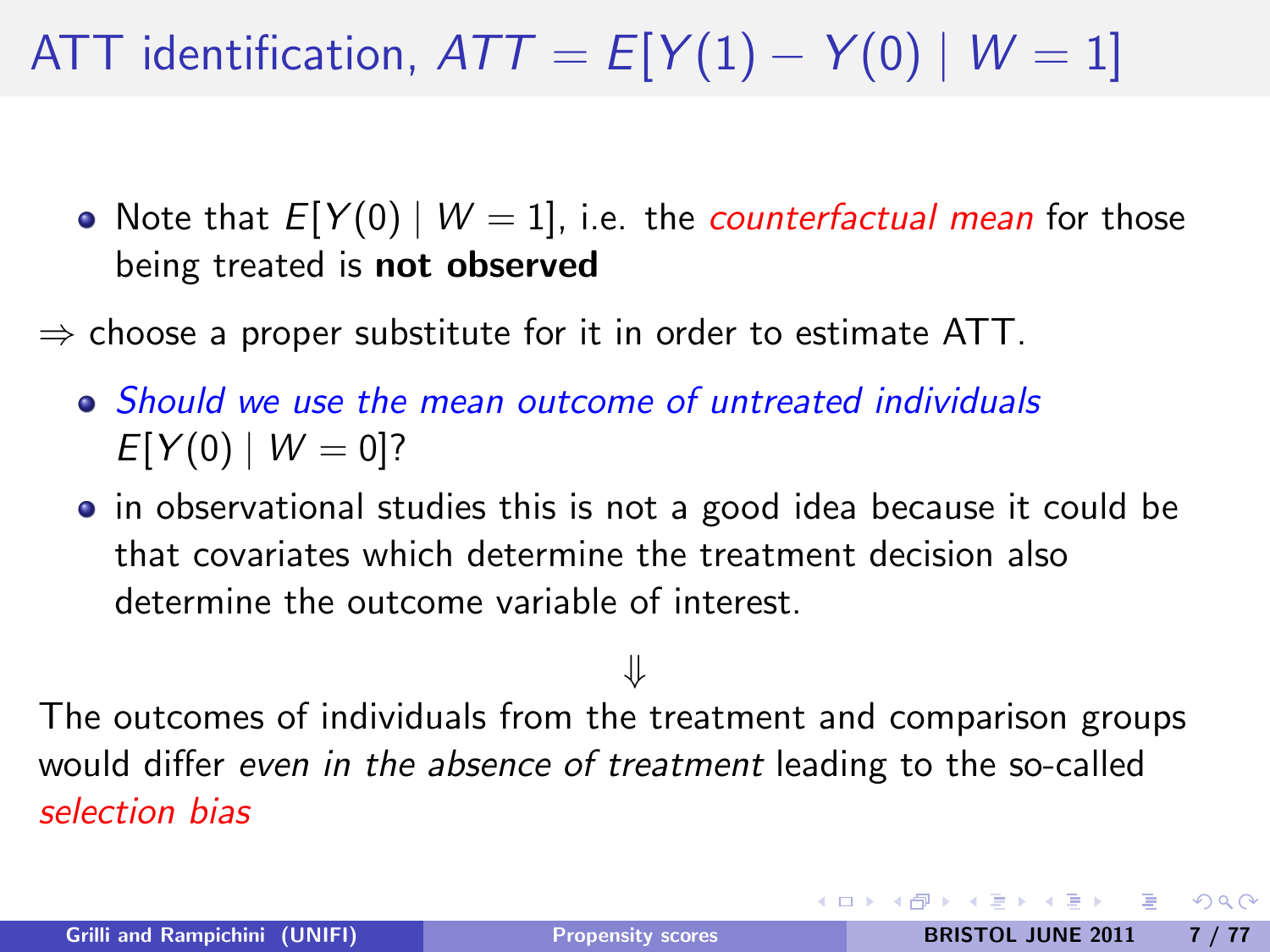# ATT identification, $ATT = E[Y(1) - Y(0) \mid W = 1]$

- Note that $E[Y(0) \mid W = 1]$, i.e. the *counterfactual mean* for those being treated is **not observed**

$\Rightarrow$ choose a proper substitute for it in order to estimate ATT.

- *Should we use the mean outcome of untreated individuals* $E[Y(0) \mid W = 0]$?
- in observational studies this is not a good idea because it could be that covariates which determine the treatment decision also determine the outcome variable of interest.

$$\Downarrow$$

The outcomes of individuals from the treatment and comparison groups would differ *even in the absence of treatment* leading to the so-called *selection bias*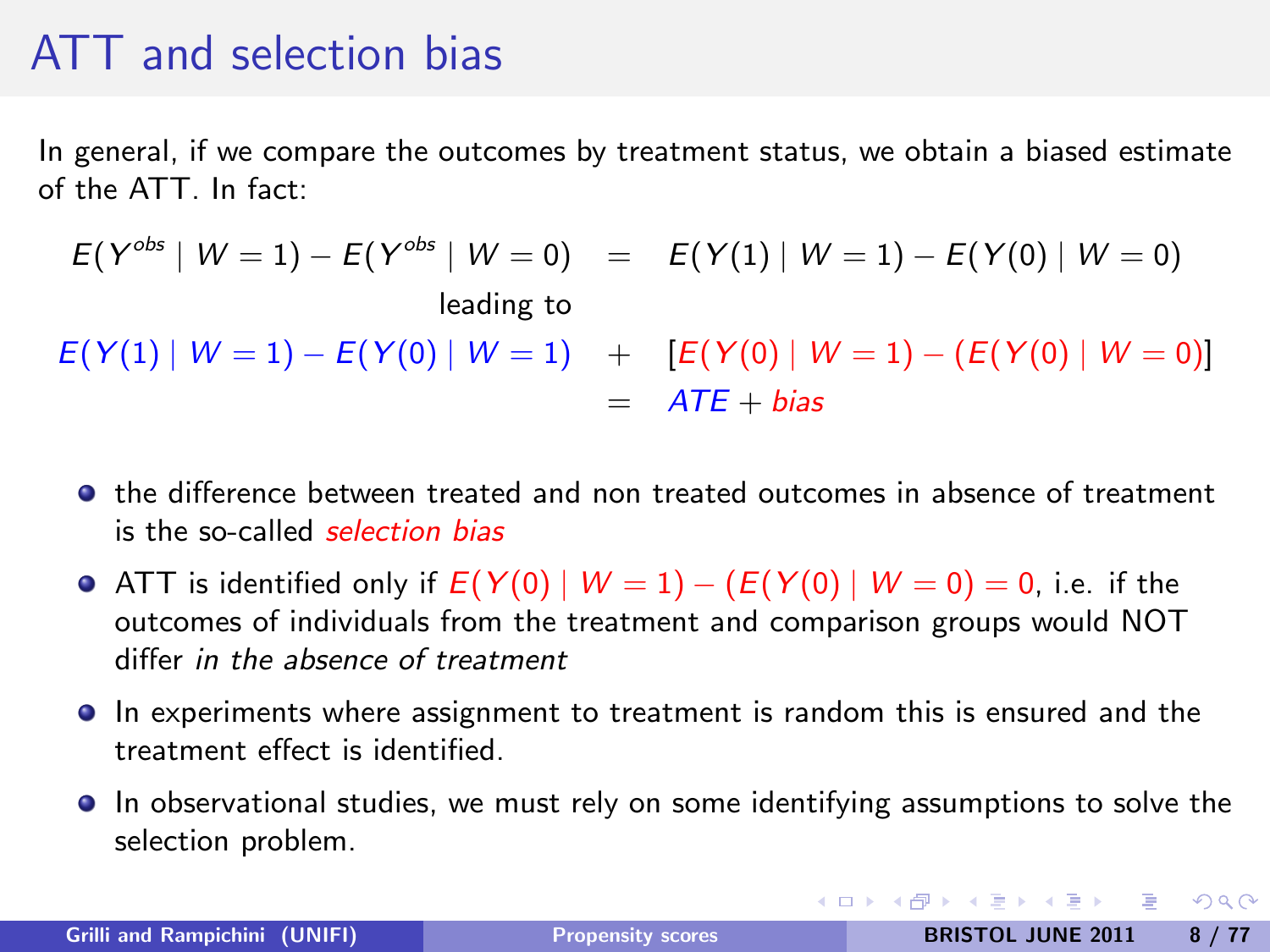# ATT and selection bias

In general, if we compare the outcomes by treatment status, we obtain a biased estimate of the ATT. In fact:

$$E(Y^{obs} \mid W=1) - E(Y^{obs} \mid W=0) \quad = \quad E(Y(1) \mid W=1) - E(Y(0) \mid W=0)$$

leading to

$$E(Y(1) \mid W=1) - E(Y(0) \mid W=1) \quad + \quad [E(Y(0) \mid W=1) - (E(Y(0) \mid W=0)]$$

$$= \quad ATE + bias$$

- the difference between treated and non treated outcomes in absence of treatment is the so-called *selection bias*
- ATT is identified only if $E(Y(0) \mid W=1) - (E(Y(0) \mid W=0) = 0$, i.e. if the outcomes of individuals from the treatment and comparison groups would NOT differ *in the absence of treatment*
- In experiments where assignment to treatment is random this is ensured and the treatment effect is identified.
- In observational studies, we must rely on some identifying assumptions to solve the selection problem.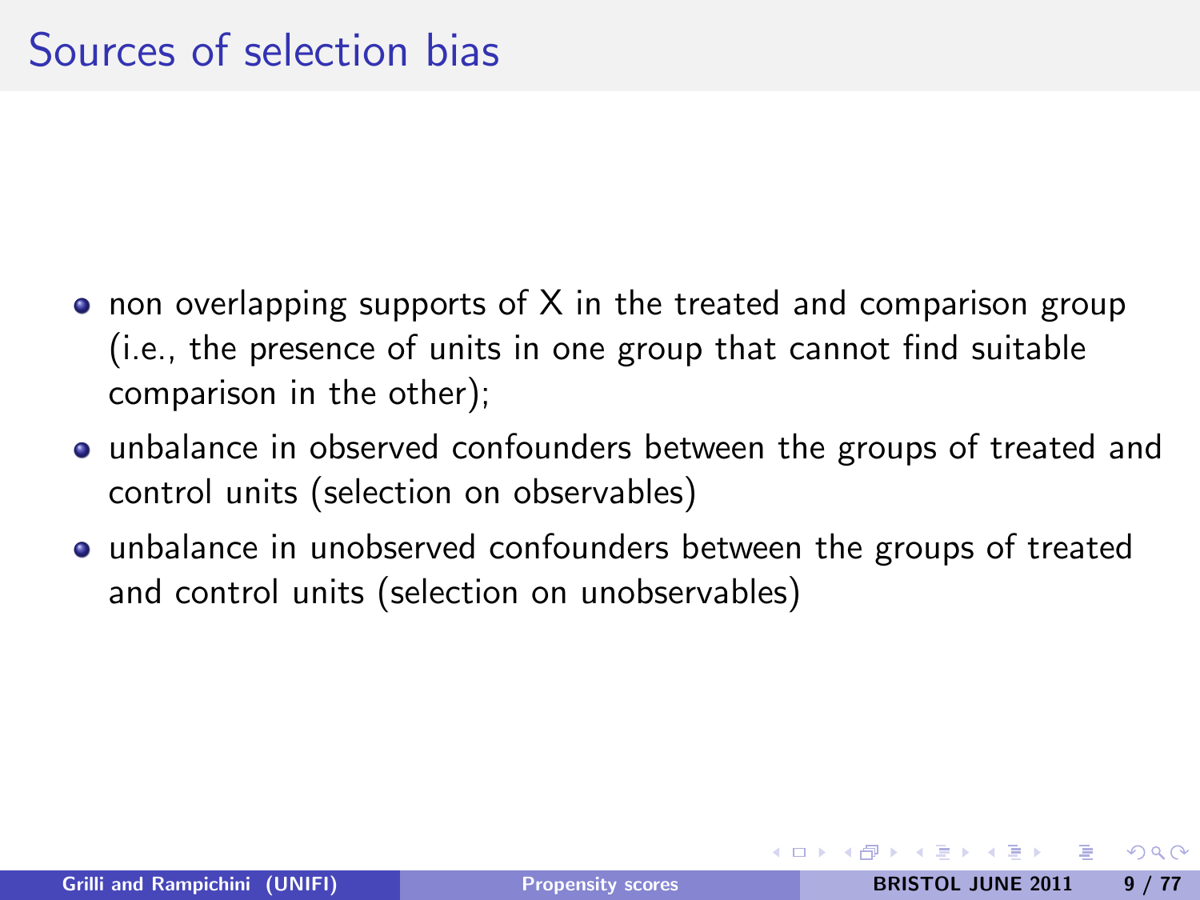# Sources of selection bias

- non overlapping supports of X in the treated and comparison group (i.e., the presence of units in one group that cannot find suitable comparison in the other);
- unbalance in observed confounders between the groups of treated and control units (selection on observables)
- unbalance in unobserved confounders between the groups of treated and control units (selection on unobservables)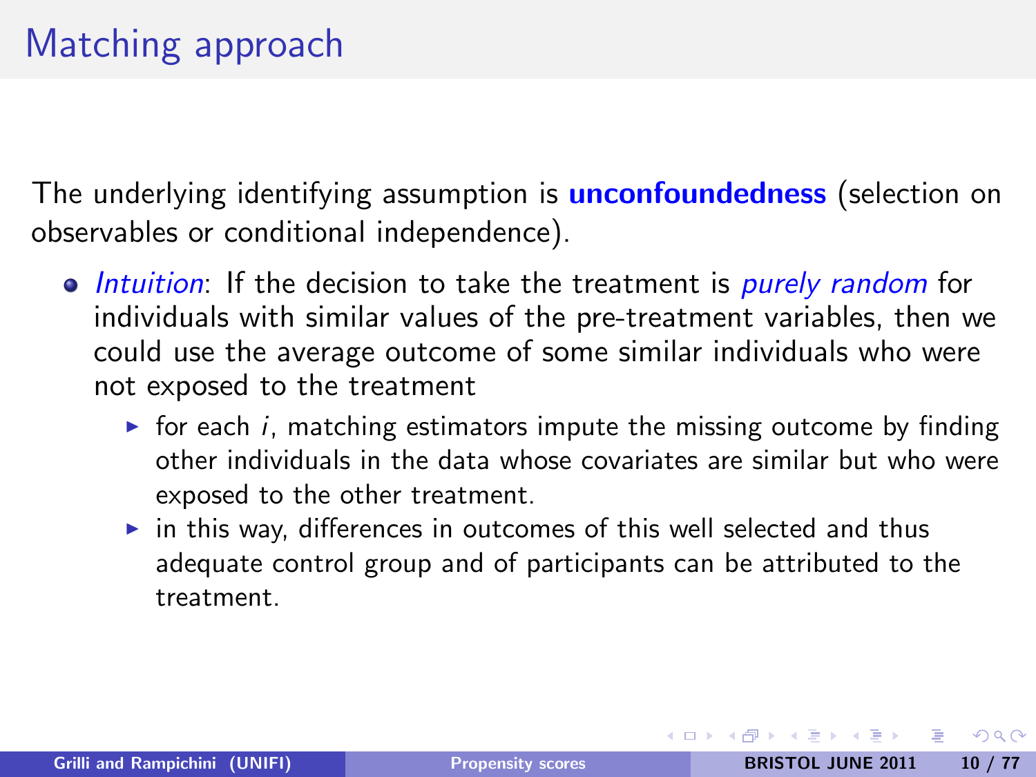# Matching approach

The underlying identifying assumption is **unconfoundedness** (selection on observables or conditional independence).

- *Intuition*: If the decision to take the treatment is *purely random* for individuals with similar values of the pre-treatment variables, then we could use the average outcome of some similar individuals who were not exposed to the treatment
  - for each $i$, matching estimators impute the missing outcome by finding other individuals in the data whose covariates are similar but who were exposed to the other treatment.
  - in this way, differences in outcomes of this well selected and thus adequate control group and of participants can be attributed to the treatment.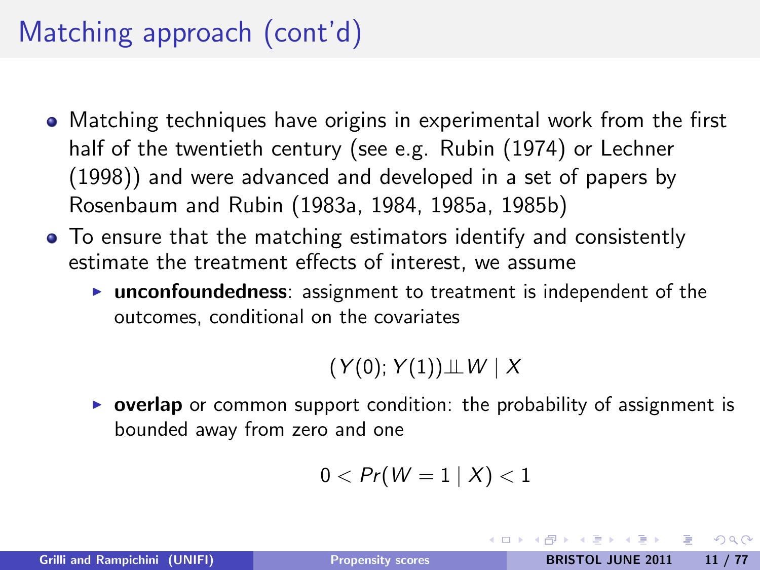# Matching approach (cont'd)

- Matching techniques have origins in experimental work from the first half of the twentieth century (see e.g. Rubin (1974) or Lechner (1998)) and were advanced and developed in a set of papers by Rosenbaum and Rubin (1983a, 1984, 1985a, 1985b)
- To ensure that the matching estimators identify and consistently estimate the treatment effects of interest, we assume
  - **unconfoundedness**: assignment to treatment is independent of the outcomes, conditional on the covariates

$$(Y(0); Y(1)) \perp\!\!\!\perp W \mid X$$

  - **overlap** or common support condition: the probability of assignment is bounded away from zero and one

$$0 < Pr(W = 1 \mid X) < 1$$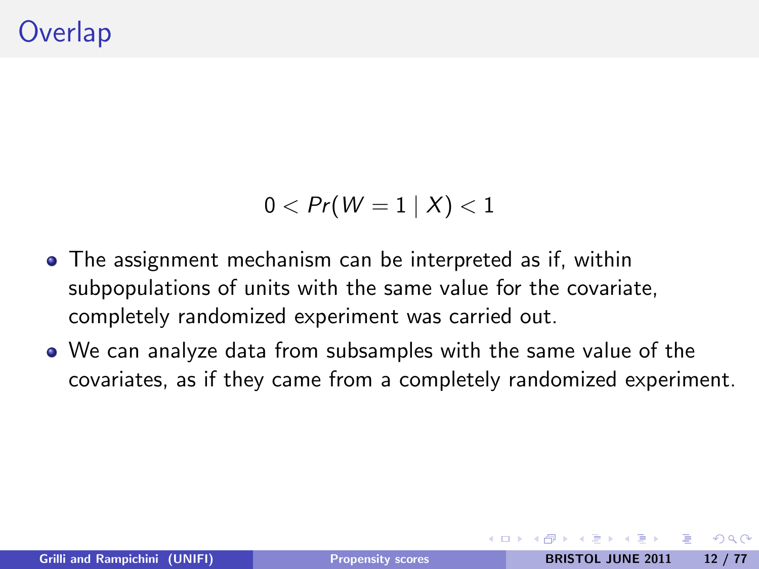# Overlap

$$0 < Pr(W = 1 \mid X) < 1$$

- The assignment mechanism can be interpreted as if, within subpopulations of units with the same value for the covariate, completely randomized experiment was carried out.
- We can analyze data from subsamples with the same value of the covariates, as if they came from a completely randomized experiment.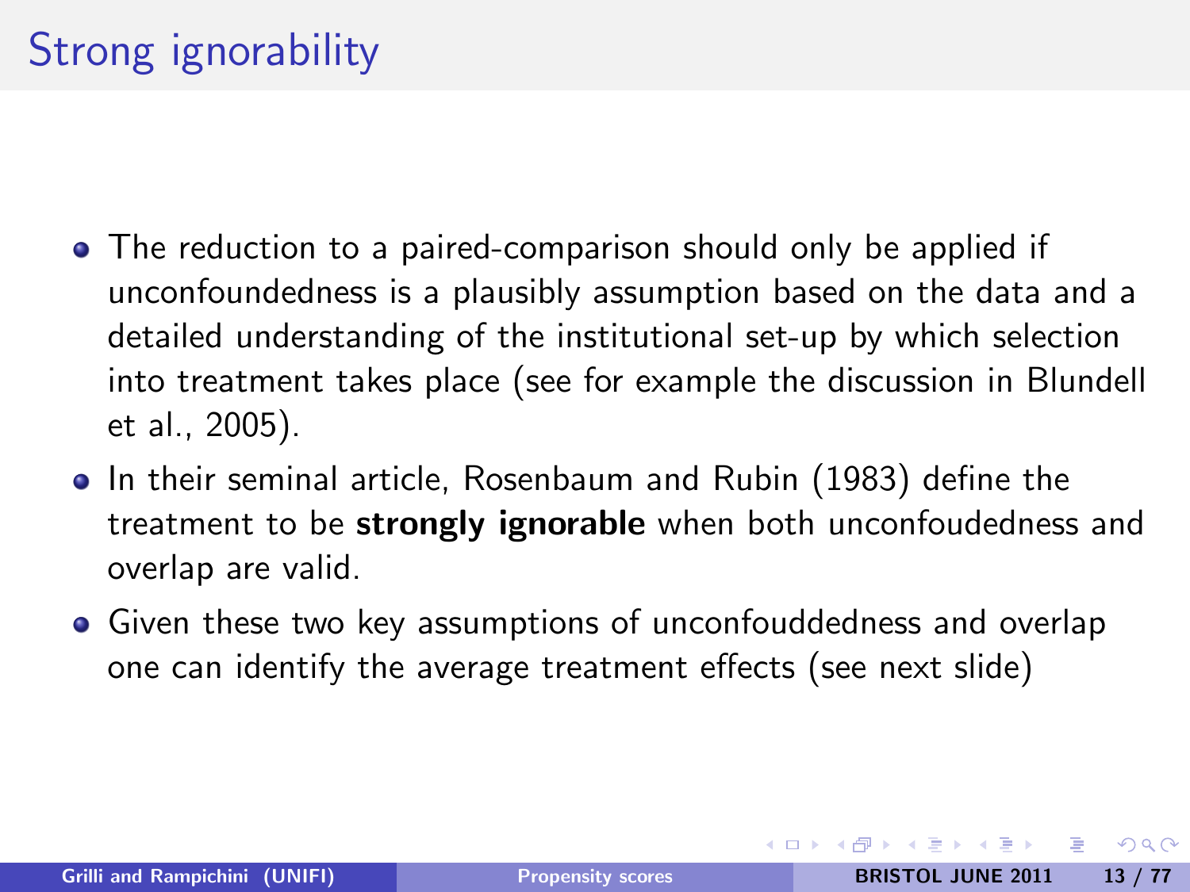# Strong ignorability

- The reduction to a paired-comparison should only be applied if unconfoundedness is a plausibly assumption based on the data and a detailed understanding of the institutional set-up by which selection into treatment takes place (see for example the discussion in Blundell et al., 2005).
- In their seminal article, Rosenbaum and Rubin (1983) define the treatment to be **strongly ignorable** when both unconfoudedness and overlap are valid.
- Given these two key assumptions of unconfouddedness and overlap one can identify the average treatment effects (see next slide)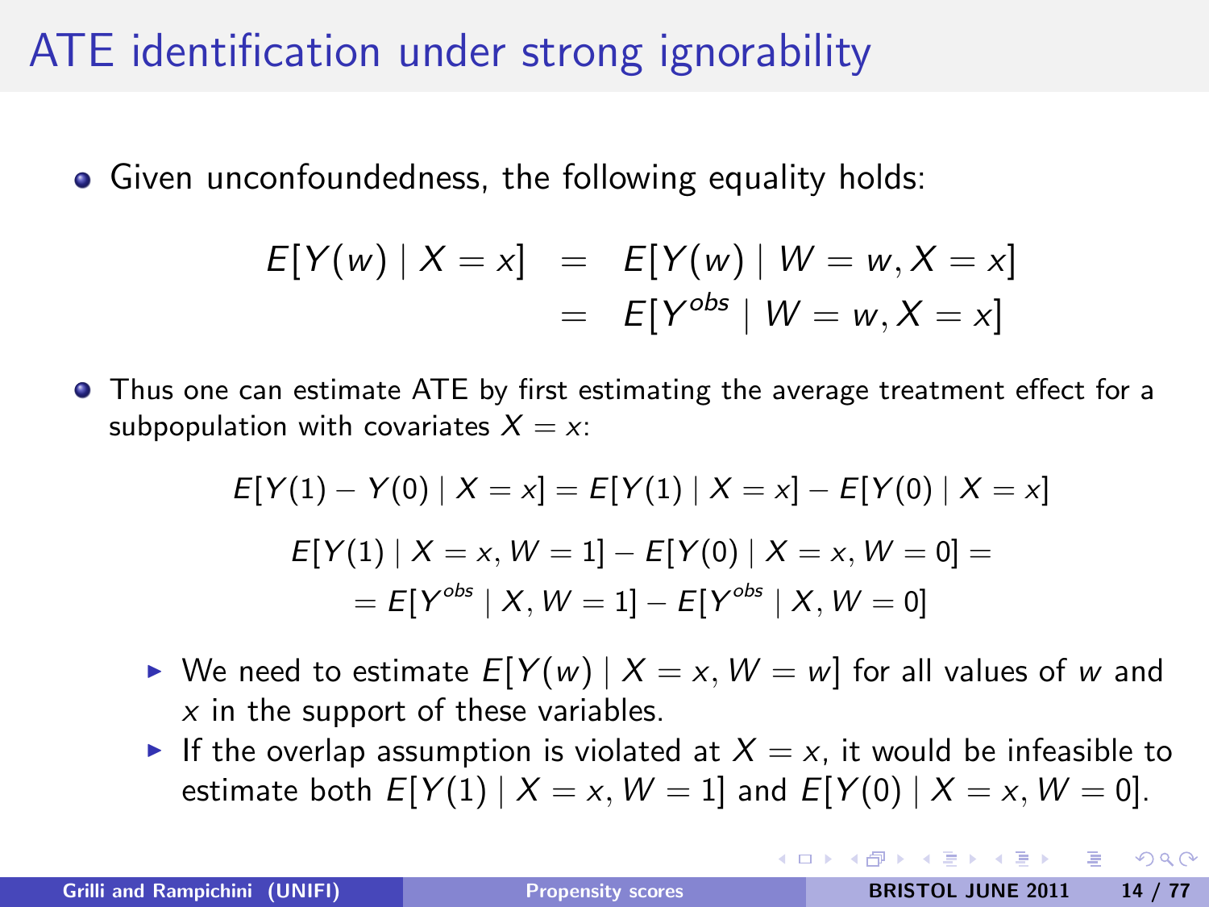# ATE identification under strong ignorability

- Given unconfoundedness, the following equality holds:

$$
\begin{aligned}
E[Y(w) \mid X = x] &= E[Y(w) \mid W = w, X = x] \\
&= E[Y^{obs} \mid W = w, X = x]
\end{aligned}
$$

- Thus one can estimate ATE by first estimating the average treatment effect for a subpopulation with covariates $X = x$:

$$
E[Y(1) - Y(0) \mid X = x] = E[Y(1) \mid X = x] - E[Y(0) \mid X = x]
$$

$$
E[Y(1) \mid X = x, W = 1] - E[Y(0) \mid X = x, W = 0] =
$$

$$
= E[Y^{obs} \mid X, W = 1] - E[Y^{obs} \mid X, W = 0]
$$

  - We need to estimate $E[Y(w) \mid X = x, W = w]$ for all values of $w$ and $x$ in the support of these variables.
  - If the overlap assumption is violated at $X = x$, it would be infeasible to estimate both $E[Y(1) \mid X = x, W = 1]$ and $E[Y(0) \mid X = x, W = 0]$.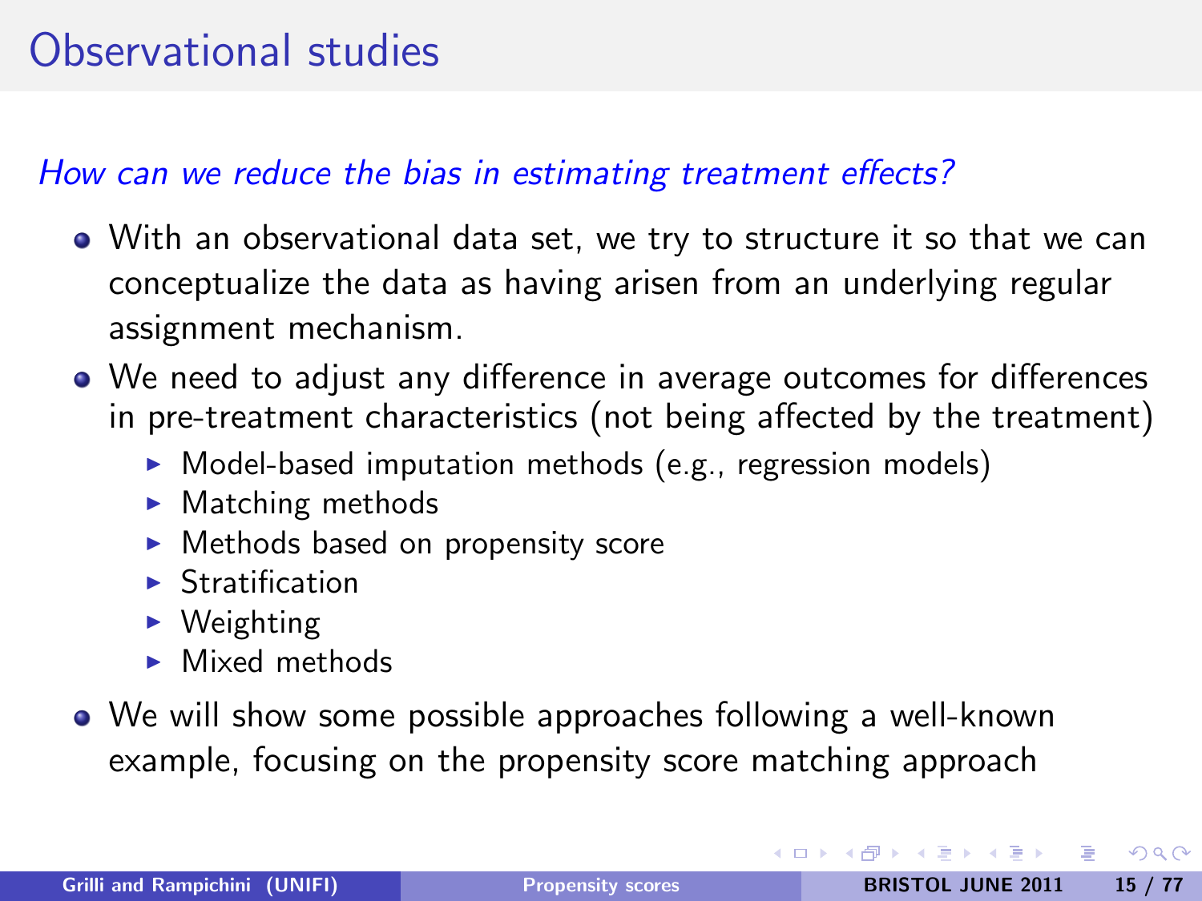# Observational studies

*How can we reduce the bias in estimating treatment effects?*

- With an observational data set, we try to structure it so that we can conceptualize the data as having arisen from an underlying regular assignment mechanism.
- We need to adjust any difference in average outcomes for differences in pre-treatment characteristics (not being affected by the treatment)
  - Model-based imputation methods (e.g., regression models)
  - Matching methods
  - Methods based on propensity score
  - Stratification
  - Weighting
  - Mixed methods
- We will show some possible approaches following a well-known example, focusing on the propensity score matching approach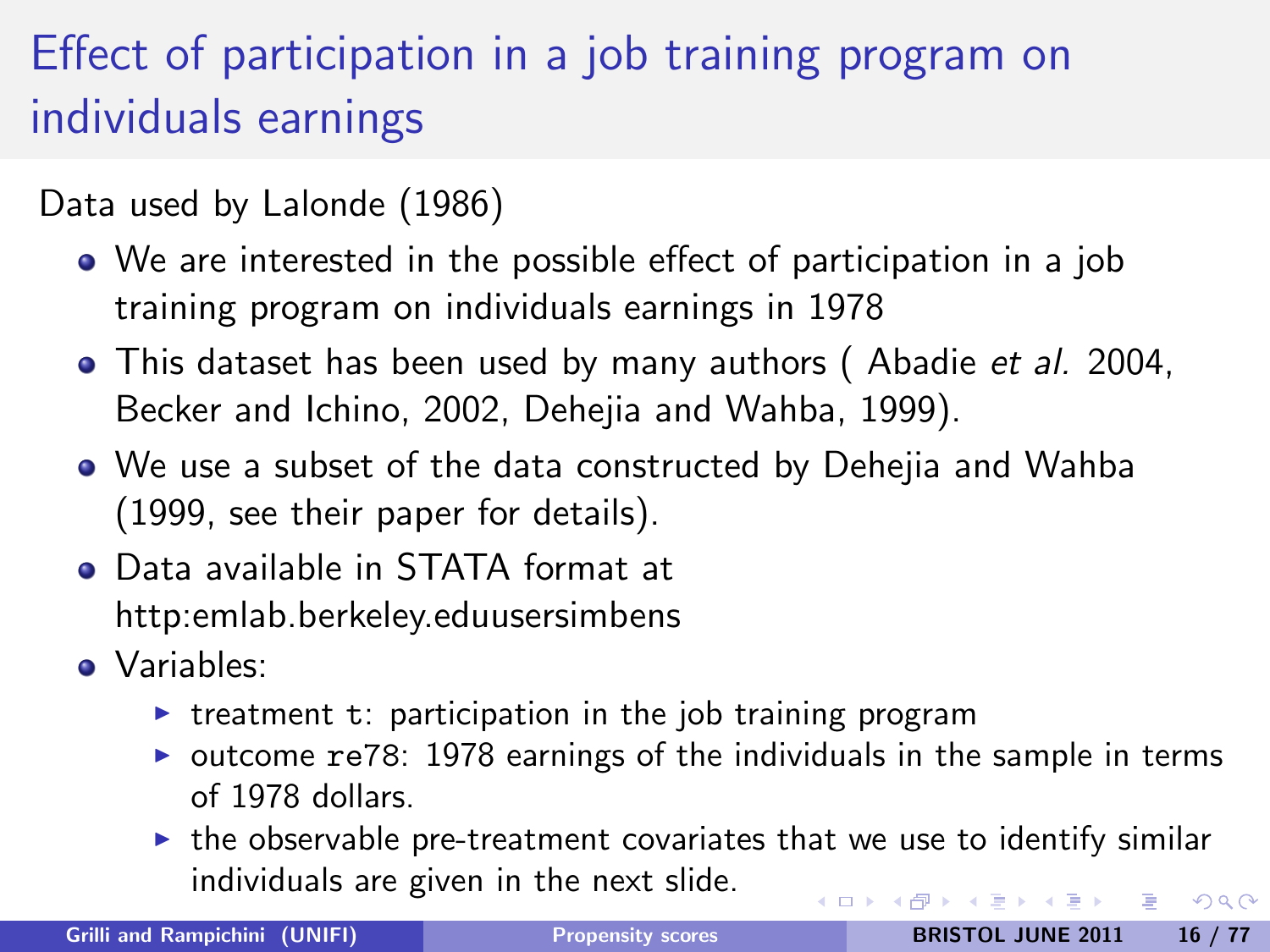# Effect of participation in a job training program on individuals earnings

Data used by Lalonde (1986)

- We are interested in the possible effect of participation in a job training program on individuals earnings in 1978
- This dataset has been used by many authors ( Abadie *et al.* 2004, Becker and Ichino, 2002, Dehejia and Wahba, 1999).
- We use a subset of the data constructed by Dehejia and Wahba (1999, see their paper for details).
- Data available in STATA format at http:emlab.berkeley.eduusersimbens
- Variables:
  - treatment `t`: participation in the job training program
  - outcome `re78`: 1978 earnings of the individuals in the sample in terms of 1978 dollars.
  - the observable pre-treatment covariates that we use to identify similar individuals are given in the next slide.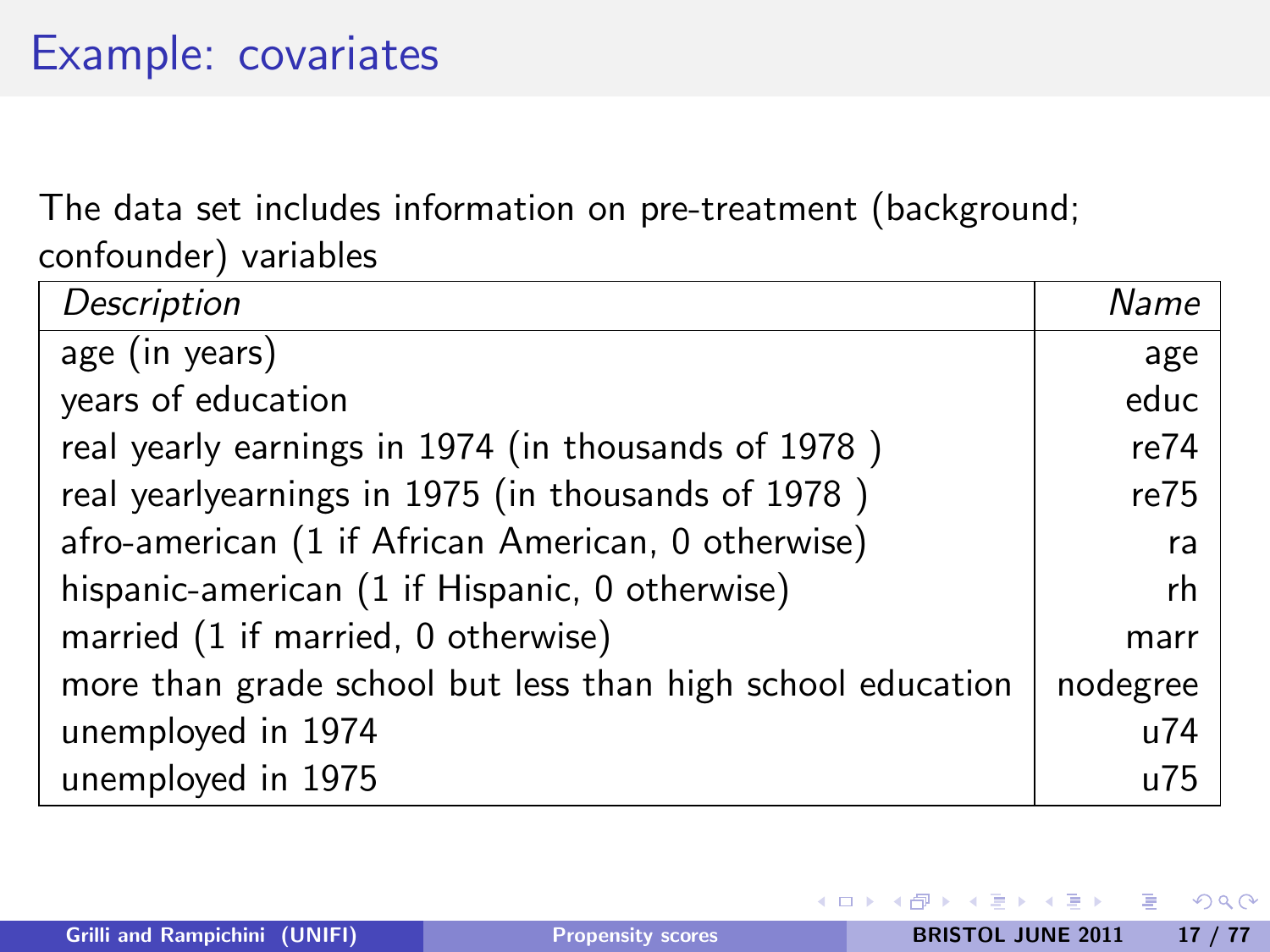# Example: covariates

The data set includes information on pre-treatment (background; confounder) variables

| *Description* | *Name* |
|---|---:|
| age (in years) | age |
| years of education | educ |
| real yearly earnings in 1974 (in thousands of 1978 ) | re74 |
| real yearlyearnings in 1975 (in thousands of 1978 ) | re75 |
| afro-american (1 if African American, 0 otherwise) | ra |
| hispanic-american (1 if Hispanic, 0 otherwise) | rh |
| married (1 if married, 0 otherwise) | marr |
| more than grade school but less than high school education | nodegree |
| unemployed in 1974 | u74 |
| unemployed in 1975 | u75 |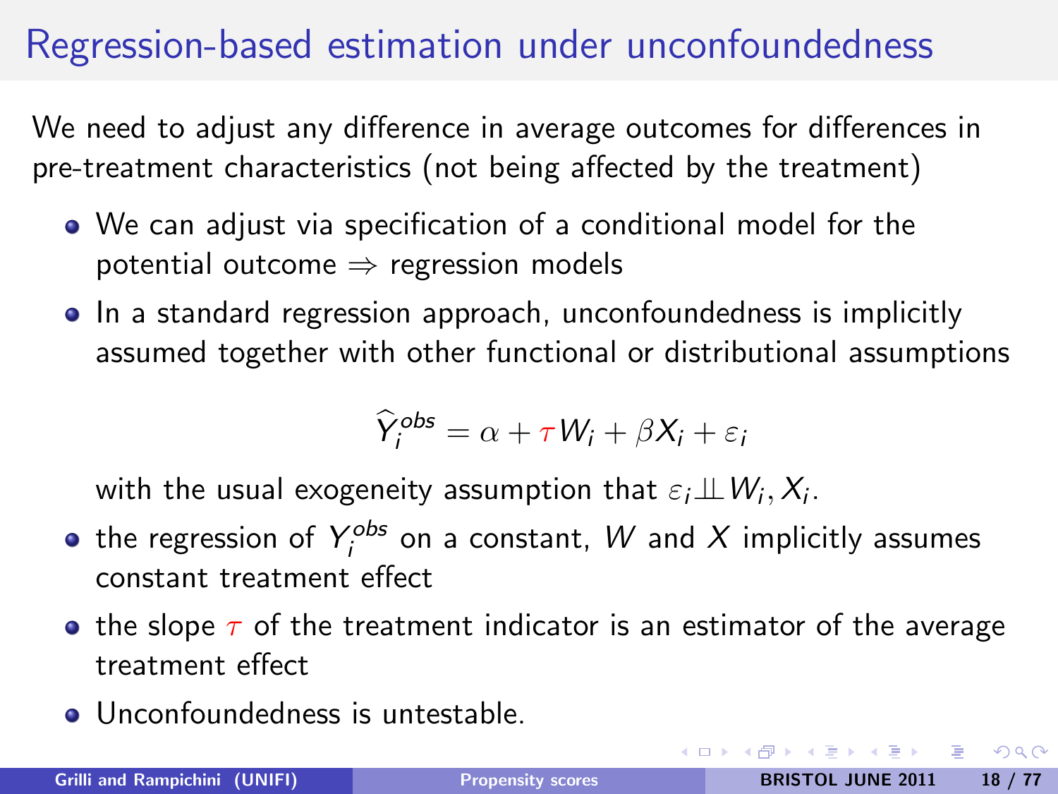# Regression-based estimation under unconfoundedness

We need to adjust any difference in average outcomes for differences in pre-treatment characteristics (not being affected by the treatment)

- We can adjust via specification of a conditional model for the potential outcome $\Rightarrow$ regression models
- In a standard regression approach, unconfoundedness is implicitly assumed together with other functional or distributional assumptions

  $$\widehat{Y}_i^{obs} = \alpha + \tau W_i + \beta X_i + \varepsilon_i$$

  with the usual exogeneity assumption that $\varepsilon_i \perp\!\!\!\perp W_i, X_i$.
- the regression of $Y_i^{obs}$ on a constant, $W$ and $X$ implicitly assumes constant treatment effect
- the slope $\tau$ of the treatment indicator is an estimator of the average treatment effect
- Unconfoundedness is untestable.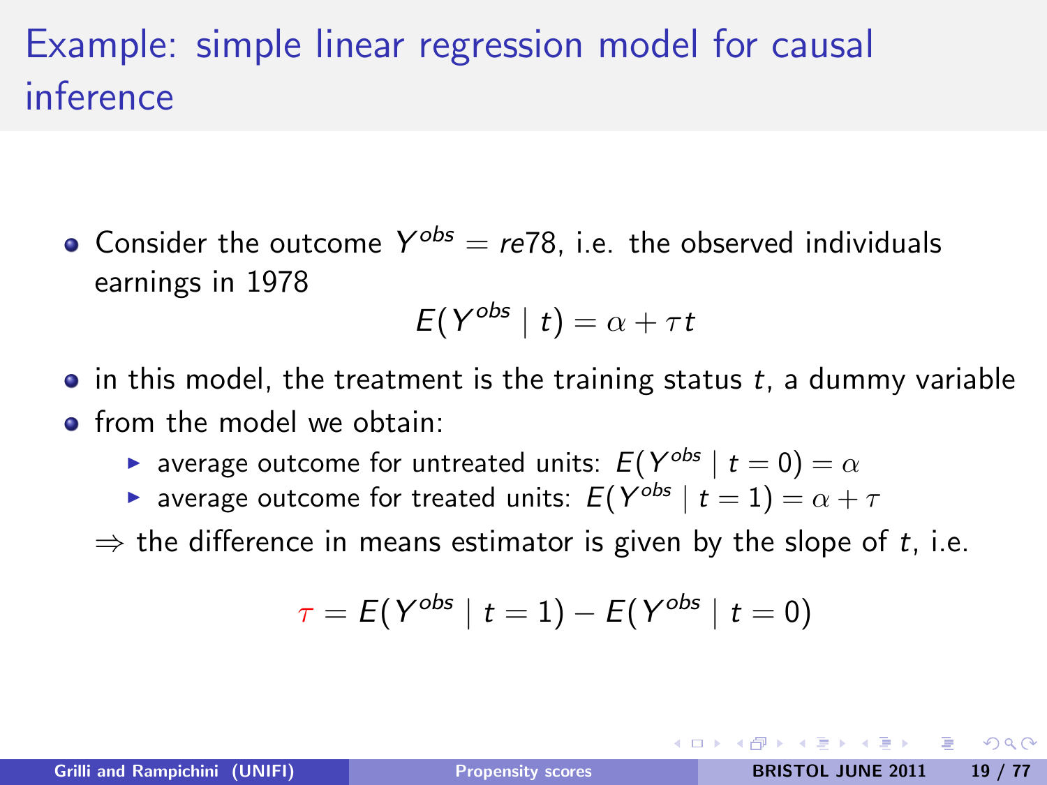# Example: simple linear regression model for causal inference

- Consider the outcome $Y^{obs} = re78$, i.e. the observed individuals earnings in 1978

$$E(Y^{obs} \mid t) = \alpha + \tau t$$

- in this model, the treatment is the training status $t$, a dummy variable
- from the model we obtain:
  - average outcome for untreated units: $E(Y^{obs} \mid t = 0) = \alpha$
  - average outcome for treated units: $E(Y^{obs} \mid t = 1) = \alpha + \tau$

$\Rightarrow$ the difference in means estimator is given by the slope of $t$, i.e.

$$\tau = E(Y^{obs} \mid t = 1) - E(Y^{obs} \mid t = 0)$$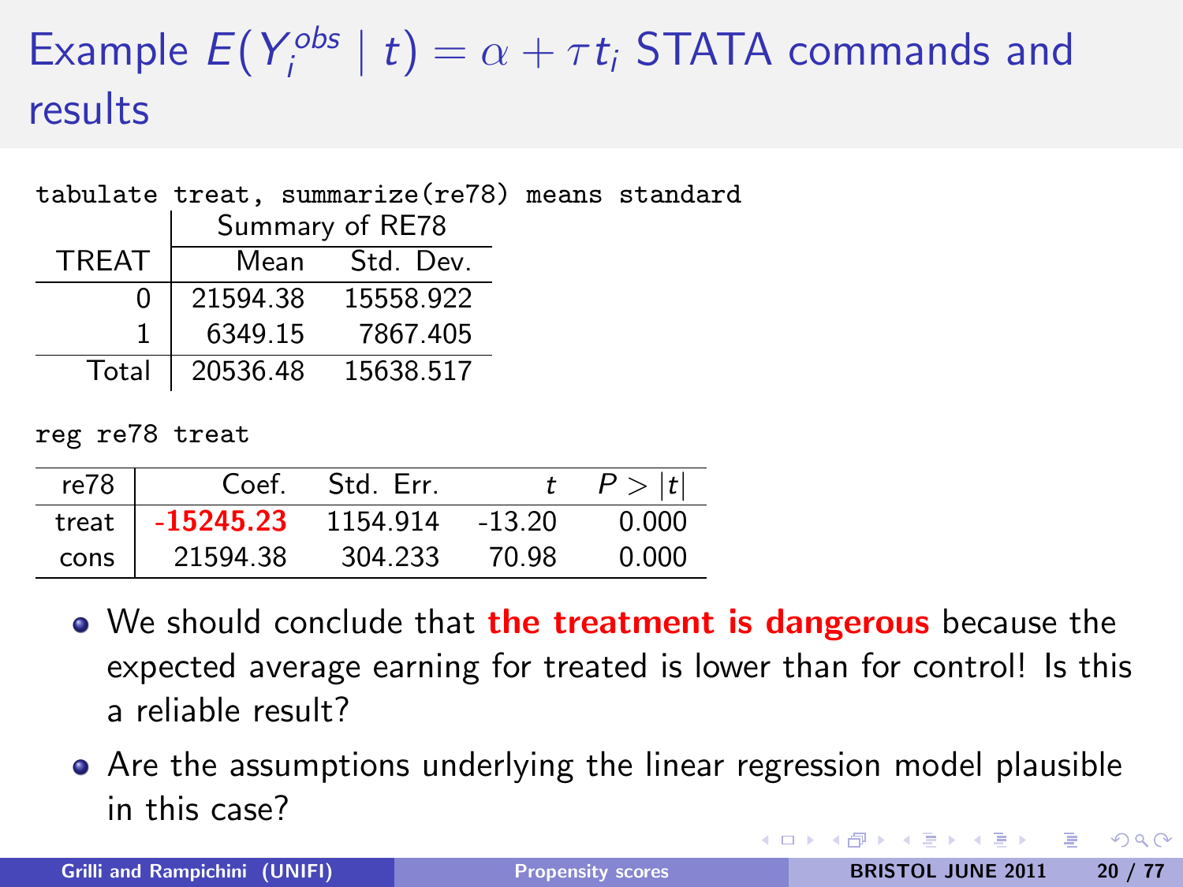# Example $E(Y_i^{obs} \mid t) = \alpha + \tau t_i$ STATA commands and results

```
tabulate treat, summarize(re78) means standard
```

| TREAT | Summary of RE78 Mean | Std. Dev. |
|---|---|---|
| 0 | 21594.38 | 15558.922 |
| 1 | 6349.15 | 7867.405 |
| Total | 20536.48 | 15638.517 |

```
reg re78 treat
```

| re78 | Coef. | Std. Err. | $t$ | $P > \|t\|$ |
|---|---|---|---|---|
| treat | **-15245.23** | 1154.914 | -13.20 | 0.000 |
| cons | 21594.38 | 304.233 | 70.98 | 0.000 |

- We should conclude that **the treatment is dangerous** because the expected average earning for treated is lower than for control! Is this a reliable result?
- Are the assumptions underlying the linear regression model plausible in this case?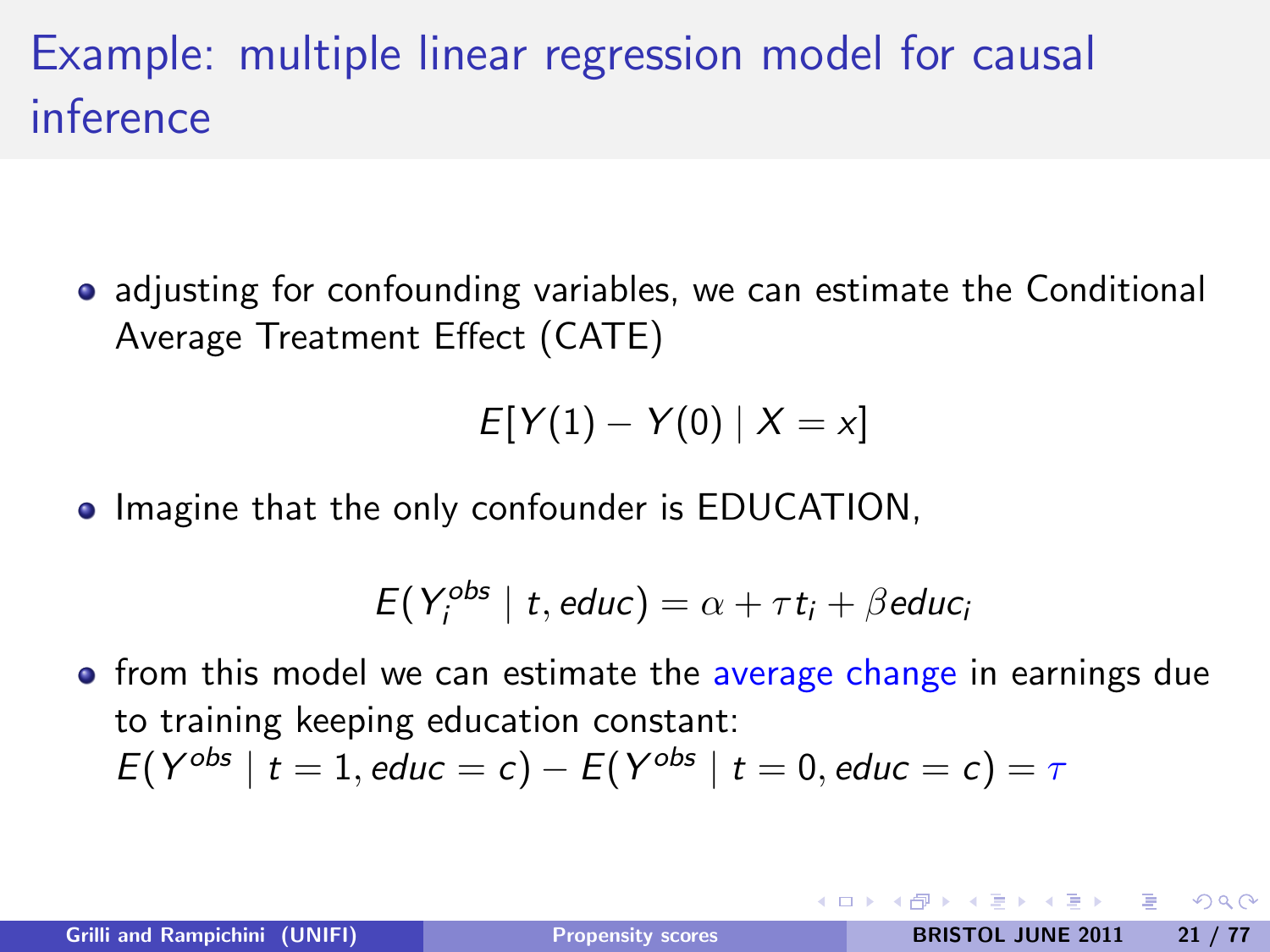# Example: multiple linear regression model for causal inference

- adjusting for confounding variables, we can estimate the Conditional Average Treatment Effect (CATE)

$$E[Y(1) - Y(0) \mid X = x]$$

- Imagine that the only confounder is EDUCATION,

$$E(Y_i^{obs} \mid t, educ) = \alpha + \tau t_i + \beta educ_i$$

- from this model we can estimate the average change in earnings due to training keeping education constant:
  $E(Y^{obs} \mid t = 1, educ = c) - E(Y^{obs} \mid t = 0, educ = c) = \tau$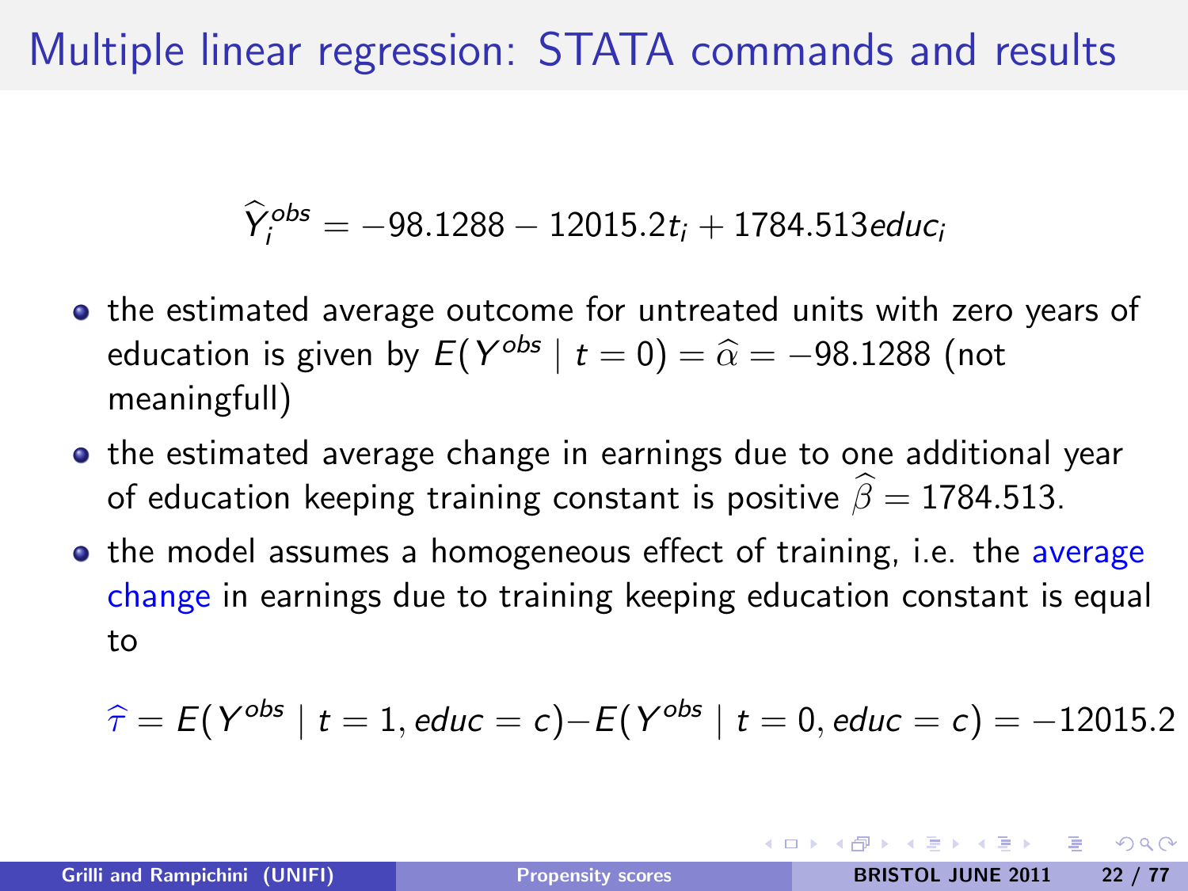# Multiple linear regression: STATA commands and results

$$\widehat{Y}_i^{obs} = -98.1288 - 12015.2 t_i + 1784.513 educ_i$$

- the estimated average outcome for untreated units with zero years of education is given by $E(Y^{obs} \mid t = 0) = \widehat{\alpha} = -98.1288$ (not meaningfull)
- the estimated average change in earnings due to one additional year of education keeping training constant is positive $\widehat{\beta} = 1784.513$.
- the model assumes a homogeneous effect of training, i.e. the average change in earnings due to training keeping education constant is equal to

$$\widehat{\tau} = E(Y^{obs} \mid t = 1, educ = c) - E(Y^{obs} \mid t = 0, educ = c) = -12015.2$$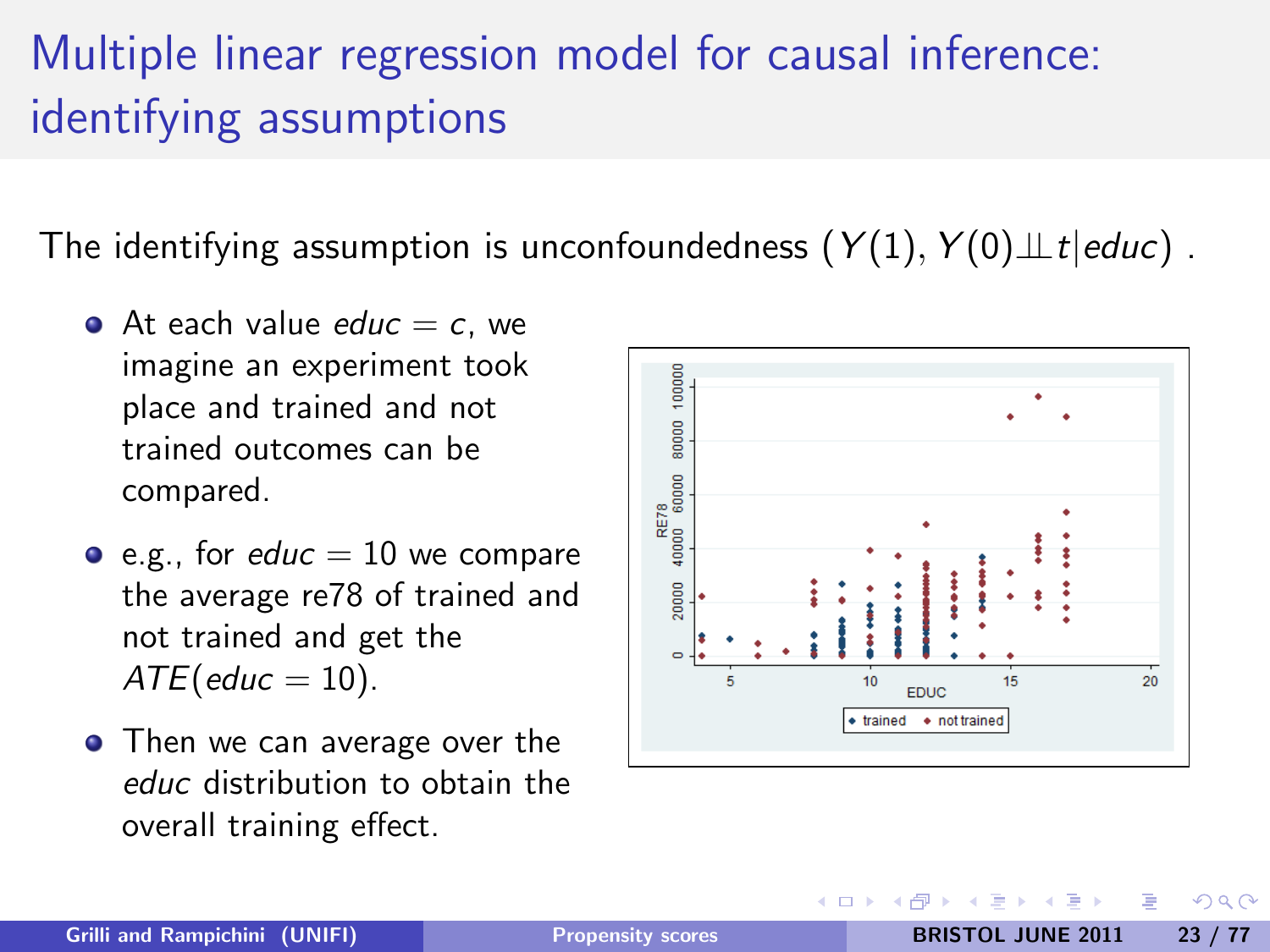# Multiple linear regression model for causal inference: identifying assumptions

The identifying assumption is unconfoundedness $(Y(1), Y(0) \perp\!\!\!\perp t | educ)$ .

- At each value $educ = c$, we imagine an experiment took place and trained and not trained outcomes can be compared.
- e.g., for $educ = 10$ we compare the average re78 of trained and not trained and get the $ATE(educ = 10)$.
- Then we can average over the *educ* distribution to obtain the overall training effect.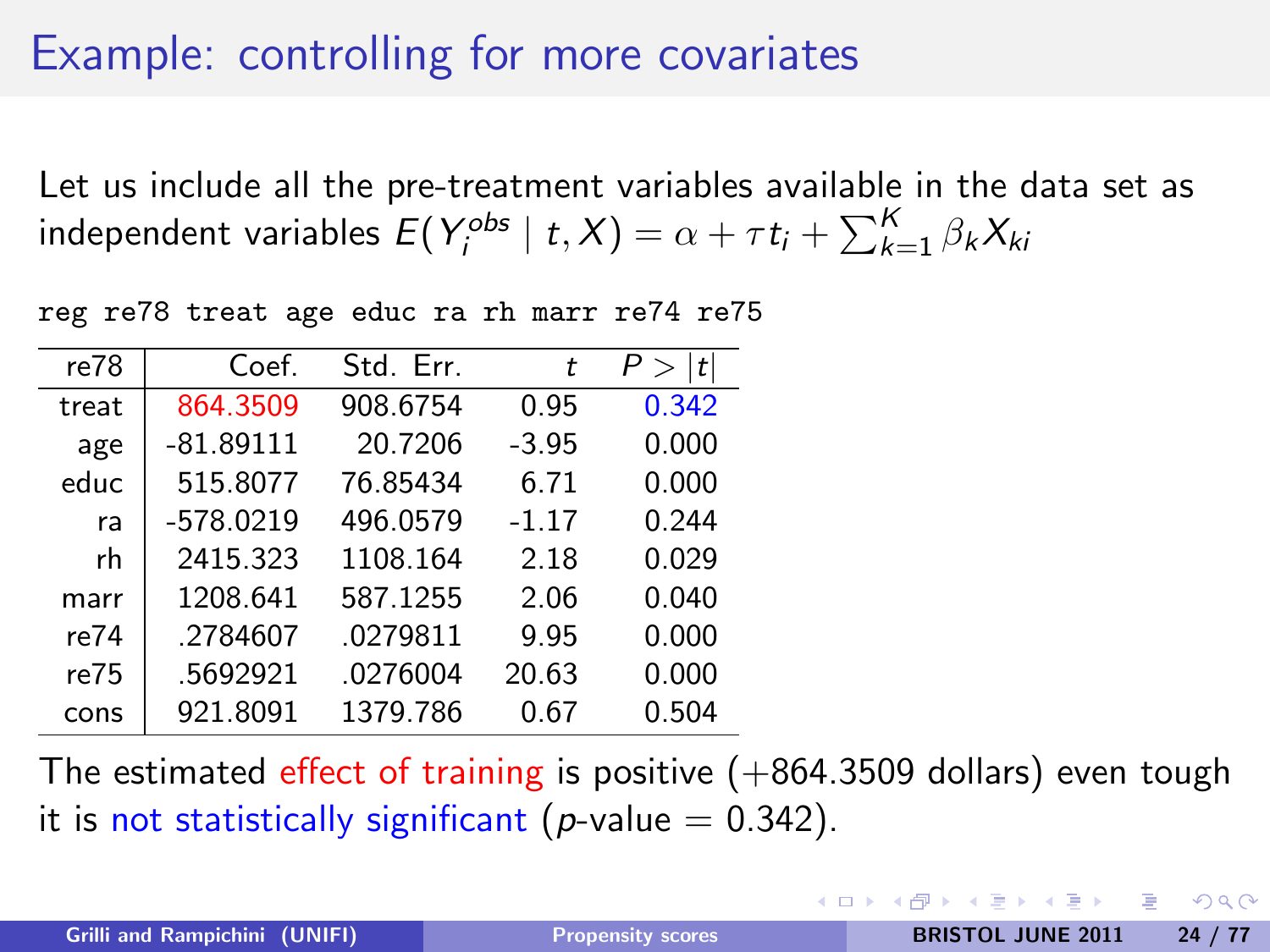# Example: controlling for more covariates

Let us include all the pre-treatment variables available in the data set as independent variables $E(Y_i^{obs} \mid t, X) = \alpha + \tau t_i + \sum_{k=1}^{K} \beta_k X_{ki}$

```
reg re78 treat age educ ra rh marr re74 re75
```

| re78 | Coef. | Std. Err. | $t$ | $P > \|t\|$ |
|---|---|---|---|---|
| treat | 864.3509 | 908.6754 | 0.95 | 0.342 |
| age | -81.89111 | 20.7206 | -3.95 | 0.000 |
| educ | 515.8077 | 76.85434 | 6.71 | 0.000 |
| ra | -578.0219 | 496.0579 | -1.17 | 0.244 |
| rh | 2415.323 | 1108.164 | 2.18 | 0.029 |
| marr | 1208.641 | 587.1255 | 2.06 | 0.040 |
| re74 | .2784607 | .0279811 | 9.95 | 0.000 |
| re75 | .5692921 | .0276004 | 20.63 | 0.000 |
| cons | 921.8091 | 1379.786 | 0.67 | 0.504 |

The estimated effect of training is positive (+864.3509 dollars) even tough it is not statistically significant ($p$-value = 0.342).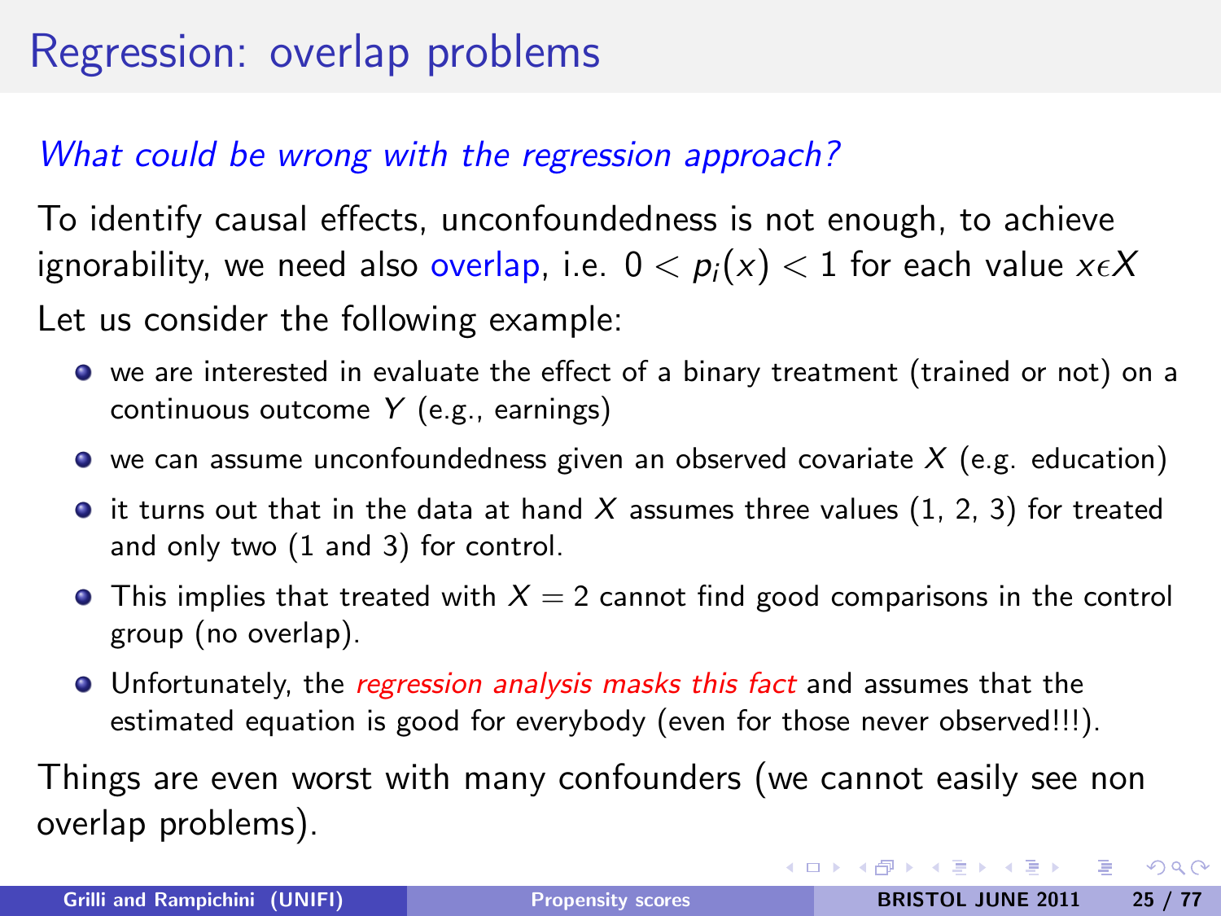# Regression: overlap problems

*What could be wrong with the regression approach?*

To identify causal effects, unconfoundedness is not enough, to achieve ignorability, we need also overlap, i.e. $0 < p_i(x) < 1$ for each value $x \epsilon X$

Let us consider the following example:

- we are interested in evaluate the effect of a binary treatment (trained or not) on a continuous outcome $Y$ (e.g., earnings)
- we can assume unconfoundedness given an observed covariate $X$ (e.g. education)
- it turns out that in the data at hand $X$ assumes three values (1, 2, 3) for treated and only two (1 and 3) for control.
- This implies that treated with $X = 2$ cannot find good comparisons in the control group (no overlap).
- Unfortunately, the *regression analysis masks this fact* and assumes that the estimated equation is good for everybody (even for those never observed!!!).

Things are even worst with many confounders (we cannot easily see non overlap problems).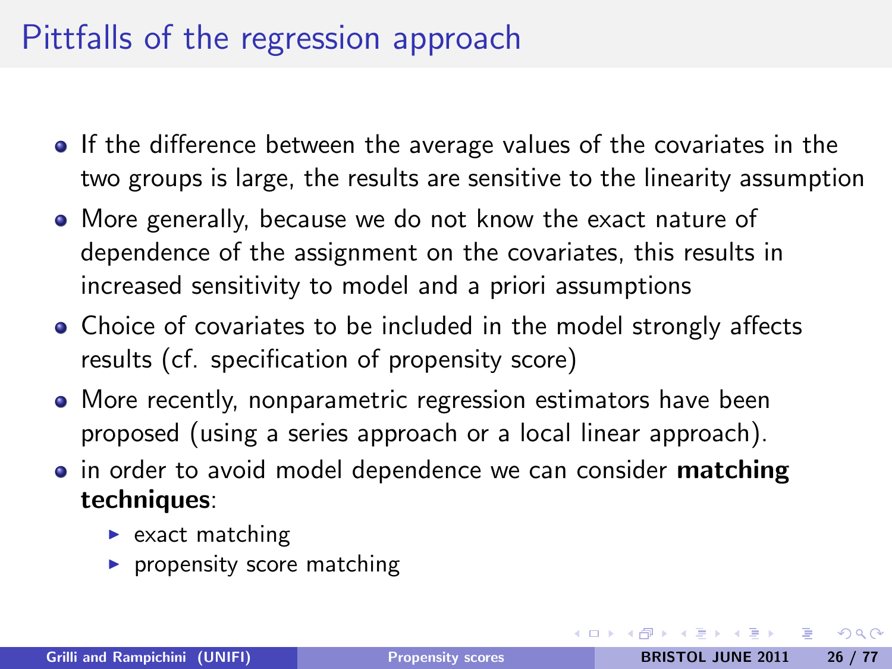# Pittfalls of the regression approach

- If the difference between the average values of the covariates in the two groups is large, the results are sensitive to the linearity assumption
- More generally, because we do not know the exact nature of dependence of the assignment on the covariates, this results in increased sensitivity to model and a priori assumptions
- Choice of covariates to be included in the model strongly affects results (cf. specification of propensity score)
- More recently, nonparametric regression estimators have been proposed (using a series approach or a local linear approach).
- in order to avoid model dependence we can consider **matching techniques**:
  - exact matching
  - propensity score matching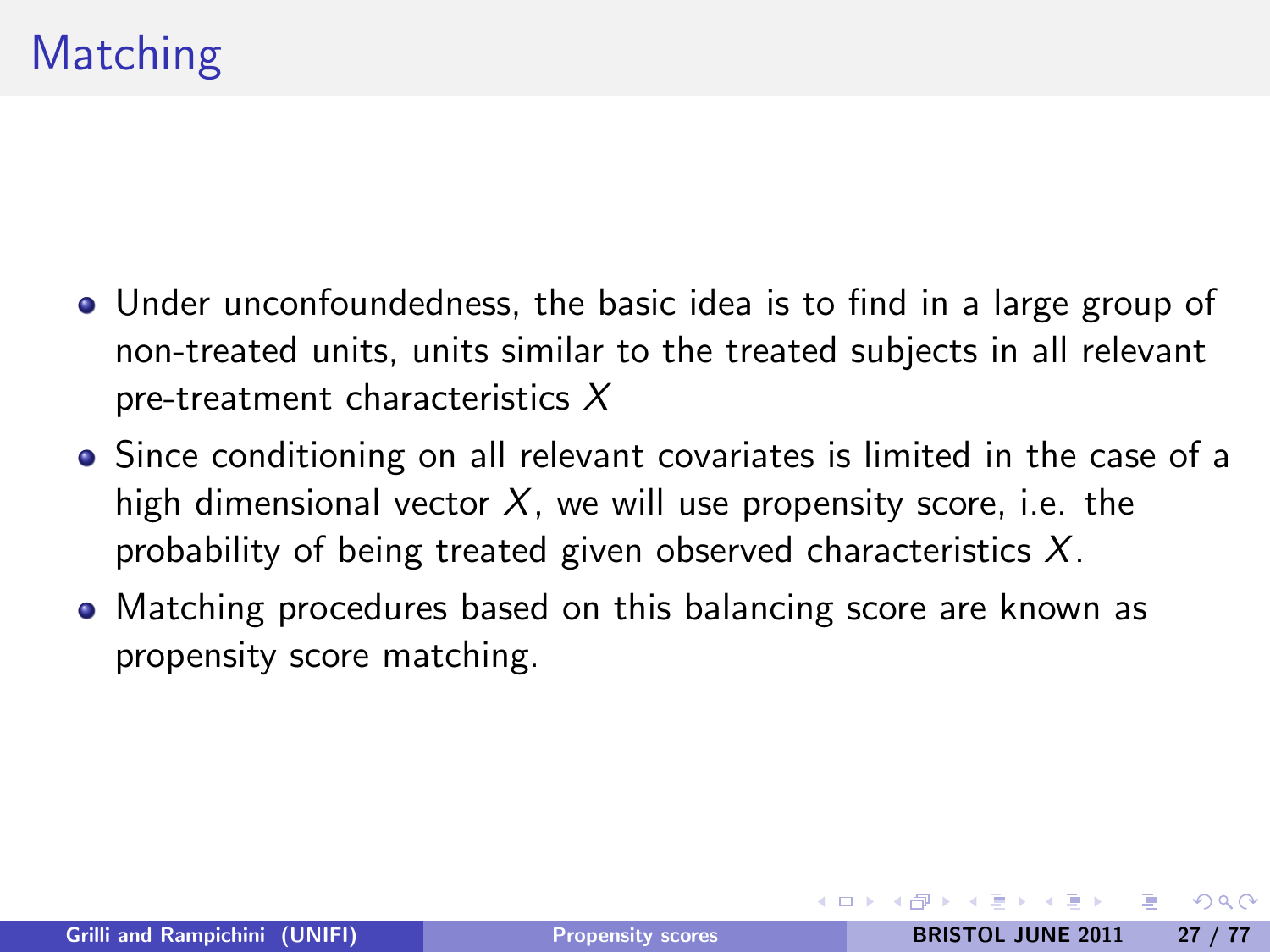# Matching

- Under unconfoundedness, the basic idea is to find in a large group of non-treated units, units similar to the treated subjects in all relevant pre-treatment characteristics $X$
- Since conditioning on all relevant covariates is limited in the case of a high dimensional vector $X$, we will use propensity score, i.e. the probability of being treated given observed characteristics $X$.
- Matching procedures based on this balancing score are known as propensity score matching.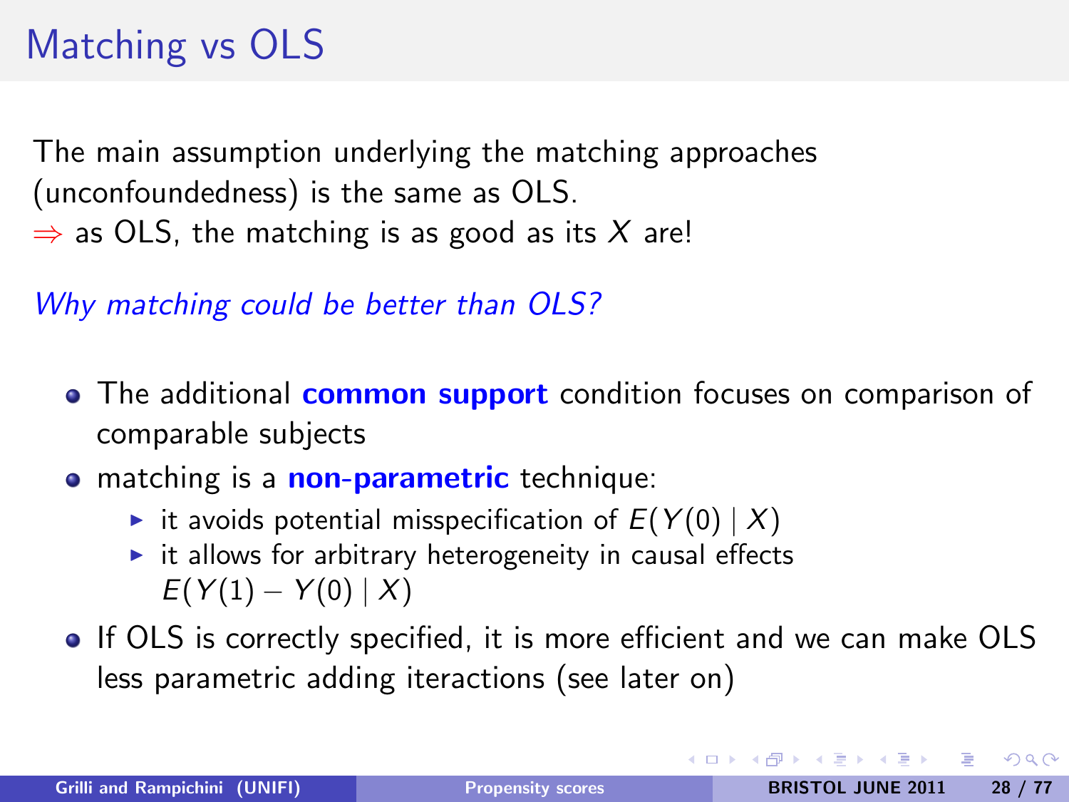# Matching vs OLS

The main assumption underlying the matching approaches (unconfoundedness) is the same as OLS.
$\Rightarrow$ as OLS, the matching is as good as its $X$ are!

*Why matching could be better than OLS?*

- The additional **common support** condition focuses on comparison of comparable subjects
- matching is a **non-parametric** technique:
  - it avoids potential misspecification of $E(Y(0) \mid X)$
  - it allows for arbitrary heterogeneity in causal effects $E(Y(1) - Y(0) \mid X)$
- If OLS is correctly specified, it is more efficient and we can make OLS less parametric adding iteractions (see later on)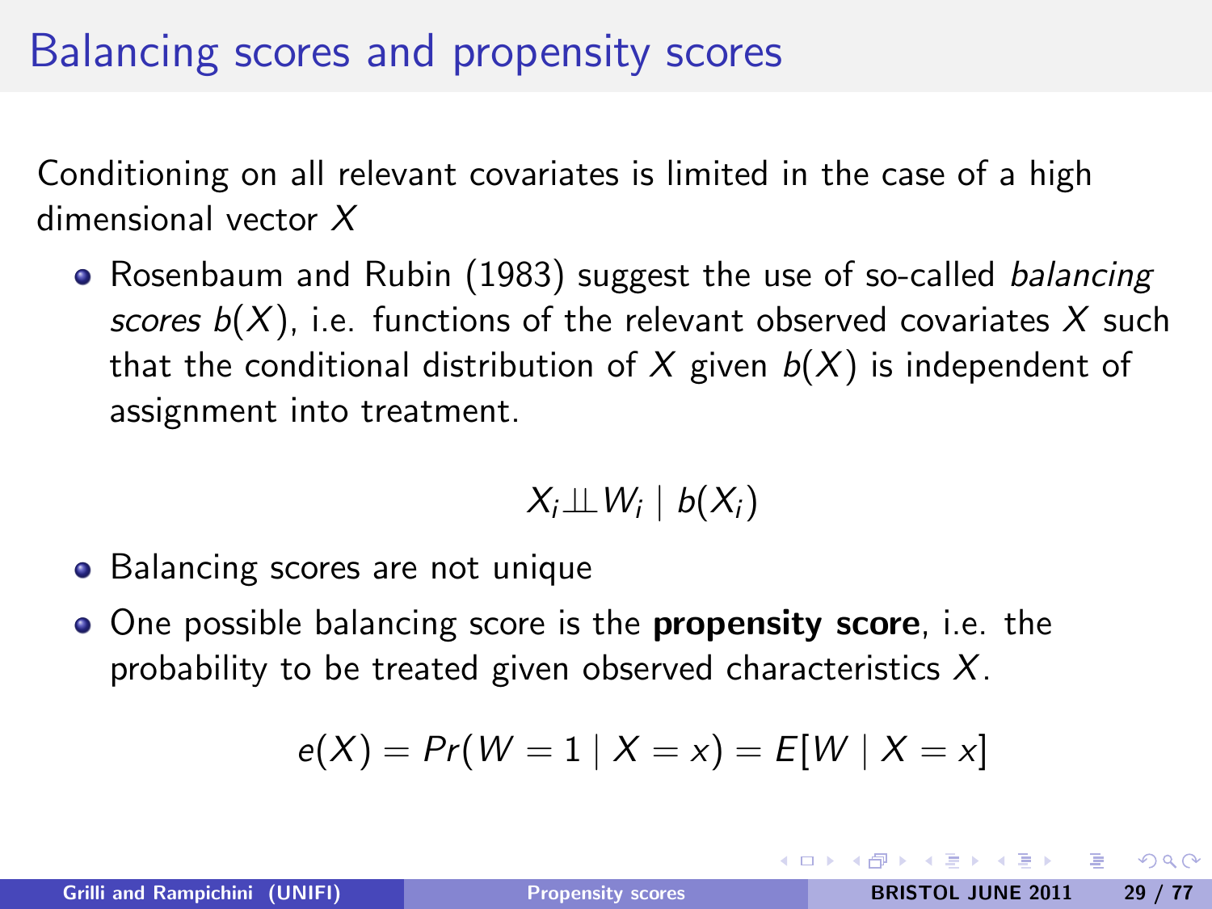# Balancing scores and propensity scores

Conditioning on all relevant covariates is limited in the case of a high dimensional vector $X$

- Rosenbaum and Rubin (1983) suggest the use of so-called *balancing scores* $b(X)$, i.e. functions of the relevant observed covariates $X$ such that the conditional distribution of $X$ given $b(X)$ is independent of assignment into treatment.

$$X_i \perp\!\!\!\perp W_i \mid b(X_i)$$

- Balancing scores are not unique
- One possible balancing score is the **propensity score**, i.e. the probability to be treated given observed characteristics $X$.

$$e(X) = Pr(W = 1 \mid X = x) = E[W \mid X = x]$$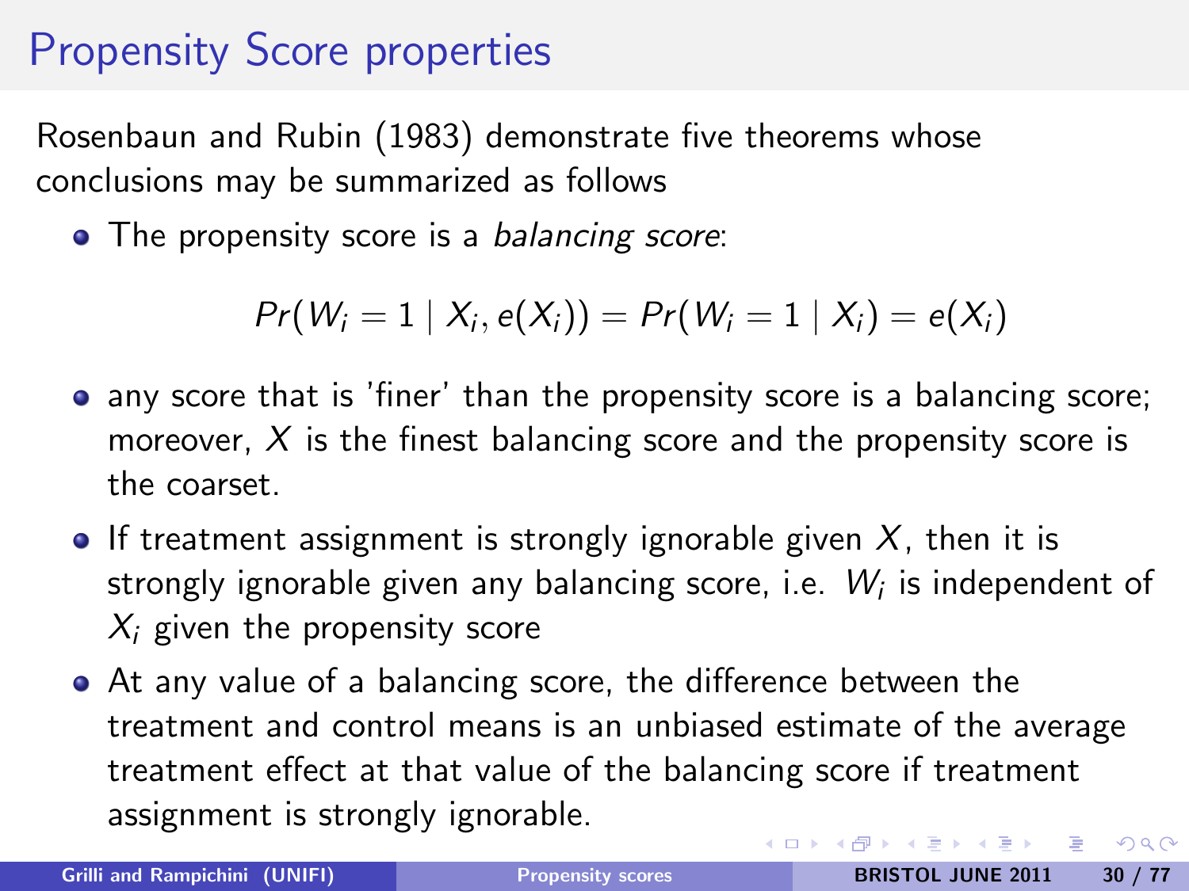# Propensity Score properties

Rosenbaun and Rubin (1983) demonstrate five theorems whose conclusions may be summarized as follows

- The propensity score is a *balancing score*:

$$Pr(W_i = 1 \mid X_i, e(X_i)) = Pr(W_i = 1 \mid X_i) = e(X_i)$$

- any score that is 'finer' than the propensity score is a balancing score; moreover, $X$ is the finest balancing score and the propensity score is the coarset.
- If treatment assignment is strongly ignorable given $X$, then it is strongly ignorable given any balancing score, i.e. $W_i$ is independent of $X_i$ given the propensity score
- At any value of a balancing score, the difference between the treatment and control means is an unbiased estimate of the average treatment effect at that value of the balancing score if treatment assignment is strongly ignorable.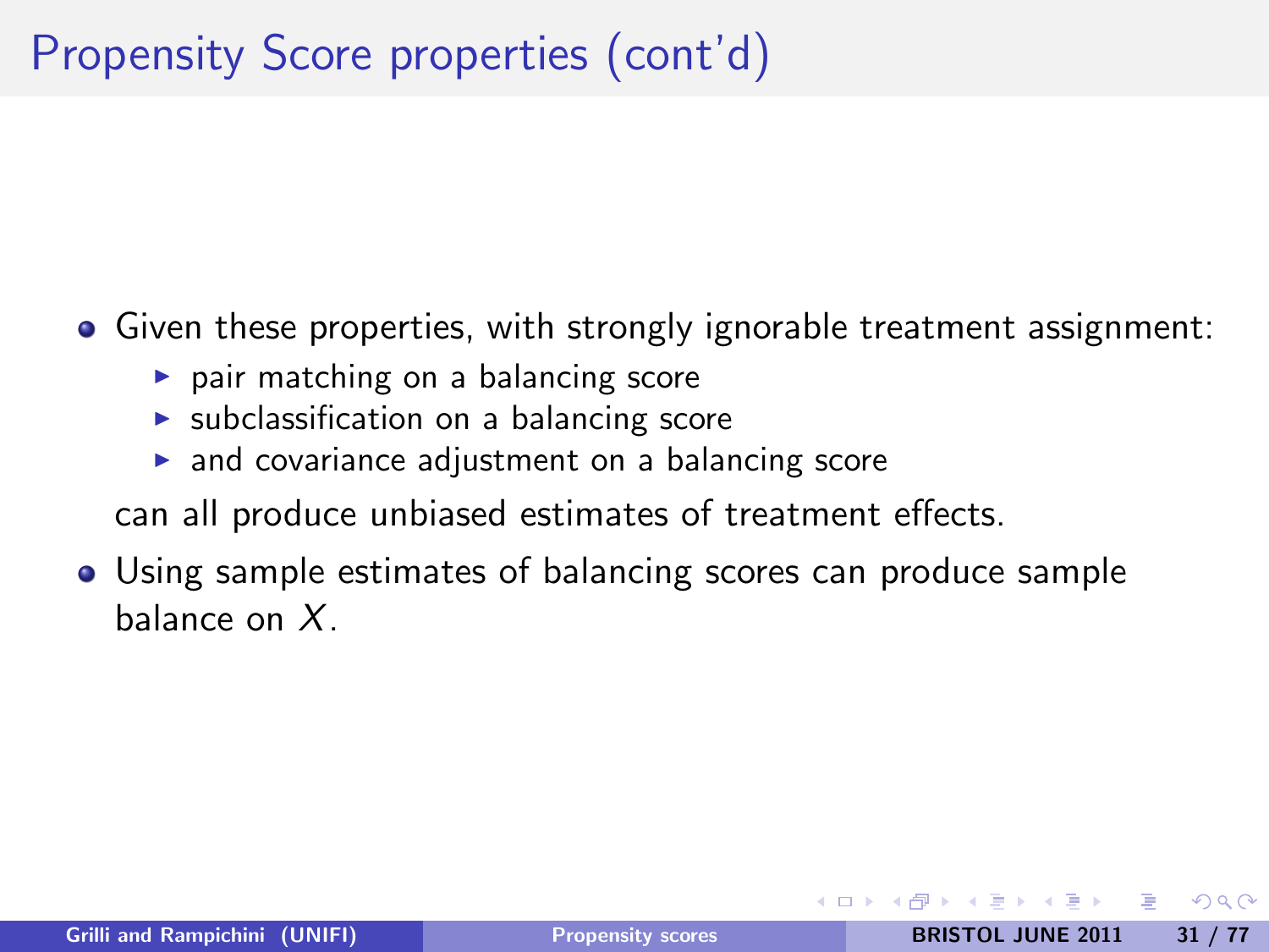# Propensity Score properties (cont'd)

- Given these properties, with strongly ignorable treatment assignment:
  - pair matching on a balancing score
  - subclassification on a balancing score
  - and covariance adjustment on a balancing score

  can all produce unbiased estimates of treatment effects.
- Using sample estimates of balancing scores can produce sample balance on $X$.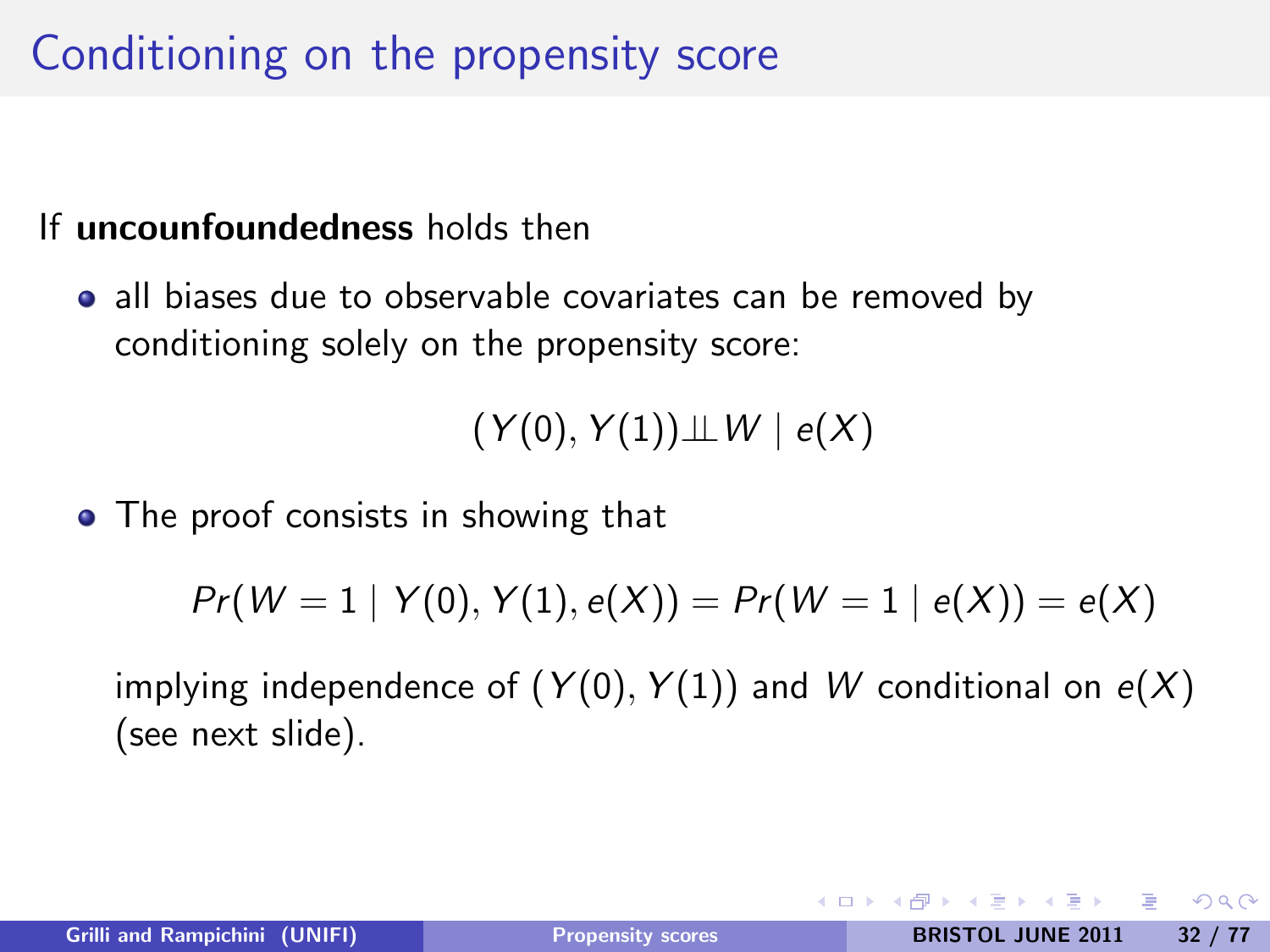# Conditioning on the propensity score

If **uncounfoundedness** holds then

- all biases due to observable covariates can be removed by conditioning solely on the propensity score:

$$(Y(0), Y(1)) \perp\!\!\!\perp W \mid e(X)$$

- The proof consists in showing that

$$Pr(W = 1 \mid Y(0), Y(1), e(X)) = Pr(W = 1 \mid e(X)) = e(X)$$

  implying independence of $(Y(0), Y(1))$ and $W$ conditional on $e(X)$ (see next slide).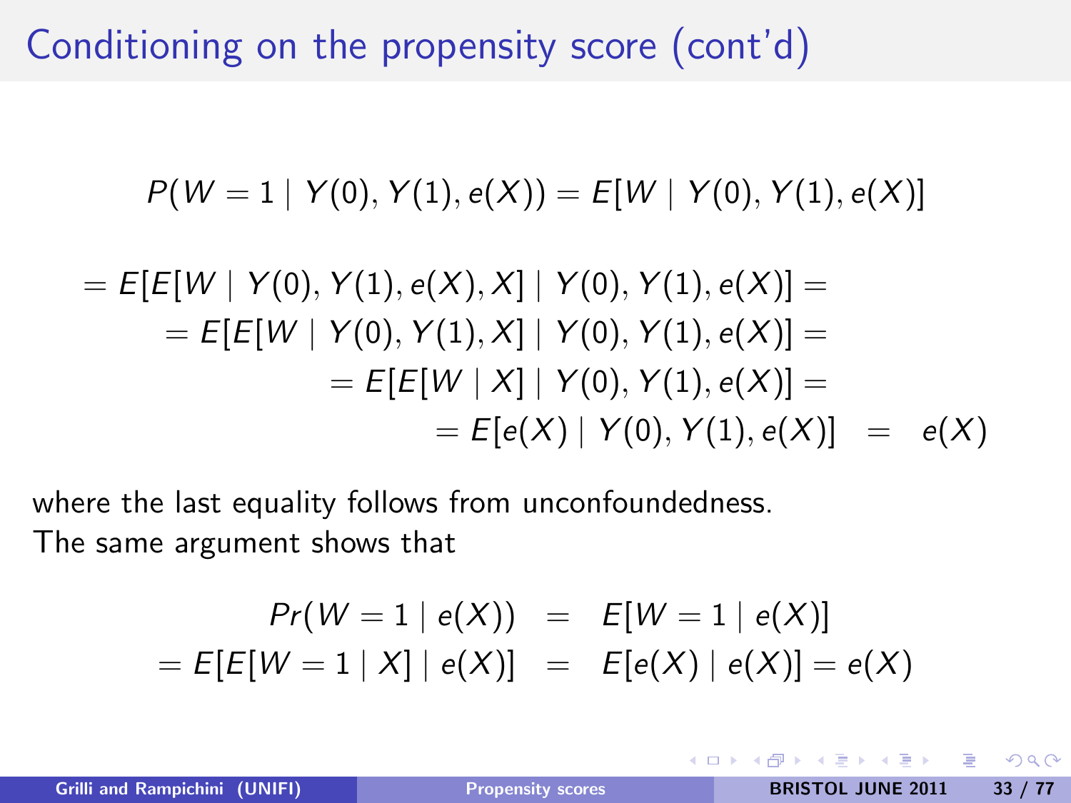# Conditioning on the propensity score (cont'd)

$$P(W = 1 \mid Y(0), Y(1), e(X)) = E[W \mid Y(0), Y(1), e(X)]$$

$$
\begin{aligned}
&= E[E[W \mid Y(0), Y(1), e(X), X] \mid Y(0), Y(1), e(X)] = \\
&= E[E[W \mid Y(0), Y(1), X] \mid Y(0), Y(1), e(X)] = \\
&= E[E[W \mid X] \mid Y(0), Y(1), e(X)] = \\
&= E[e(X) \mid Y(0), Y(1), e(X)] \;\; = \;\; e(X)
\end{aligned}
$$

where the last equality follows from unconfoundedness.
The same argument shows that

$$
\begin{aligned}
Pr(W = 1 \mid e(X)) &= E[W = 1 \mid e(X)] \\
= E[E[W = 1 \mid X] \mid e(X)] &= E[e(X) \mid e(X)] = e(X)
\end{aligned}
$$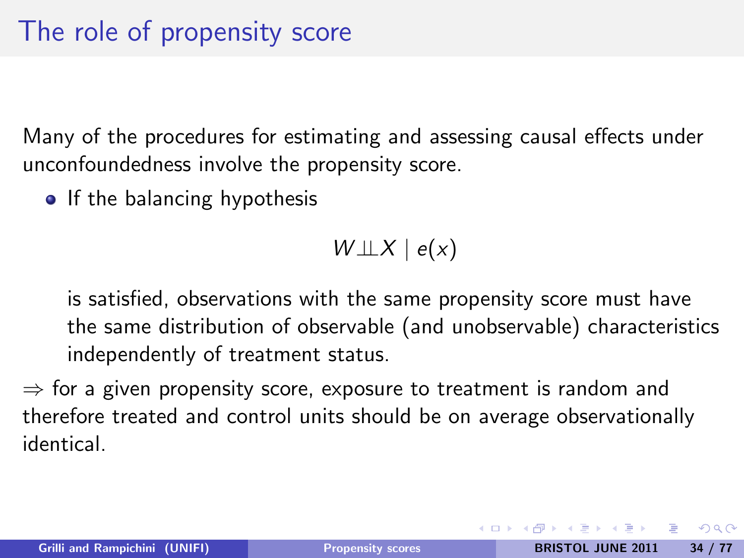# The role of propensity score

Many of the procedures for estimating and assessing causal effects under unconfoundedness involve the propensity score.

- If the balancing hypothesis

$$W \perp\!\!\!\perp X \mid e(x)$$

  is satisfied, observations with the same propensity score must have the same distribution of observable (and unobservable) characteristics independently of treatment status.

$\Rightarrow$ for a given propensity score, exposure to treatment is random and therefore treated and control units should be on average observationally identical.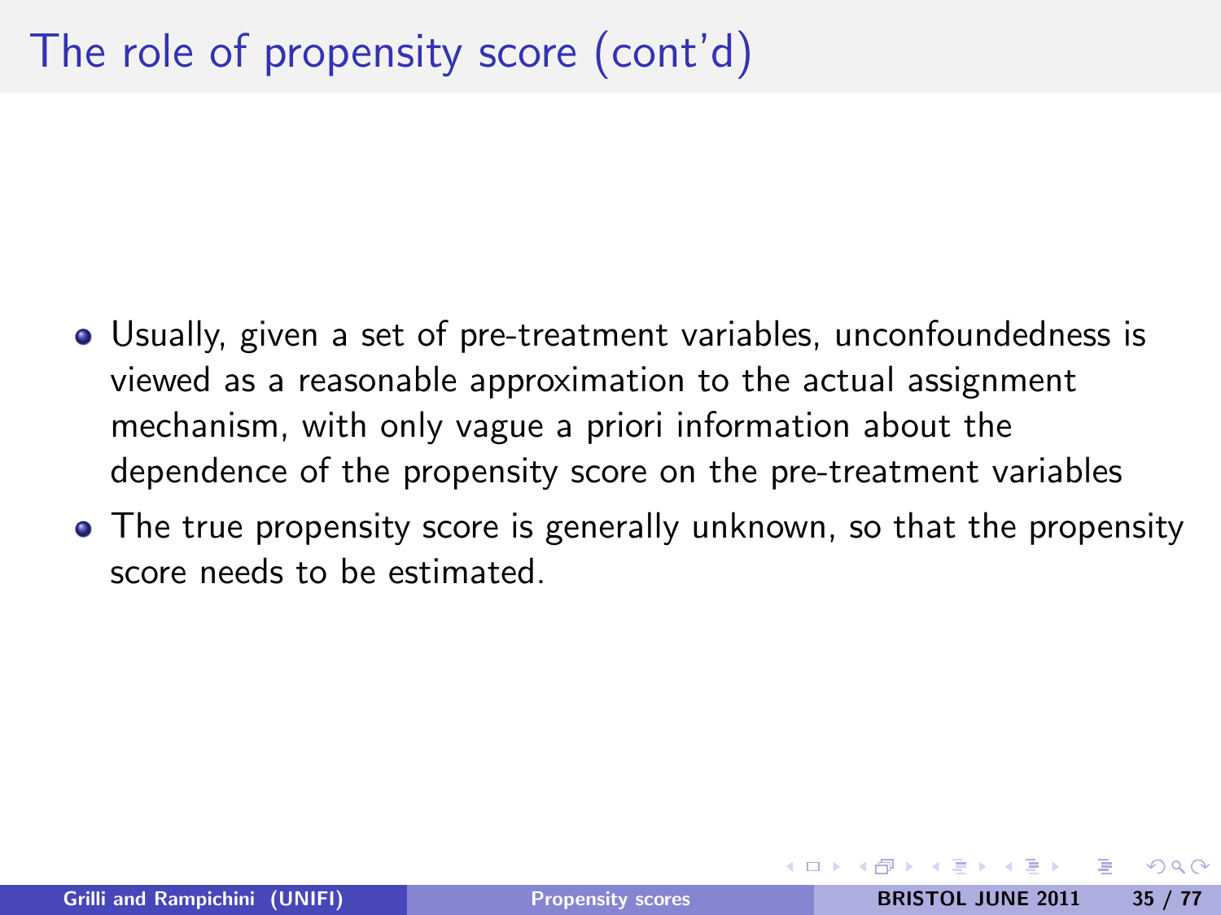# The role of propensity score (cont'd)

- Usually, given a set of pre-treatment variables, unconfoundedness is viewed as a reasonable approximation to the actual assignment mechanism, with only vague a priori information about the dependence of the propensity score on the pre-treatment variables
- The true propensity score is generally unknown, so that the propensity score needs to be estimated.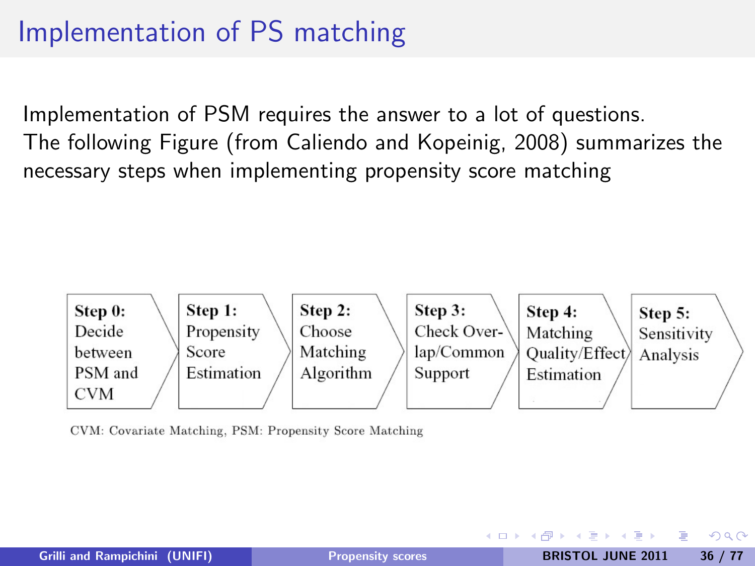# Implementation of PS matching

Implementation of PSM requires the answer to a lot of questions.
The following Figure (from Caliendo and Kopeinig, 2008) summarizes the necessary steps when implementing propensity score matching

**Step 0:** Decide between PSM and CVM → **Step 1:** Propensity Score Estimation → **Step 2:** Choose Matching Algorithm → **Step 3:** Check Overlap/Common Support → **Step 4:** Matching Quality/Effect Estimation → **Step 5:** Sensitivity Analysis

CVM: Covariate Matching, PSM: Propensity Score Matching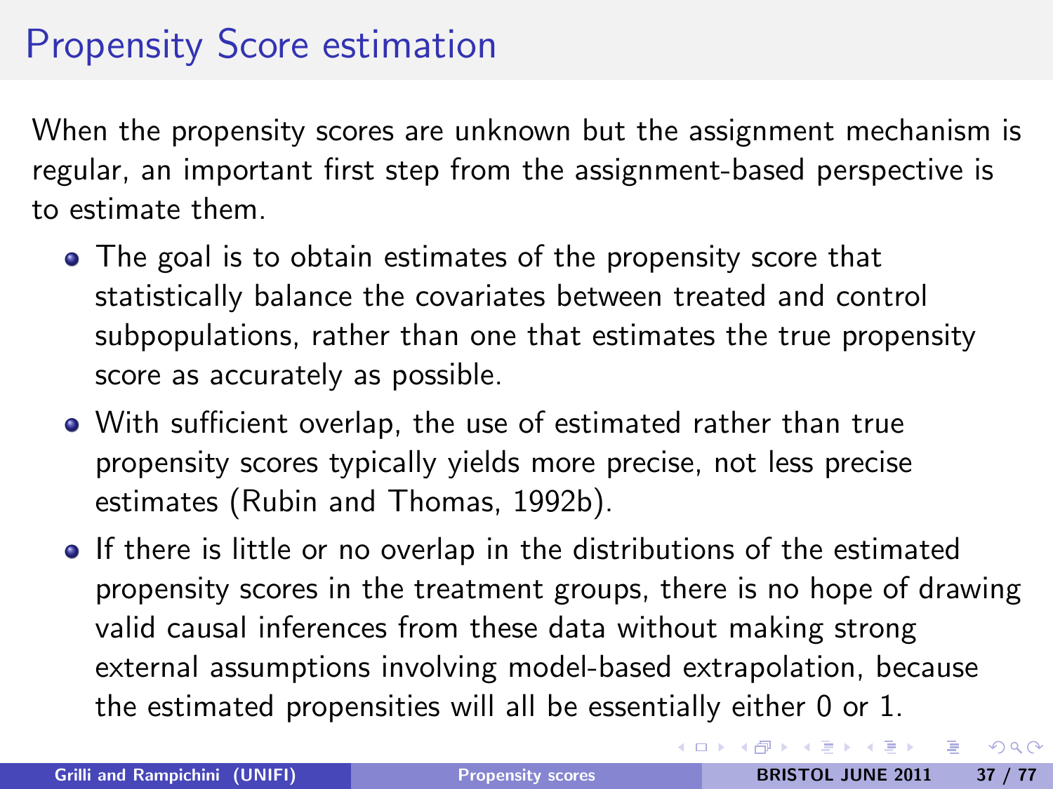# Propensity Score estimation

When the propensity scores are unknown but the assignment mechanism is regular, an important first step from the assignment-based perspective is to estimate them.

- The goal is to obtain estimates of the propensity score that statistically balance the covariates between treated and control subpopulations, rather than one that estimates the true propensity score as accurately as possible.
- With sufficient overlap, the use of estimated rather than true propensity scores typically yields more precise, not less precise estimates (Rubin and Thomas, 1992b).
- If there is little or no overlap in the distributions of the estimated propensity scores in the treatment groups, there is no hope of drawing valid causal inferences from these data without making strong external assumptions involving model-based extrapolation, because the estimated propensities will all be essentially either 0 or 1.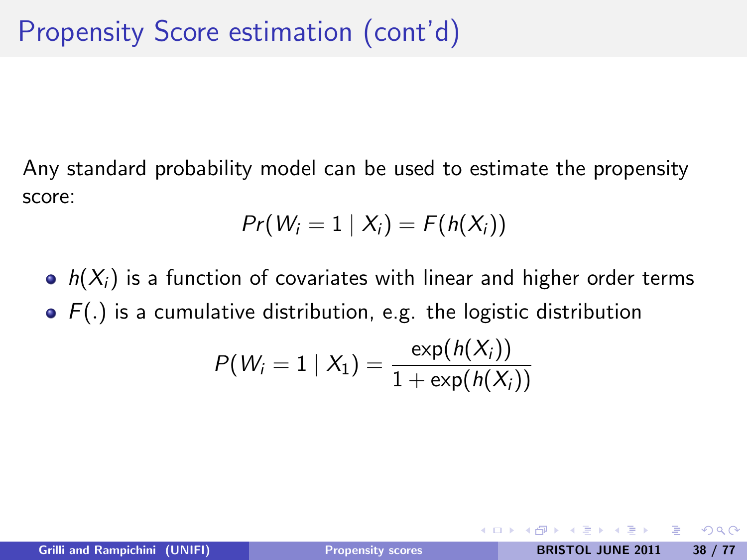# Propensity Score estimation (cont'd)

Any standard probability model can be used to estimate the propensity score:

$$Pr(W_i = 1 \mid X_i) = F(h(X_i))$$

- $h(X_i)$ is a function of covariates with linear and higher order terms
- $F(.)$ is a cumulative distribution, e.g. the logistic distribution

$$P(W_i = 1 \mid X_1) = \frac{\exp(h(X_i))}{1 + \exp(h(X_i))}$$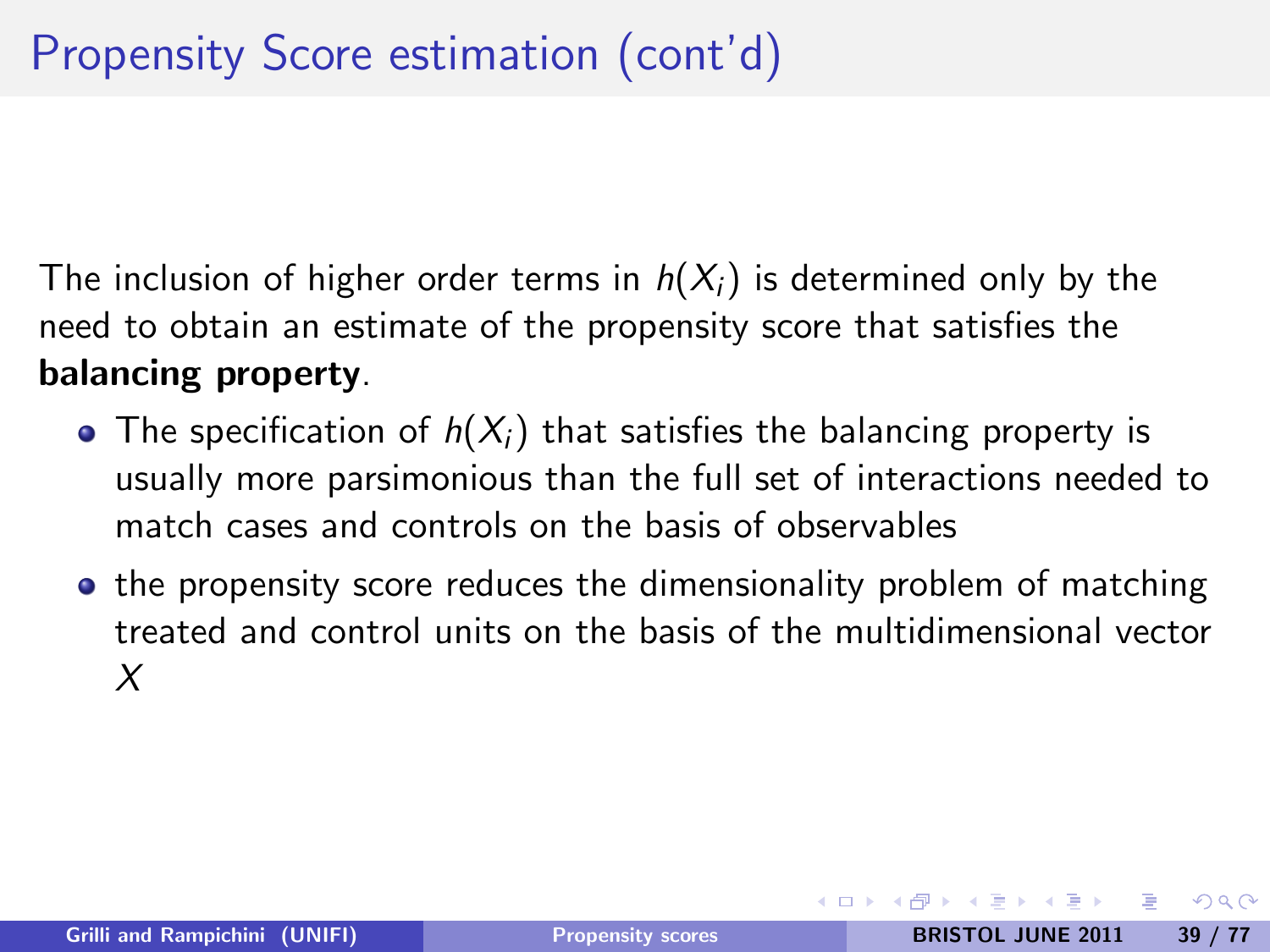# Propensity Score estimation (cont'd)

The inclusion of higher order terms in $h(X_i)$ is determined only by the need to obtain an estimate of the propensity score that satisfies the **balancing property**.

- The specification of $h(X_i)$ that satisfies the balancing property is usually more parsimonious than the full set of interactions needed to match cases and controls on the basis of observables
- the propensity score reduces the dimensionality problem of matching treated and control units on the basis of the multidimensional vector $X$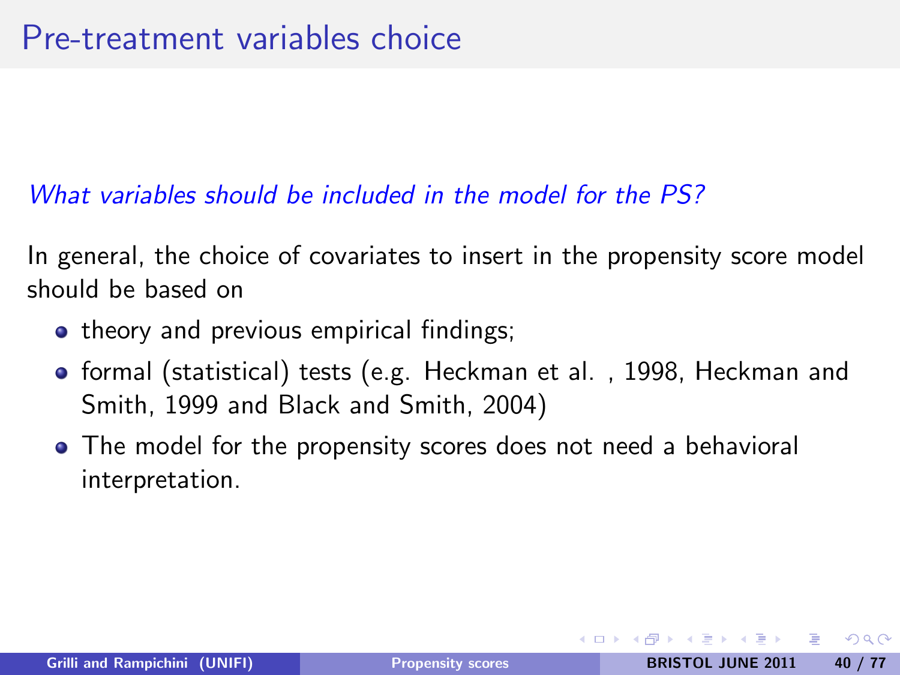# Pre-treatment variables choice

*What variables should be included in the model for the PS?*

In general, the choice of covariates to insert in the propensity score model should be based on

- theory and previous empirical findings;
- formal (statistical) tests (e.g. Heckman et al. , 1998, Heckman and Smith, 1999 and Black and Smith, 2004)
- The model for the propensity scores does not need a behavioral interpretation.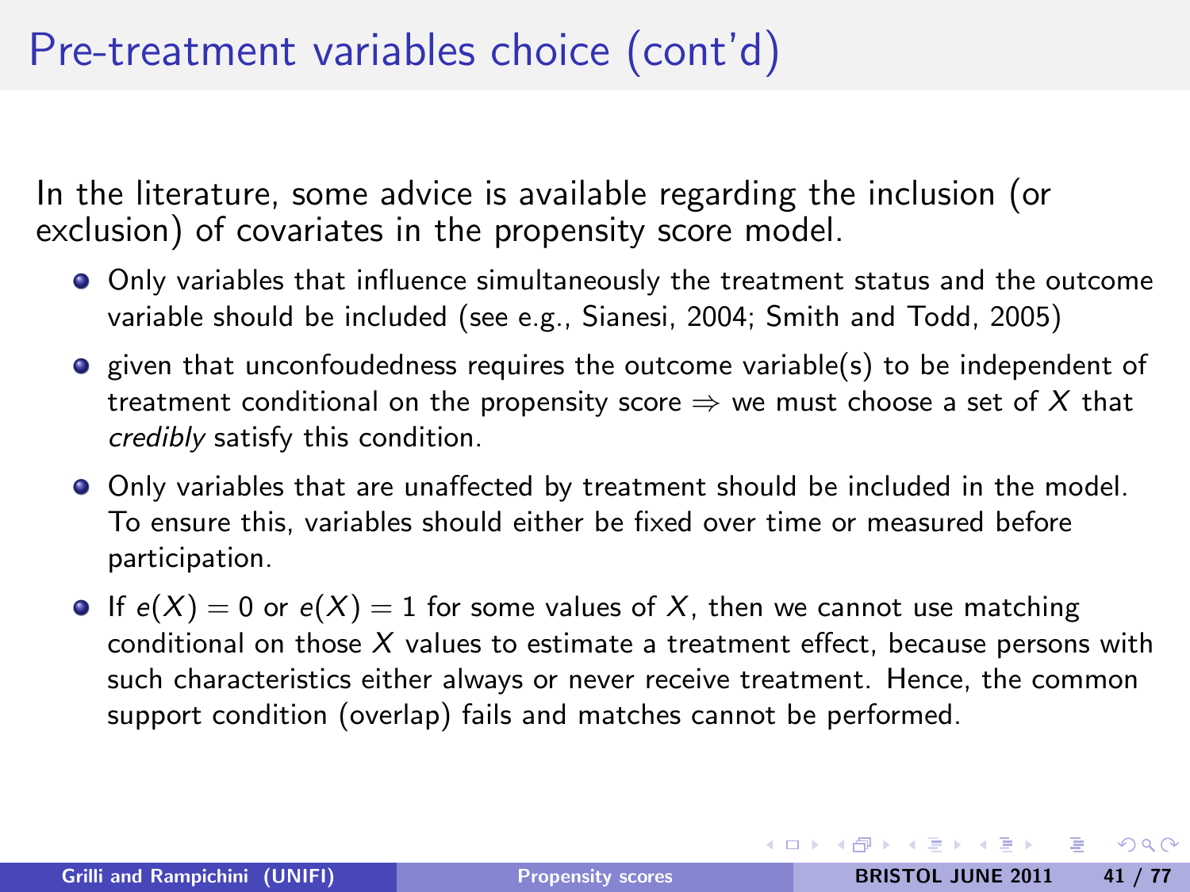# Pre-treatment variables choice (cont'd)

In the literature, some advice is available regarding the inclusion (or exclusion) of covariates in the propensity score model.

- Only variables that influence simultaneously the treatment status and the outcome variable should be included (see e.g., Sianesi, 2004; Smith and Todd, 2005)
- given that unconfoudedness requires the outcome variable(s) to be independent of treatment conditional on the propensity score $\Rightarrow$ we must choose a set of $X$ that *credibly* satisfy this condition.
- Only variables that are unaffected by treatment should be included in the model. To ensure this, variables should either be fixed over time or measured before participation.
- If $e(X) = 0$ or $e(X) = 1$ for some values of $X$, then we cannot use matching conditional on those $X$ values to estimate a treatment effect, because persons with such characteristics either always or never receive treatment. Hence, the common support condition (overlap) fails and matches cannot be performed.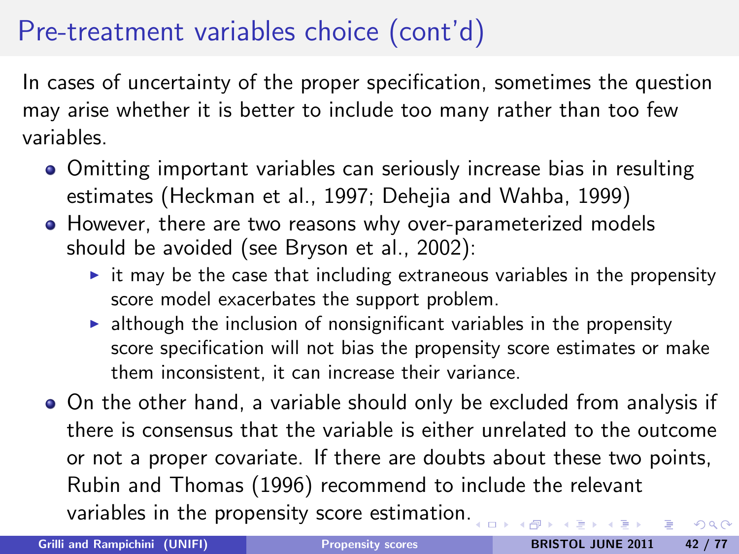# Pre-treatment variables choice (cont'd)

In cases of uncertainty of the proper specification, sometimes the question may arise whether it is better to include too many rather than too few variables.

- Omitting important variables can seriously increase bias in resulting estimates (Heckman et al., 1997; Dehejia and Wahba, 1999)
- However, there are two reasons why over-parameterized models should be avoided (see Bryson et al., 2002):
  - it may be the case that including extraneous variables in the propensity score model exacerbates the support problem.
  - although the inclusion of nonsignificant variables in the propensity score specification will not bias the propensity score estimates or make them inconsistent, it can increase their variance.
- On the other hand, a variable should only be excluded from analysis if there is consensus that the variable is either unrelated to the outcome or not a proper covariate. If there are doubts about these two points, Rubin and Thomas (1996) recommend to include the relevant variables in the propensity score estimation.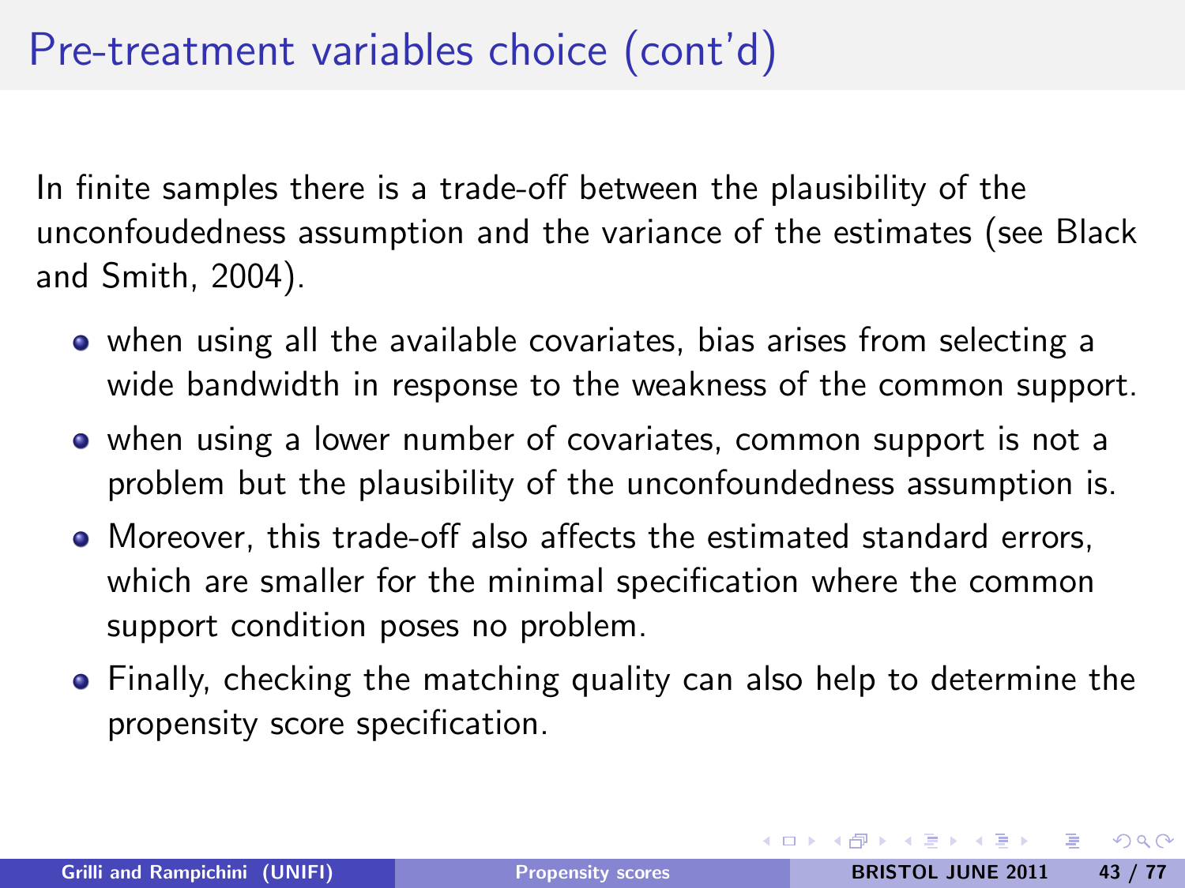# Pre-treatment variables choice (cont'd)

In finite samples there is a trade-off between the plausibility of the unconfoudedness assumption and the variance of the estimates (see Black and Smith, 2004).

- when using all the available covariates, bias arises from selecting a wide bandwidth in response to the weakness of the common support.
- when using a lower number of covariates, common support is not a problem but the plausibility of the unconfoundedness assumption is.
- Moreover, this trade-off also affects the estimated standard errors, which are smaller for the minimal specification where the common support condition poses no problem.
- Finally, checking the matching quality can also help to determine the propensity score specification.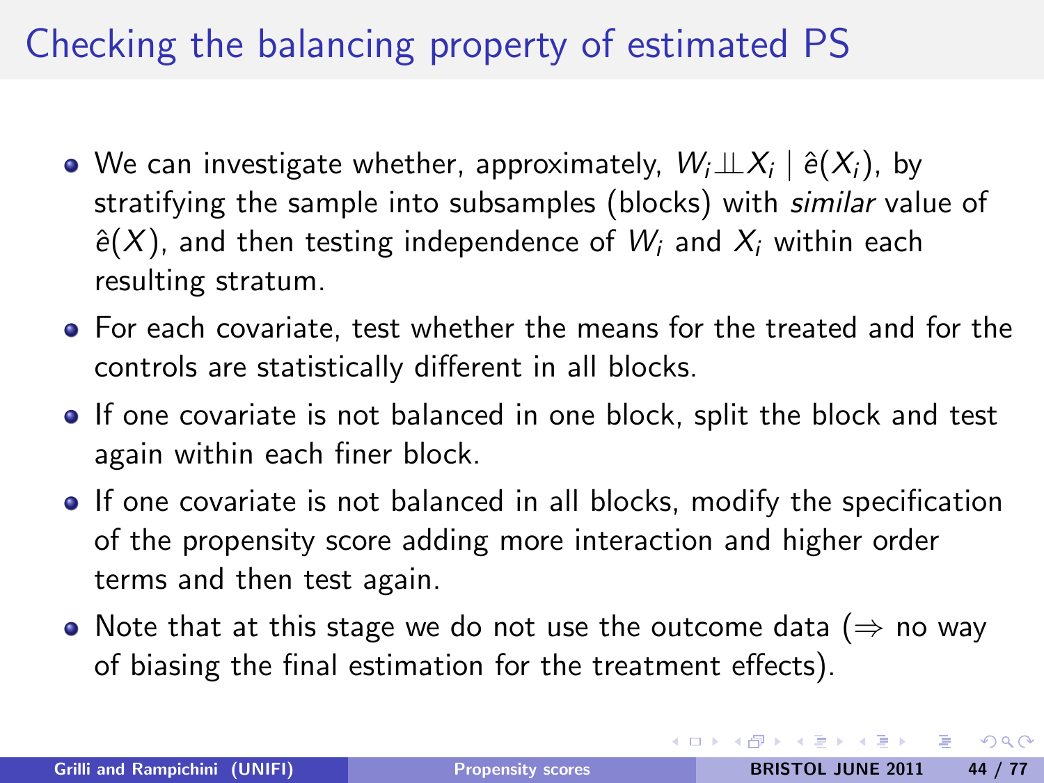# Checking the balancing property of estimated PS

- We can investigate whether, approximately, $W_i \perp\!\!\!\perp X_i \mid \hat{e}(X_i)$, by stratifying the sample into subsamples (blocks) with *similar* value of $\hat{e}(X)$, and then testing independence of $W_i$ and $X_i$ within each resulting stratum.
- For each covariate, test whether the means for the treated and for the controls are statistically different in all blocks.
- If one covariate is not balanced in one block, split the block and test again within each finer block.
- If one covariate is not balanced in all blocks, modify the specification of the propensity score adding more interaction and higher order terms and then test again.
- Note that at this stage we do not use the outcome data ($\Rightarrow$ no way of biasing the final estimation for the treatment effects).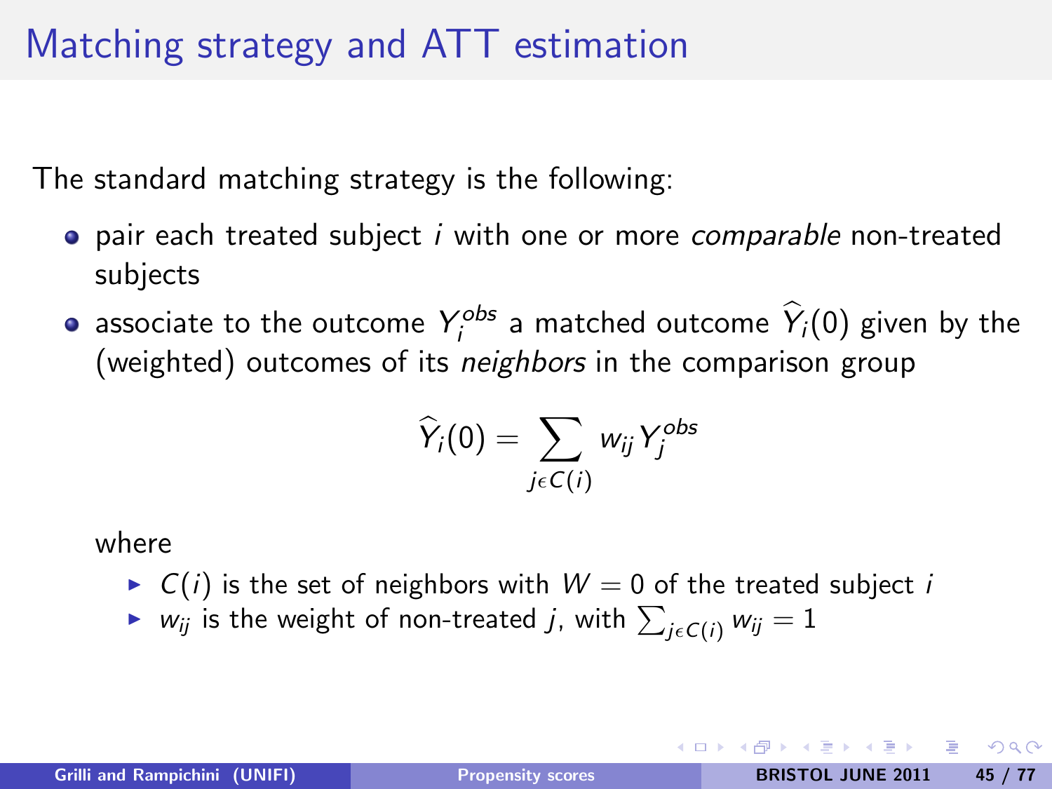# Matching strategy and ATT estimation

The standard matching strategy is the following:

- pair each treated subject $i$ with one or more *comparable* non-treated subjects
- associate to the outcome $Y_i^{obs}$ a matched outcome $\widehat{Y}_i(0)$ given by the (weighted) outcomes of its *neighbors* in the comparison group

$$\widehat{Y}_i(0) = \sum_{j \epsilon C(i)} w_{ij} Y_j^{obs}$$

where

- $C(i)$ is the set of neighbors with $W = 0$ of the treated subject $i$
- $w_{ij}$ is the weight of non-treated $j$, with $\sum_{j \epsilon C(i)} w_{ij} = 1$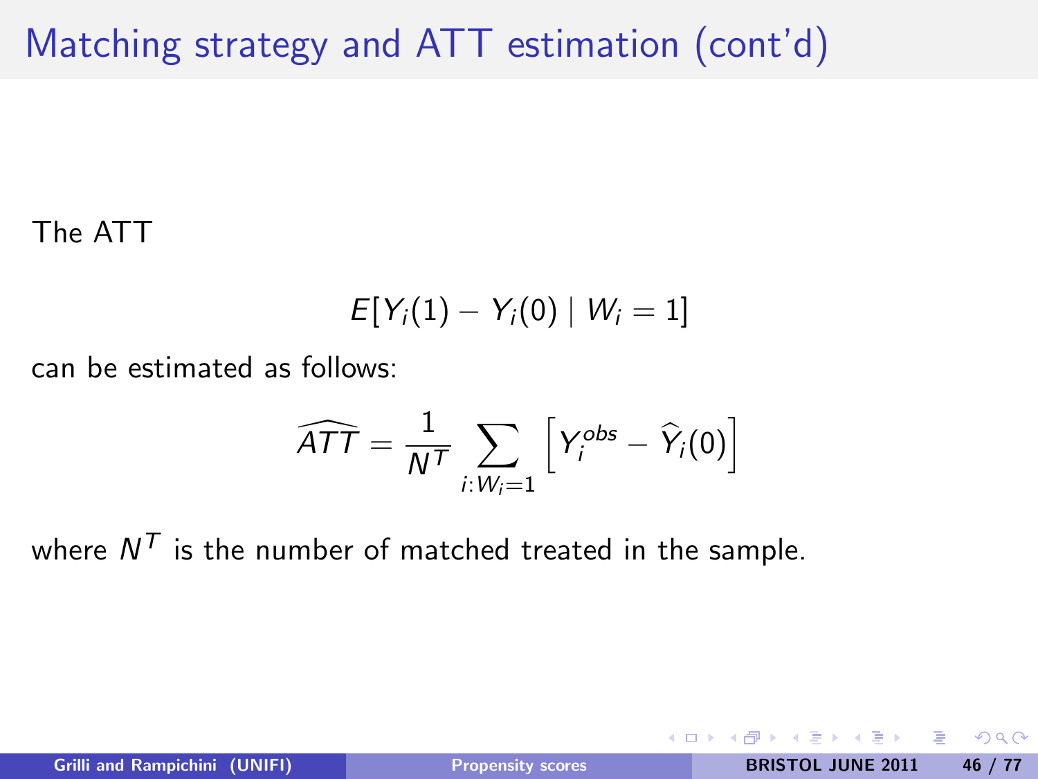# Matching strategy and ATT estimation (cont'd)

The ATT

$$E[Y_i(1) - Y_i(0) \mid W_i = 1]$$

can be estimated as follows:

$$\widehat{ATT} = \frac{1}{N^T} \sum_{i:W_i=1} \left[ Y_i^{obs} - \widehat{Y}_i(0) \right]$$

where $N^T$ is the number of matched treated in the sample.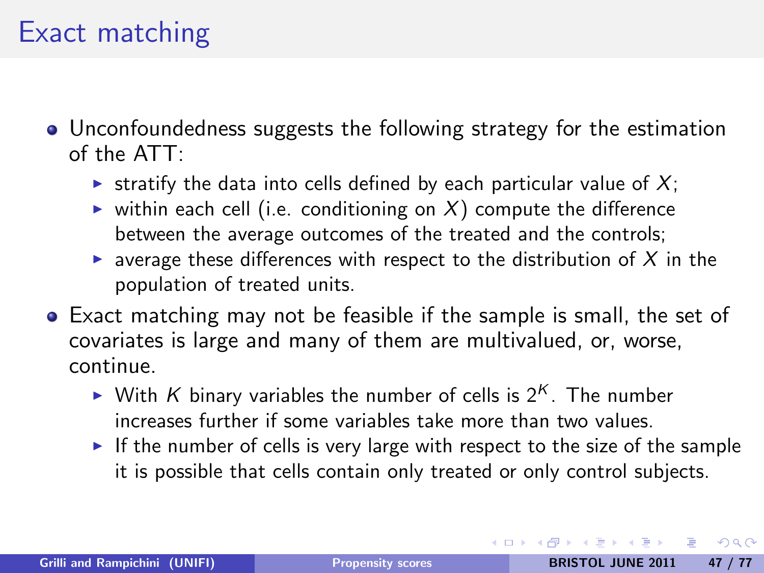# Exact matching

- Unconfoundedness suggests the following strategy for the estimation of the ATT:
  - stratify the data into cells defined by each particular value of $X$;
  - within each cell (i.e. conditioning on $X$) compute the difference between the average outcomes of the treated and the controls;
  - average these differences with respect to the distribution of $X$ in the population of treated units.
- Exact matching may not be feasible if the sample is small, the set of covariates is large and many of them are multivalued, or, worse, continue.
  - With $K$ binary variables the number of cells is $2^K$. The number increases further if some variables take more than two values.
  - If the number of cells is very large with respect to the size of the sample it is possible that cells contain only treated or only control subjects.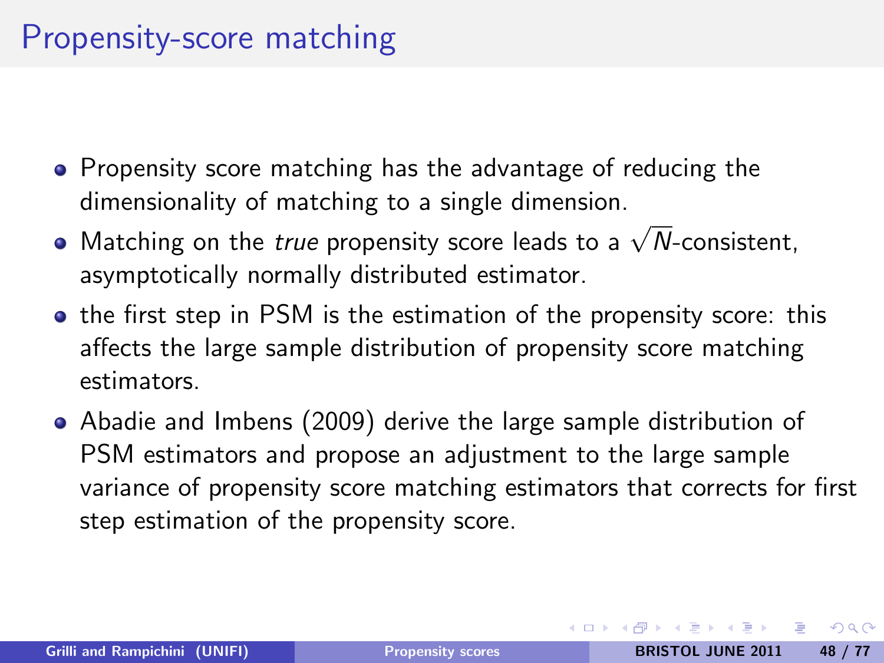# Propensity-score matching

- Propensity score matching has the advantage of reducing the dimensionality of matching to a single dimension.
- Matching on the *true* propensity score leads to a $\sqrt{N}$-consistent, asymptotically normally distributed estimator.
- the first step in PSM is the estimation of the propensity score: this affects the large sample distribution of propensity score matching estimators.
- Abadie and Imbens (2009) derive the large sample distribution of PSM estimators and propose an adjustment to the large sample variance of propensity score matching estimators that corrects for first step estimation of the propensity score.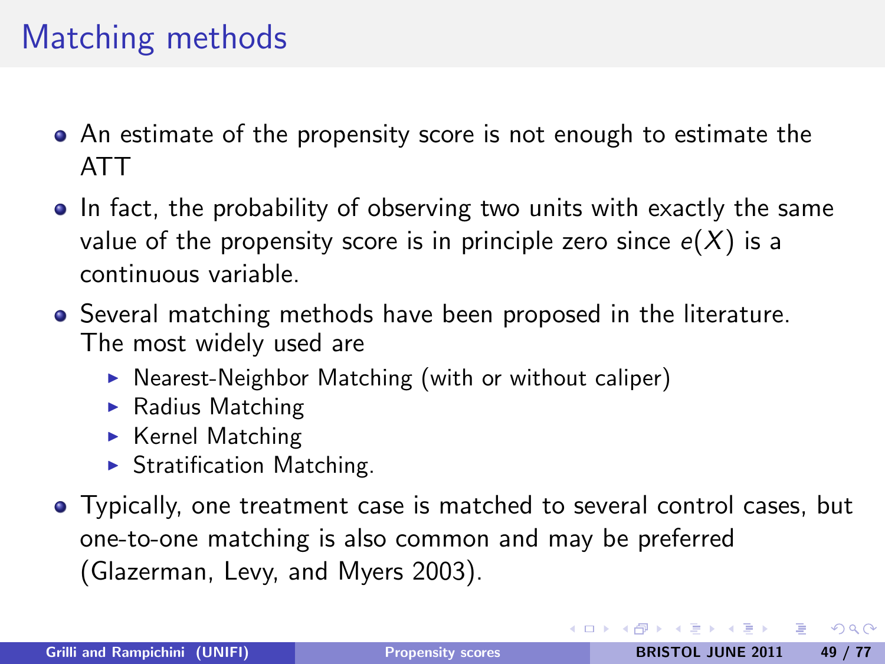# Matching methods

- An estimate of the propensity score is not enough to estimate the ATT
- In fact, the probability of observing two units with exactly the same value of the propensity score is in principle zero since $e(X)$ is a continuous variable.
- Several matching methods have been proposed in the literature. The most widely used are
  - Nearest-Neighbor Matching (with or without caliper)
  - Radius Matching
  - Kernel Matching
  - Stratification Matching.
- Typically, one treatment case is matched to several control cases, but one-to-one matching is also common and may be preferred (Glazerman, Levy, and Myers 2003).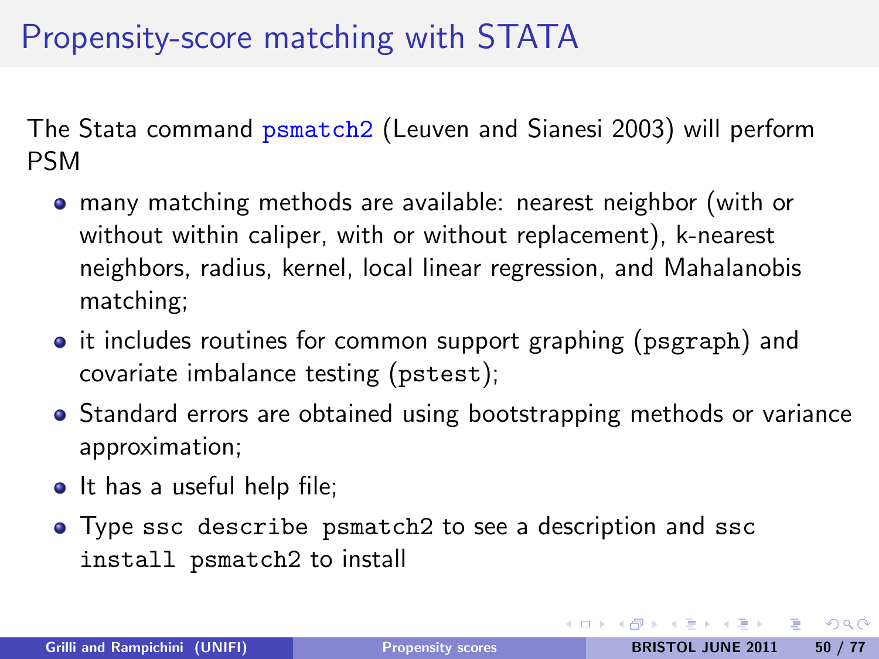# Propensity-score matching with STATA

The Stata command `psmatch2` (Leuven and Sianesi 2003) will perform PSM

- many matching methods are available: nearest neighbor (with or without within caliper, with or without replacement), k-nearest neighbors, radius, kernel, local linear regression, and Mahalanobis matching;
- it includes routines for common support graphing (`psgraph`) and covariate imbalance testing (`pstest`);
- Standard errors are obtained using bootstrapping methods or variance approximation;
- It has a useful help file;
- Type `ssc describe psmatch2` to see a description and `ssc install psmatch2` to install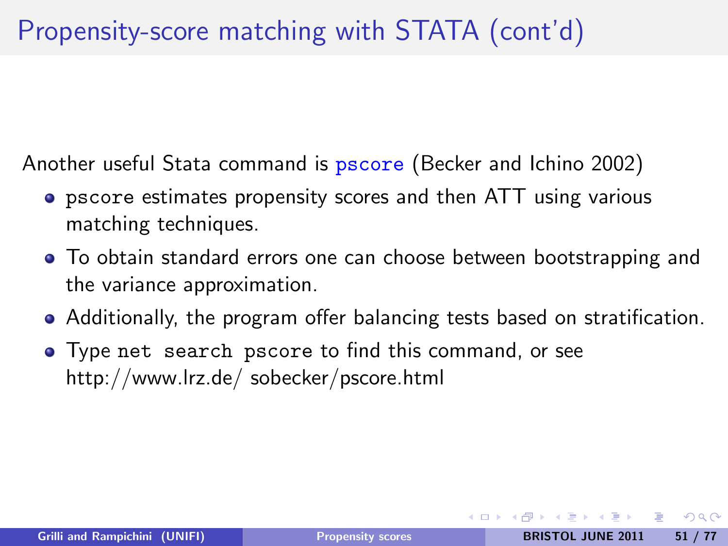# Propensity-score matching with STATA (cont'd)

Another useful Stata command is `pscore` (Becker and Ichino 2002)

- `pscore` estimates propensity scores and then ATT using various matching techniques.
- To obtain standard errors one can choose between bootstrapping and the variance approximation.
- Additionally, the program offer balancing tests based on stratification.
- Type `net search pscore` to find this command, or see http://www.lrz.de/ sobecker/pscore.html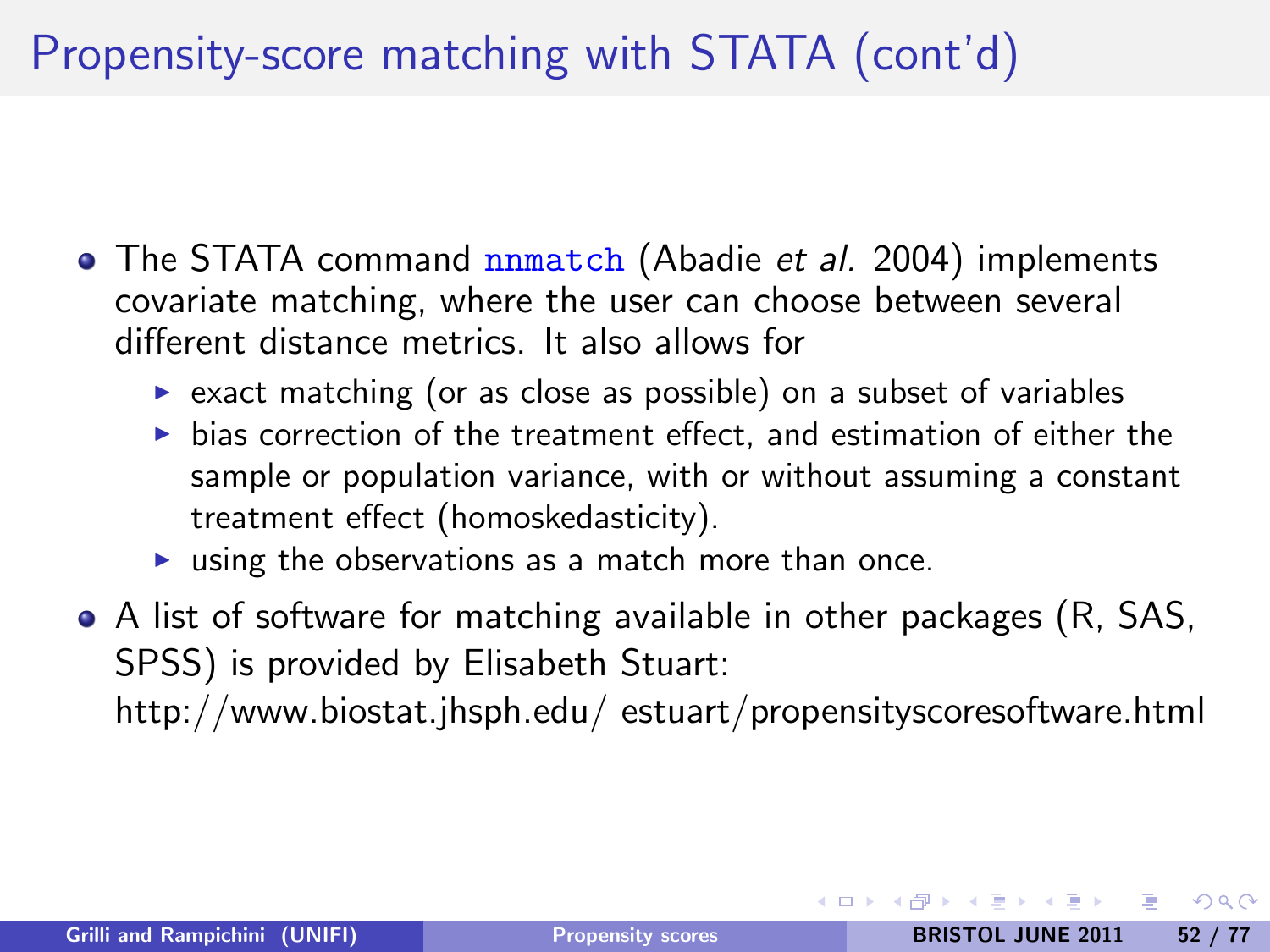# Propensity-score matching with STATA (cont'd)

- The STATA command `nnmatch` (Abadie *et al.* 2004) implements covariate matching, where the user can choose between several different distance metrics. It also allows for
  - exact matching (or as close as possible) on a subset of variables
  - bias correction of the treatment effect, and estimation of either the sample or population variance, with or without assuming a constant treatment effect (homoskedasticity).
  - using the observations as a match more than once.
- A list of software for matching available in other packages (R, SAS, SPSS) is provided by Elisabeth Stuart:
  http://www.biostat.jhsph.edu/ estuart/propensityscoresoftware.html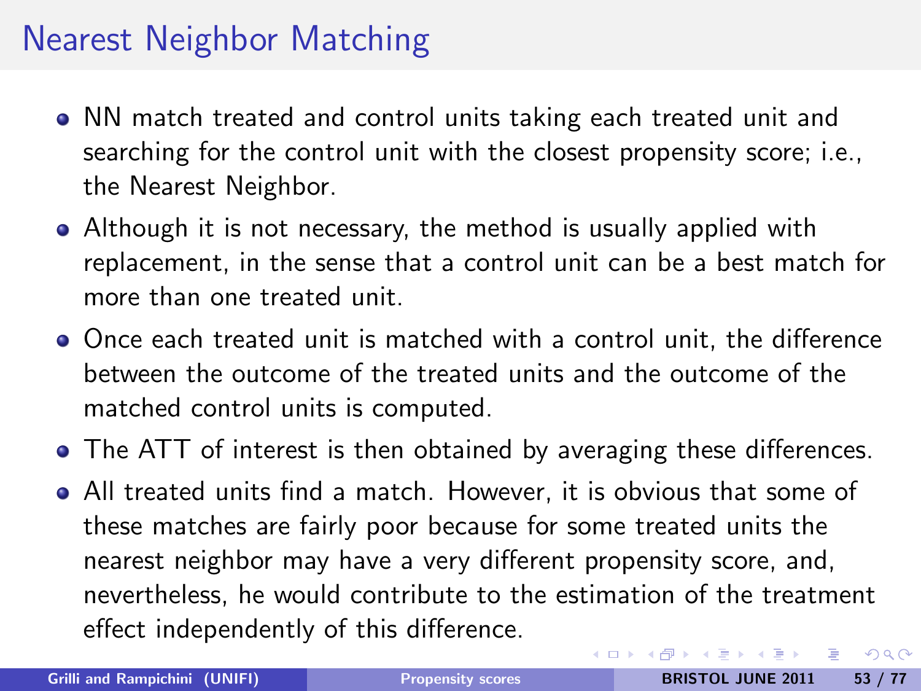# Nearest Neighbor Matching

- NN match treated and control units taking each treated unit and searching for the control unit with the closest propensity score; i.e., the Nearest Neighbor.
- Although it is not necessary, the method is usually applied with replacement, in the sense that a control unit can be a best match for more than one treated unit.
- Once each treated unit is matched with a control unit, the difference between the outcome of the treated units and the outcome of the matched control units is computed.
- The ATT of interest is then obtained by averaging these differences.
- All treated units find a match. However, it is obvious that some of these matches are fairly poor because for some treated units the nearest neighbor may have a very different propensity score, and, nevertheless, he would contribute to the estimation of the treatment effect independently of this difference.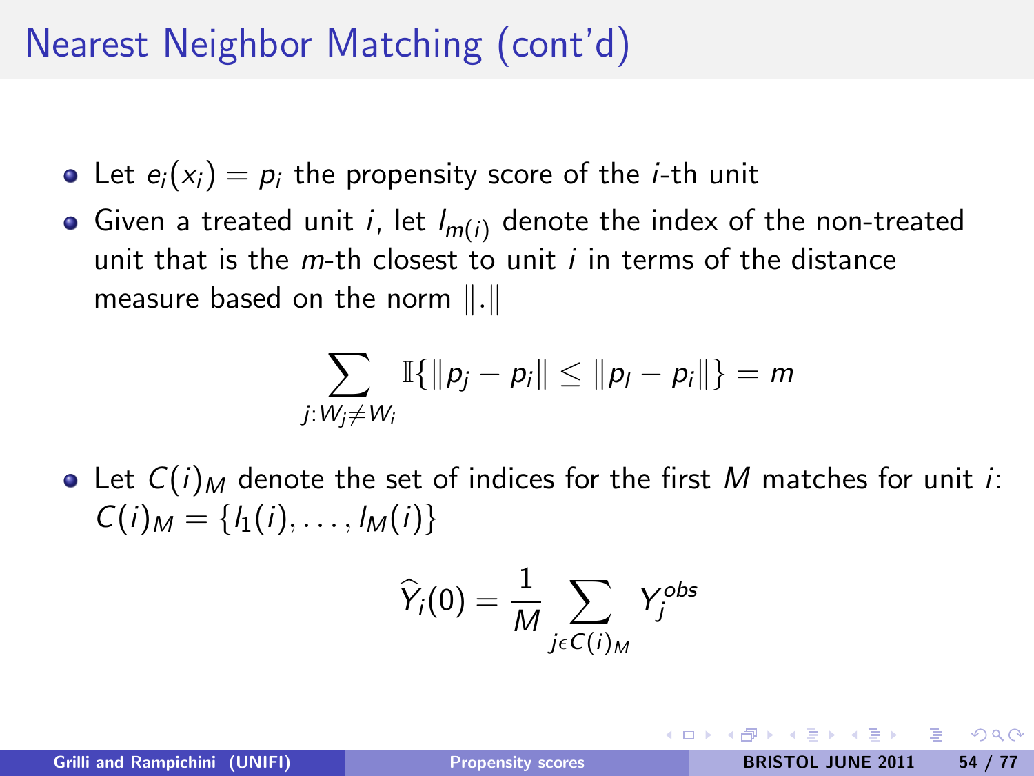# Nearest Neighbor Matching (cont'd)

- Let $e_i(x_i) = p_i$ the propensity score of the $i$-th unit
- Given a treated unit $i$, let $l_{m(i)}$ denote the index of the non-treated unit that is the $m$-th closest to unit $i$ in terms of the distance measure based on the norm $\|.\|$

$$\sum_{j:W_j \neq W_i} \mathbb{I}\{\|p_j - p_i\| \leq \|p_l - p_i\|\} = m$$

- Let $C(i)_M$ denote the set of indices for the first $M$ matches for unit $i$: $C(i)_M = \{l_1(i), \ldots, l_M(i)\}$

$$\widehat{Y}_i(0) = \frac{1}{M} \sum_{j \epsilon C(i)_M} Y_j^{obs}$$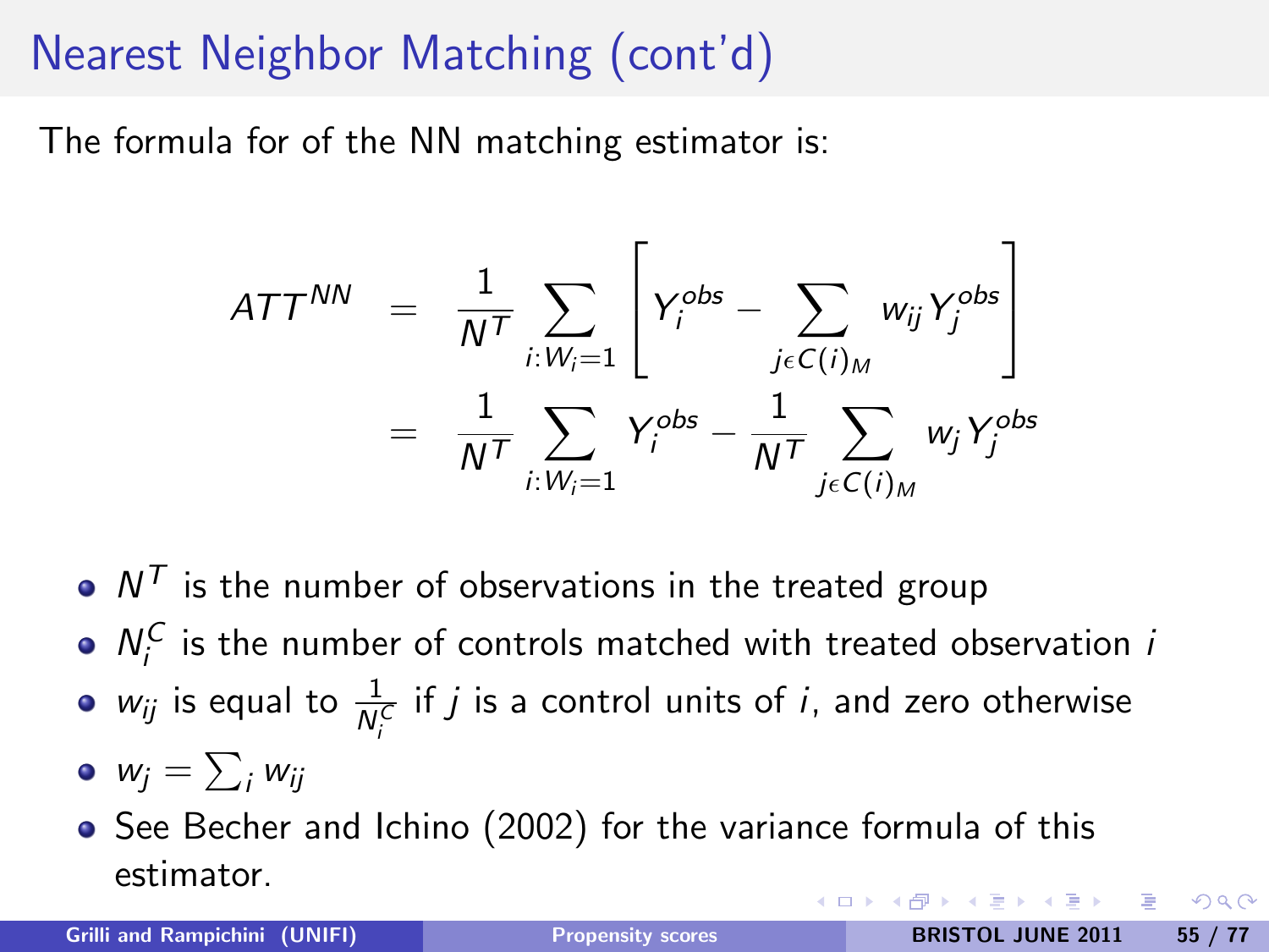# Nearest Neighbor Matching (cont'd)

The formula for of the NN matching estimator is:

$$
\begin{aligned}
ATT^{NN} &= \frac{1}{N^T} \sum_{i:W_i=1} \left[ Y_i^{obs} - \sum_{j \epsilon C(i)_M} w_{ij} Y_j^{obs} \right] \\
&= \frac{1}{N^T} \sum_{i:W_i=1} Y_i^{obs} - \frac{1}{N^T} \sum_{j \epsilon C(i)_M} w_j Y_j^{obs}
\end{aligned}
$$

- $N^T$ is the number of observations in the treated group
- $N_i^C$ is the number of controls matched with treated observation $i$
- $w_{ij}$ is equal to $\frac{1}{N_i^C}$ if $j$ is a control units of $i$, and zero otherwise
- $w_j = \sum_i w_{ij}$
- See Becher and Ichino (2002) for the variance formula of this estimator.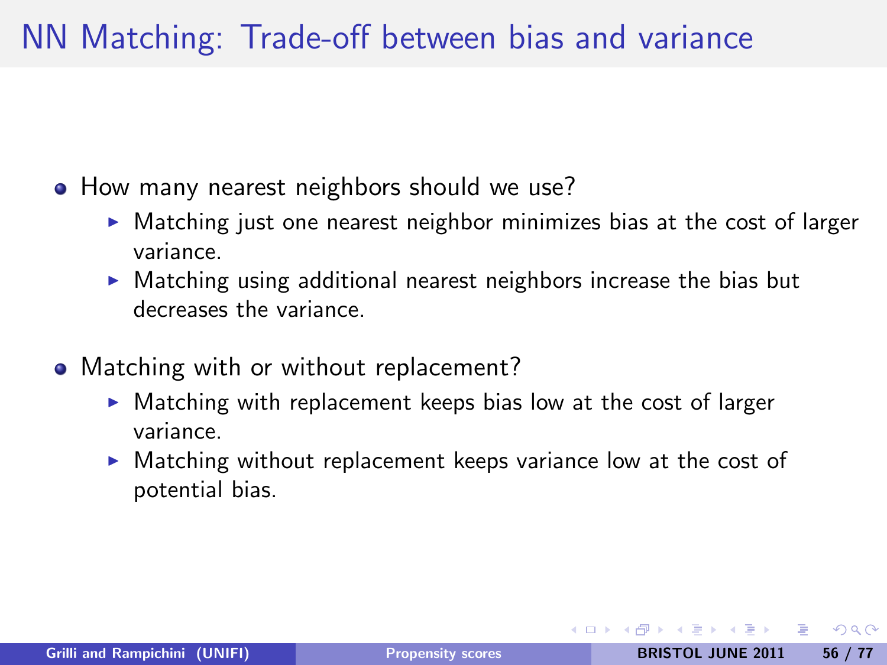# NN Matching: Trade-off between bias and variance

- How many nearest neighbors should we use?
  - Matching just one nearest neighbor minimizes bias at the cost of larger variance.
  - Matching using additional nearest neighbors increase the bias but decreases the variance.

- Matching with or without replacement?
  - Matching with replacement keeps bias low at the cost of larger variance.
  - Matching without replacement keeps variance low at the cost of potential bias.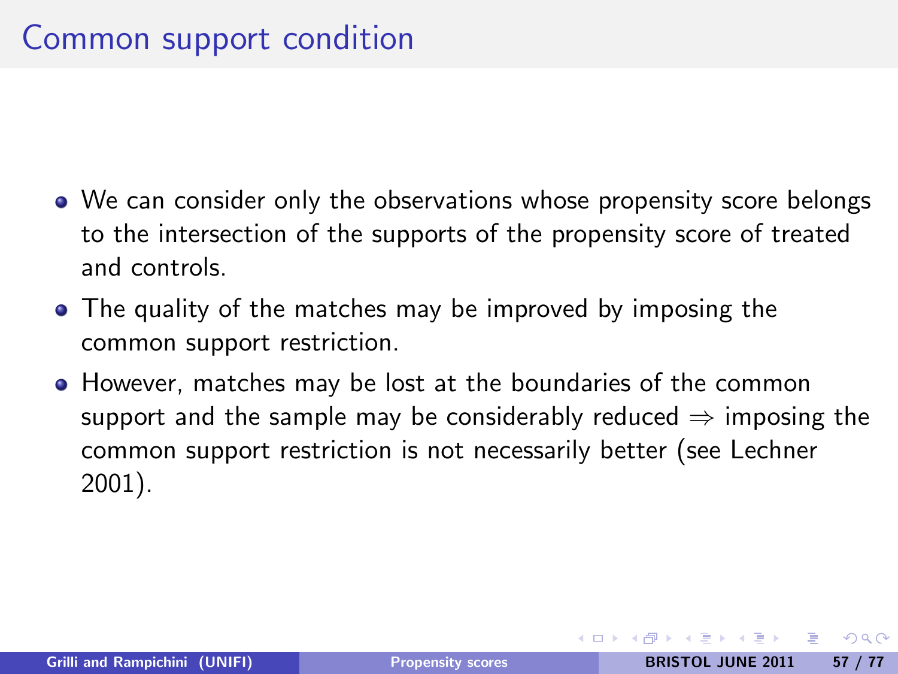# Common support condition

- We can consider only the observations whose propensity score belongs to the intersection of the supports of the propensity score of treated and controls.
- The quality of the matches may be improved by imposing the common support restriction.
- However, matches may be lost at the boundaries of the common support and the sample may be considerably reduced $\Rightarrow$ imposing the common support restriction is not necessarily better (see Lechner 2001).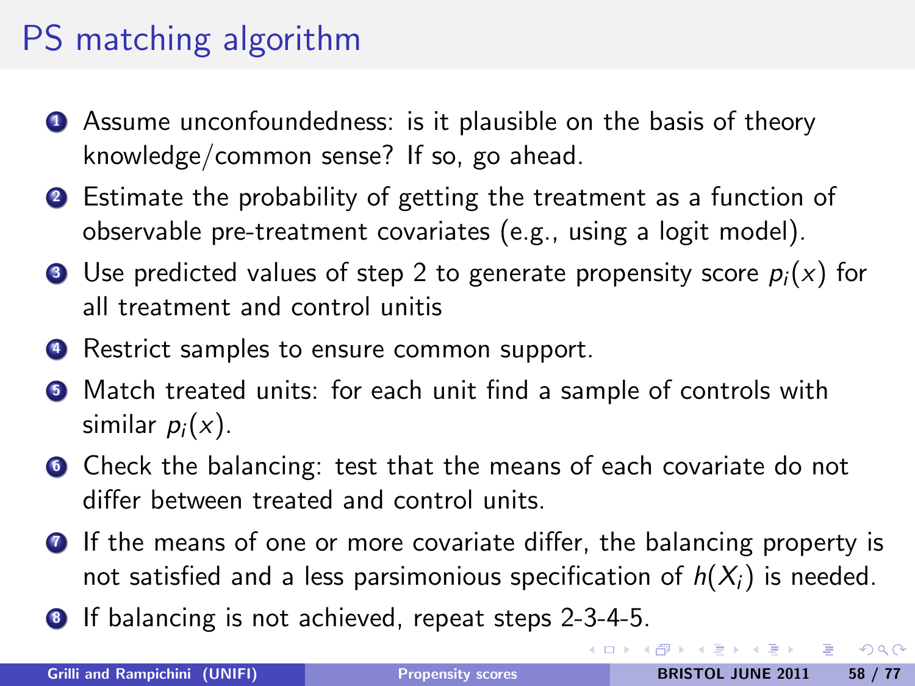# PS matching algorithm

1. Assume unconfoundedness: is it plausible on the basis of theory knowledge/common sense? If so, go ahead.
2. Estimate the probability of getting the treatment as a function of observable pre-treatment covariates (e.g., using a logit model).
3. Use predicted values of step 2 to generate propensity score $p_i(x)$ for all treatment and control unitis
4. Restrict samples to ensure common support.
5. Match treated units: for each unit find a sample of controls with similar $p_i(x)$.
6. Check the balancing: test that the means of each covariate do not differ between treated and control units.
7. If the means of one or more covariate differ, the balancing property is not satisfied and a less parsimonious specification of $h(X_i)$ is needed.
8. If balancing is not achieved, repeat steps 2-3-4-5.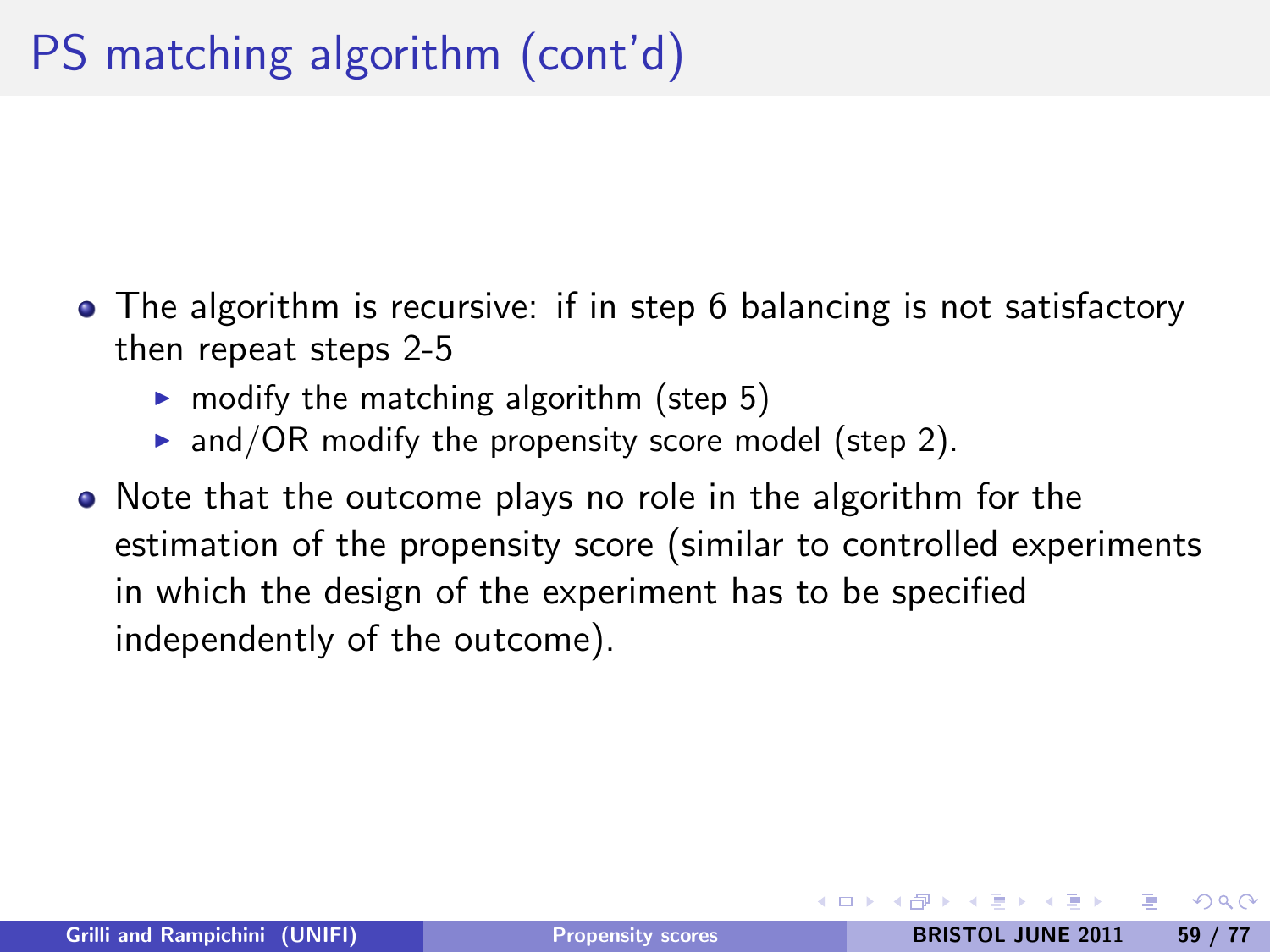# PS matching algorithm (cont'd)

- The algorithm is recursive: if in step 6 balancing is not satisfactory then repeat steps 2-5
  - modify the matching algorithm (step 5)
  - and/OR modify the propensity score model (step 2).
- Note that the outcome plays no role in the algorithm for the estimation of the propensity score (similar to controlled experiments in which the design of the experiment has to be specified independently of the outcome).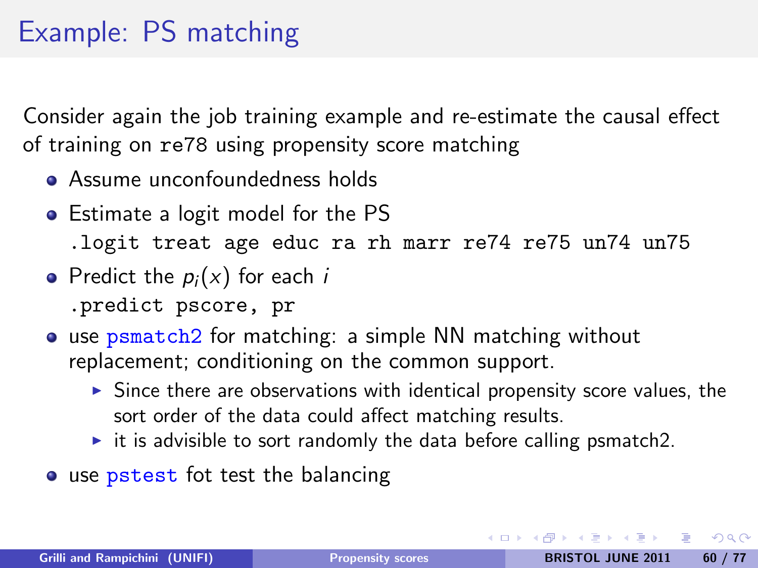# Example: PS matching

Consider again the job training example and re-estimate the causal effect of training on `re78` using propensity score matching

- Assume unconfoundedness holds
- Estimate a logit model for the PS
  ```
  .logit treat age educ ra rh marr re74 re75 un74 un75
  ```
- Predict the $p_i(x)$ for each $i$
  ```
  .predict pscore, pr
  ```
- use psmatch2 for matching: a simple NN matching without replacement; conditioning on the common support.
  - Since there are observations with identical propensity score values, the sort order of the data could affect matching results.
  - it is advisible to sort randomly the data before calling psmatch2.
- use pstest fot test the balancing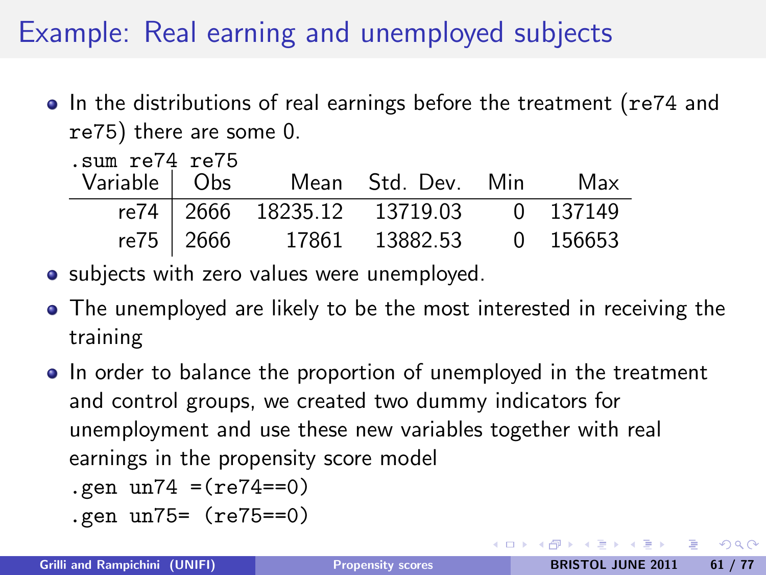# Example: Real earning and unemployed subjects

- In the distributions of real earnings before the treatment (`re74` and `re75`) there are some 0.

```
.sum re74 re75
```

| Variable | Obs | Mean | Std. Dev. | Min | Max |
|---|---|---|---|---|---|
| re74 | 2666 | 18235.12 | 13719.03 | 0 | 137149 |
| re75 | 2666 | 17861 | 13882.53 | 0 | 156653 |

- subjects with zero values were unemployed.
- The unemployed are likely to be the most interested in receiving the training
- In order to balance the proportion of unemployed in the treatment and control groups, we created two dummy indicators for unemployment and use these new variables together with real earnings in the propensity score model

```
.gen un74 =(re74==0)
.gen un75= (re75==0)
```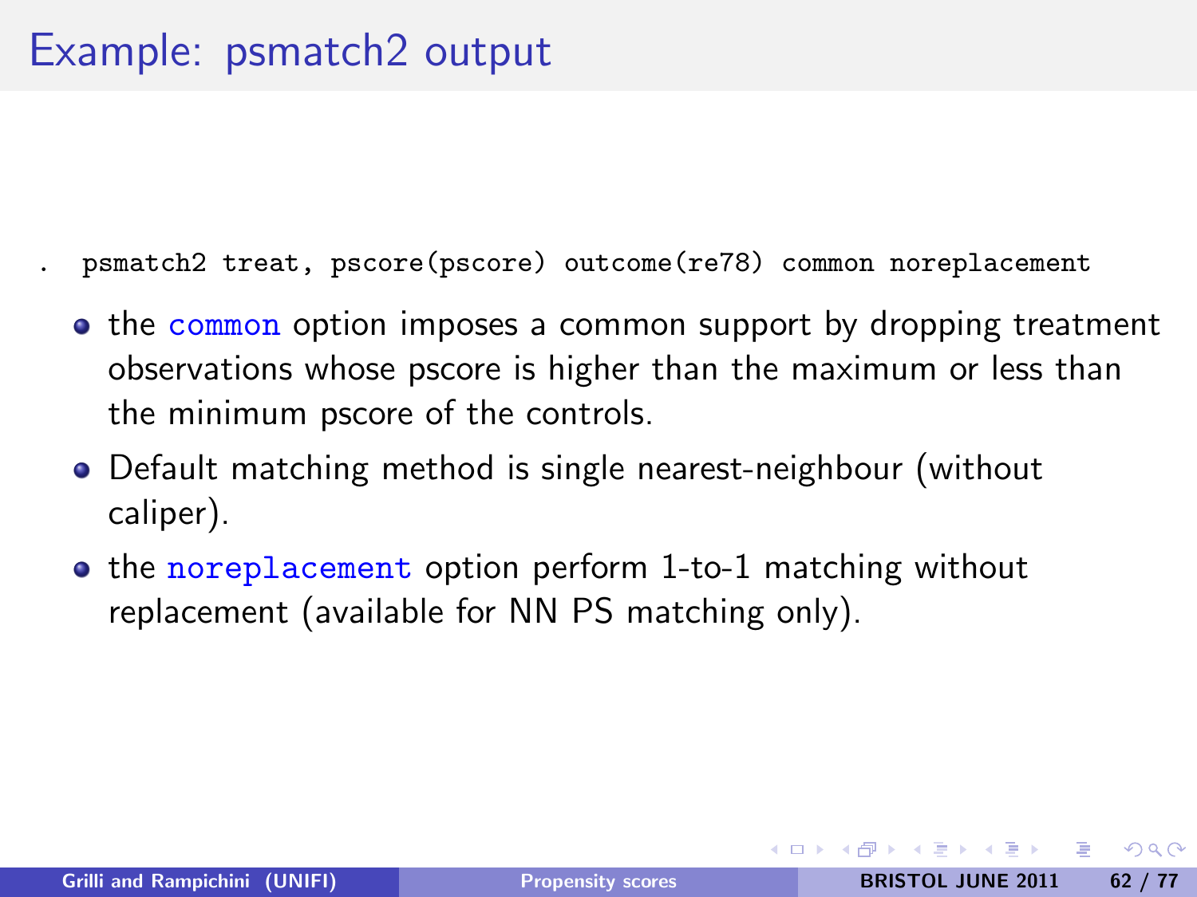# Example: psmatch2 output

```
. psmatch2 treat, pscore(pscore) outcome(re78) common noreplacement
```

- the `common` option imposes a common support by dropping treatment observations whose pscore is higher than the maximum or less than the minimum pscore of the controls.
- Default matching method is single nearest-neighbour (without caliper).
- the `noreplacement` option perform 1-to-1 matching without replacement (available for NN PS matching only).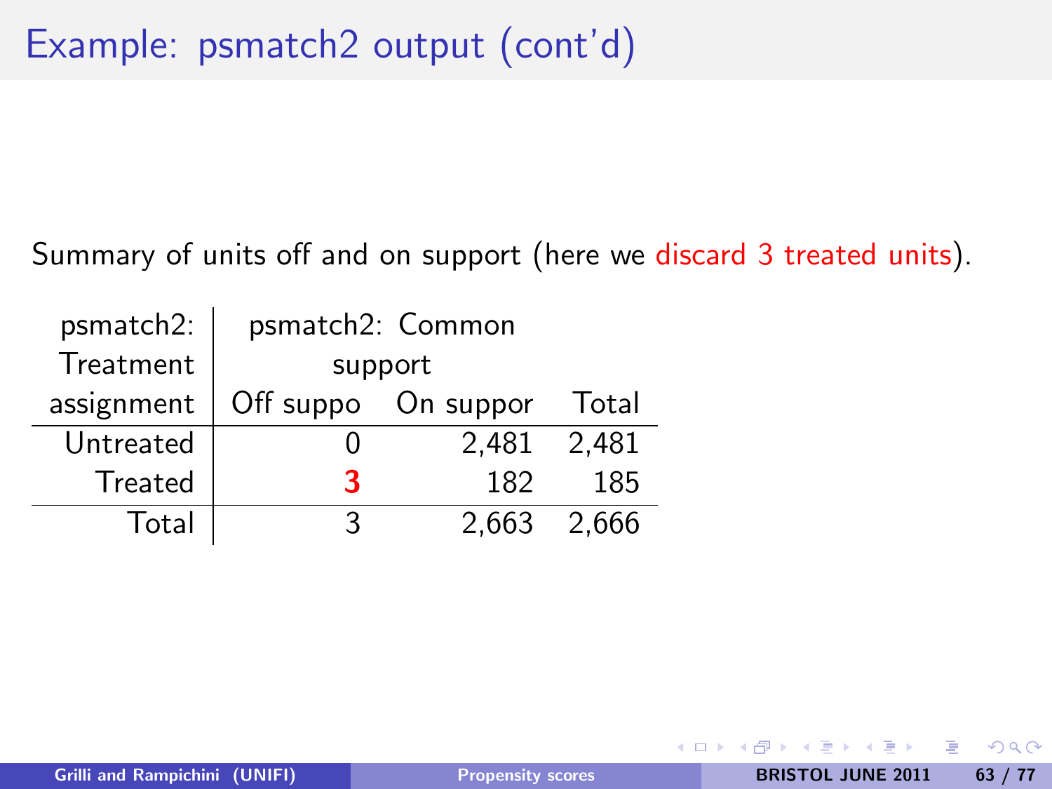# Example: psmatch2 output (cont'd)

Summary of units off and on support (here we discard 3 treated units).

| psmatch2: Treatment assignment | psmatch2: Common support | | |
|---|---|---|---|
| | Off suppo | On suppor | Total |
| Untreated | 0 | 2,481 | 2,481 |
| Treated | **3** | 182 | 185 |
| Total | 3 | 2,663 | 2,666 |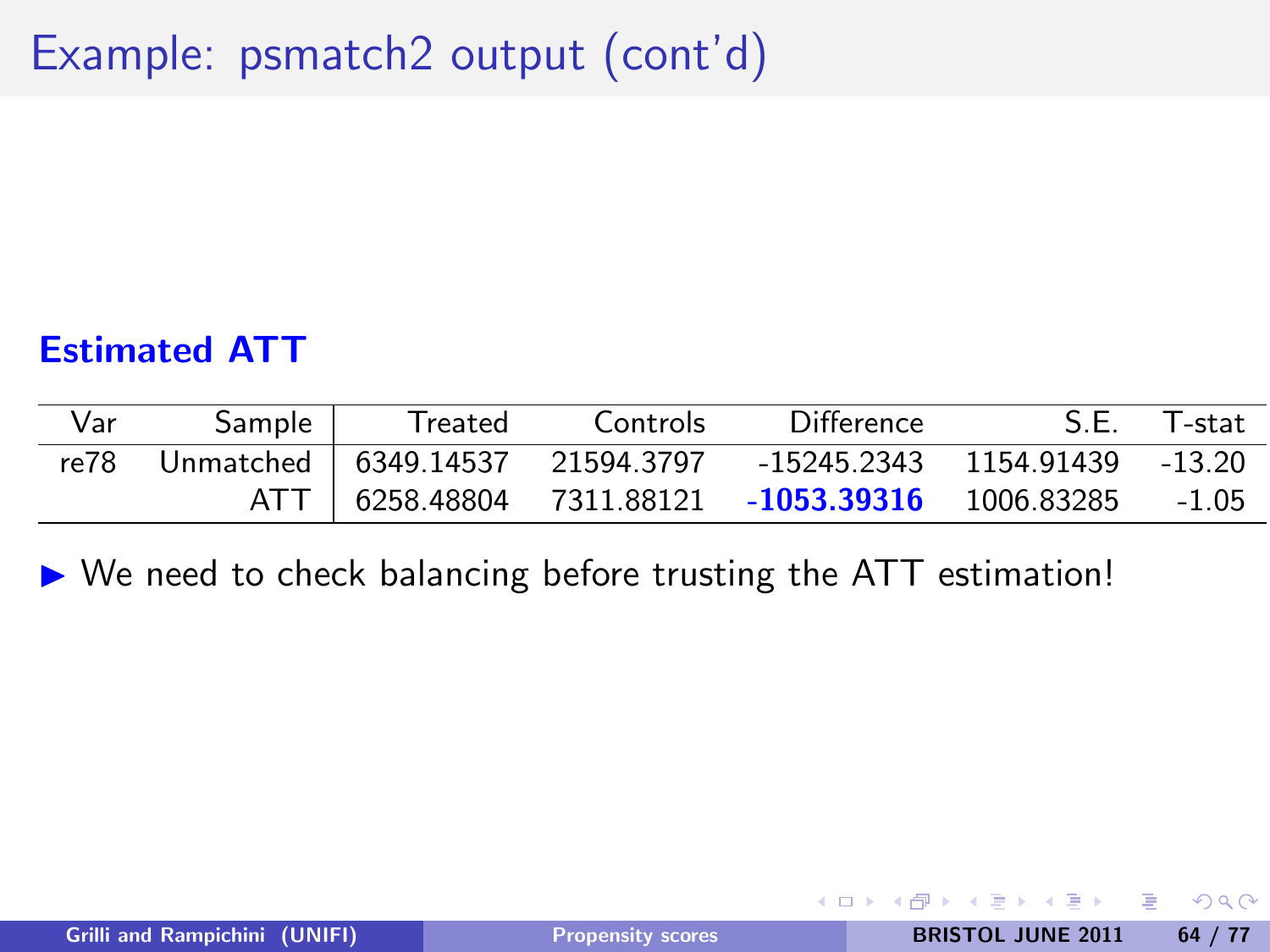# Example: psmatch2 output (cont'd)

**Estimated ATT**

| Var | Sample | Treated | Controls | Difference | S.E. | T-stat |
|---|---|---|---|---|---|---|
| re78 | Unmatched | 6349.14537 | 21594.3797 | -15245.2343 | 1154.91439 | -13.20 |
| | ATT | 6258.48804 | 7311.88121 | **-1053.39316** | 1006.83285 | -1.05 |

- We need to check balancing before trusting the ATT estimation!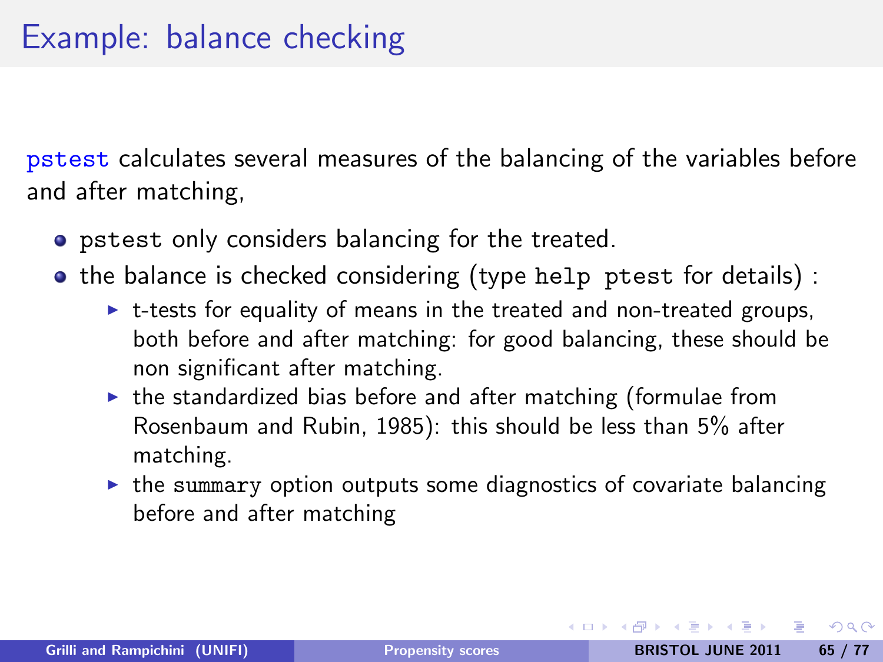# Example: balance checking

`pstest` calculates several measures of the balancing of the variables before and after matching,

- `pstest` only considers balancing for the treated.
- the balance is checked considering (type `help ptest` for details) :
  - t-tests for equality of means in the treated and non-treated groups, both before and after matching: for good balancing, these should be non significant after matching.
  - the standardized bias before and after matching (formulae from Rosenbaum and Rubin, 1985): this should be less than 5% after matching.
  - the `summary` option outputs some diagnostics of covariate balancing before and after matching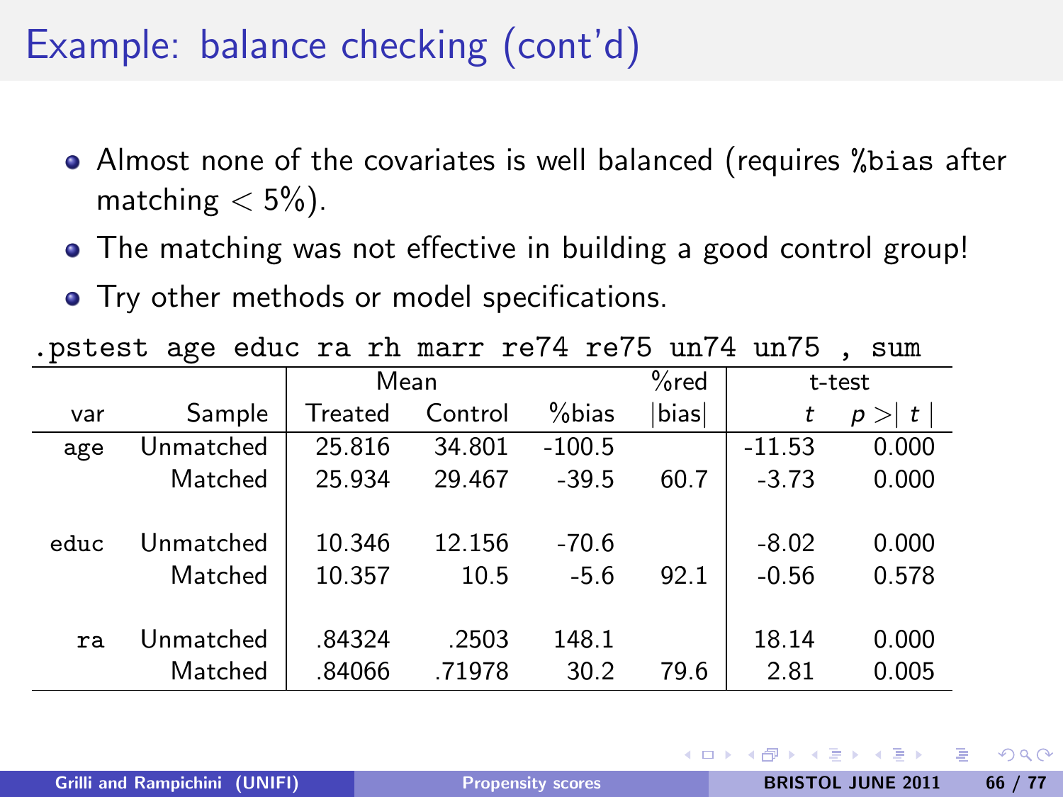# Example: balance checking (cont'd)

- Almost none of the covariates is well balanced (requires `%bias` after matching $< 5\%$).
- The matching was not effective in building a good control group!
- Try other methods or model specifications.

```
.pstest age educ ra rh marr re74 re75 un74 un75 , sum
```

| | | Mean | | | %red | t-test | |
|---|---|---|---|---|---|---|---|
| var | Sample | Treated | Control | %bias | \|bias\| | $t$ | $p>\|t\|$ |
| age | Unmatched | 25.816 | 34.801 | -100.5 | | -11.53 | 0.000 |
| | Matched | 25.934 | 29.467 | -39.5 | 60.7 | -3.73 | 0.000 |
| educ | Unmatched | 10.346 | 12.156 | -70.6 | | -8.02 | 0.000 |
| | Matched | 10.357 | 10.5 | -5.6 | 92.1 | -0.56 | 0.578 |
| ra | Unmatched | .84324 | .2503 | 148.1 | | 18.14 | 0.000 |
| | Matched | .84066 | .71978 | 30.2 | 79.6 | 2.81 | 0.005 |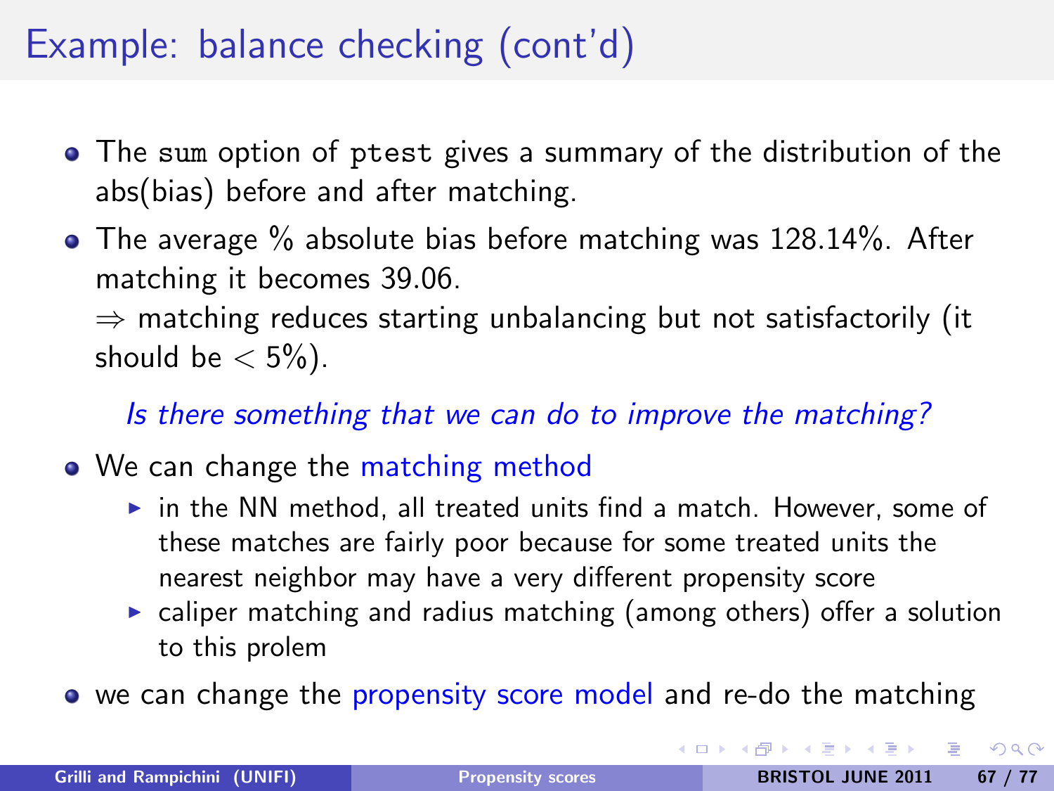# Example: balance checking (cont'd)

- The `sum` option of `ptest` gives a summary of the distribution of the abs(bias) before and after matching.
- The average % absolute bias before matching was 128.14%. After matching it becomes 39.06.
  
  $\Rightarrow$ matching reduces starting unbalancing but not satisfactorily (it should be $< 5\%$).

  *Is there something that we can do to improve the matching?*

- We can change the matching method
  - in the NN method, all treated units find a match. However, some of these matches are fairly poor because for some treated units the nearest neighbor may have a very different propensity score
  - caliper matching and radius matching (among others) offer a solution to this prolem
- we can change the propensity score model and re-do the matching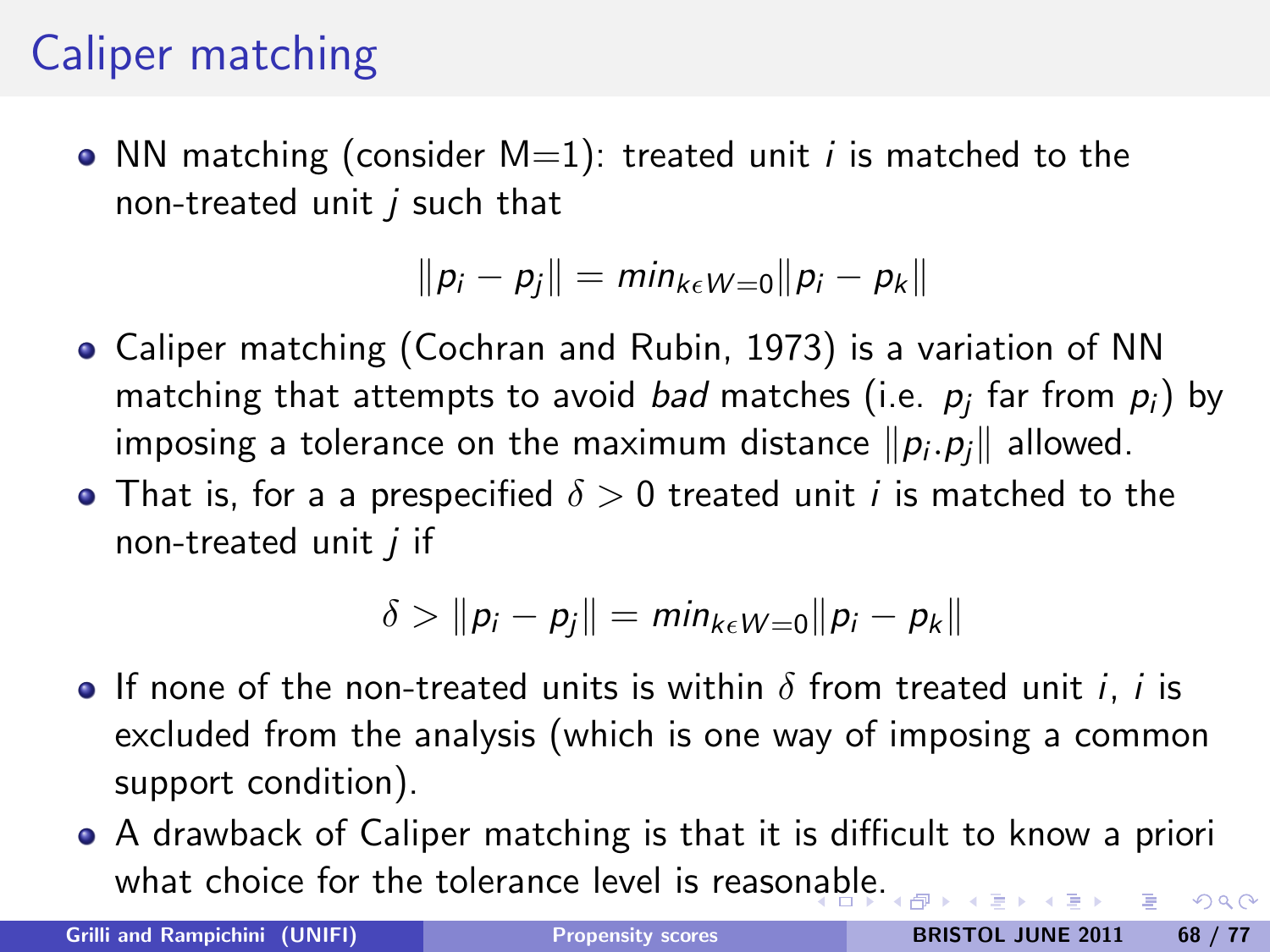# Caliper matching

- NN matching (consider M=1): treated unit $i$ is matched to the non-treated unit $j$ such that

$$\|p_i - p_j\| = min_{k \epsilon W=0} \|p_i - p_k\|$$

- Caliper matching (Cochran and Rubin, 1973) is a variation of NN matching that attempts to avoid *bad* matches (i.e. $p_j$ far from $p_i$) by imposing a tolerance on the maximum distance $\|p_i.p_j\|$ allowed.
- That is, for a a prespecified $\delta > 0$ treated unit $i$ is matched to the non-treated unit $j$ if

$$\delta > \|p_i - p_j\| = min_{k \epsilon W=0} \|p_i - p_k\|$$

- If none of the non-treated units is within $\delta$ from treated unit $i$, $i$ is excluded from the analysis (which is one way of imposing a common support condition).
- A drawback of Caliper matching is that it is difficult to know a priori what choice for the tolerance level is reasonable.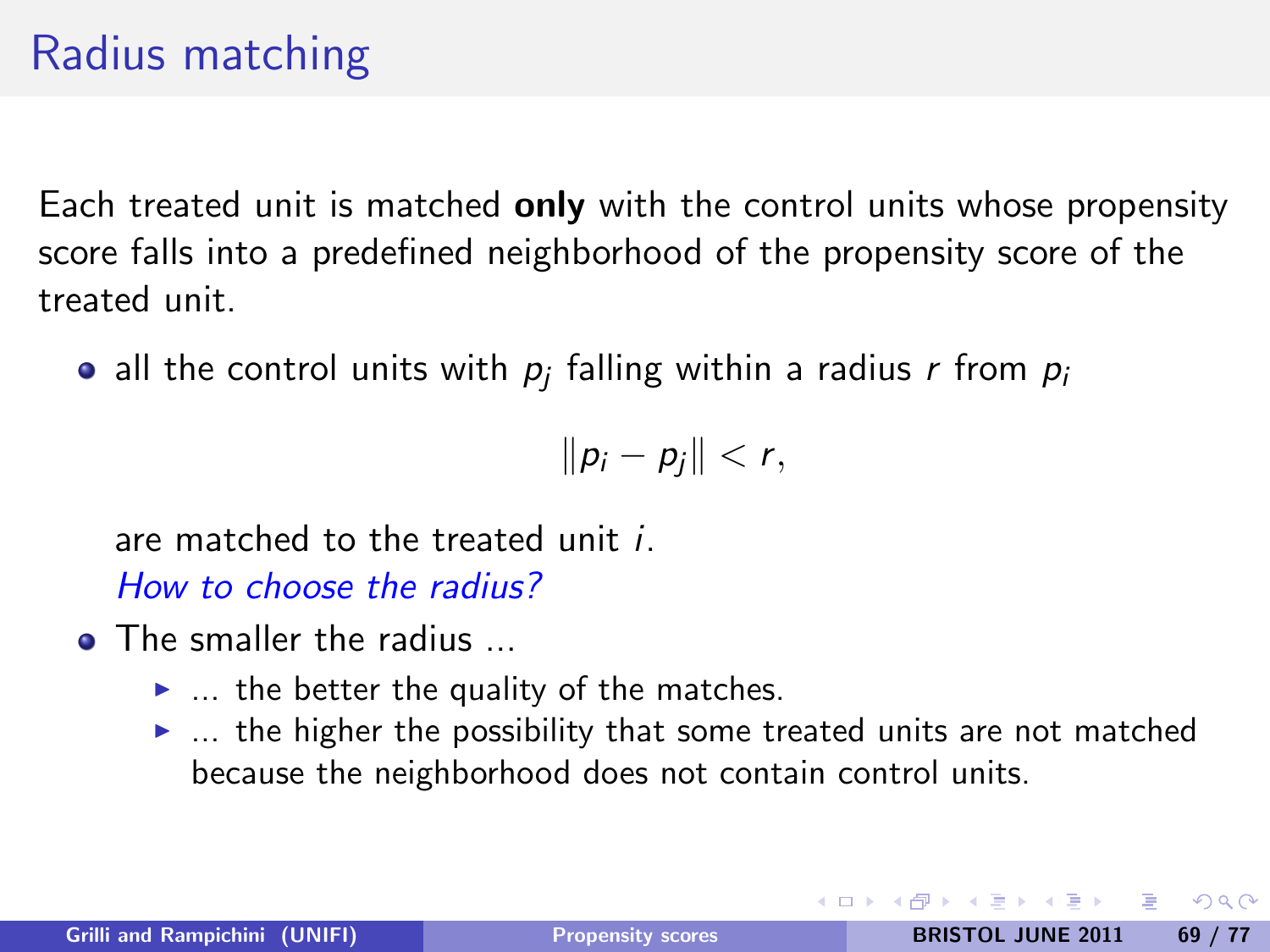# Radius matching

Each treated unit is matched **only** with the control units whose propensity score falls into a predefined neighborhood of the propensity score of the treated unit.

- all the control units with $p_j$ falling within a radius $r$ from $p_i$

  $$\|p_i - p_j\| < r,$$

  are matched to the treated unit $i$.

  *How to choose the radius?*

- The smaller the radius ...
  - ... the better the quality of the matches.
  - ... the higher the possibility that some treated units are not matched because the neighborhood does not contain control units.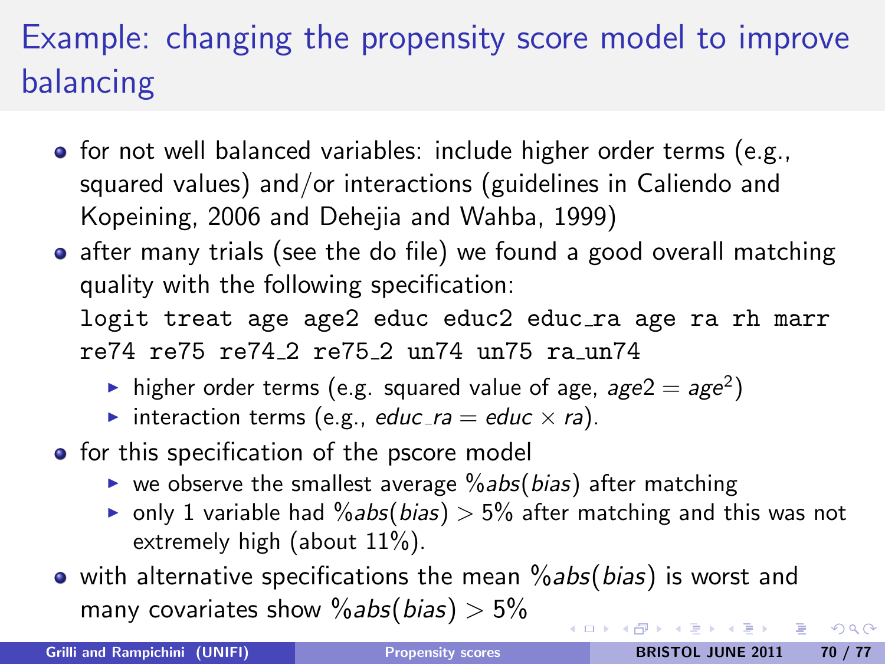# Example: changing the propensity score model to improve balancing

- for not well balanced variables: include higher order terms (e.g., squared values) and/or interactions (guidelines in Caliendo and Kopeining, 2006 and Dehejia and Wahba, 1999)
- after many trials (see the do file) we found a good overall matching quality with the following specification:

```
logit treat age age2 educ educ2 educ_ra age ra rh marr
re74 re75 re74_2 re75_2 un74 un75 ra_un74
```

  - higher order terms (e.g. squared value of age, $age2 = age^2$)
  - interaction terms (e.g., $educ\_ra = educ \times ra$).
- for this specification of the pscore model
  - we observe the smallest average $\%abs(bias)$ after matching
  - only 1 variable had $\%abs(bias) > 5\%$ after matching and this was not extremely high (about 11%).
- with alternative specifications the mean $\%abs(bias)$ is worst and many covariates show $\%abs(bias) > 5\%$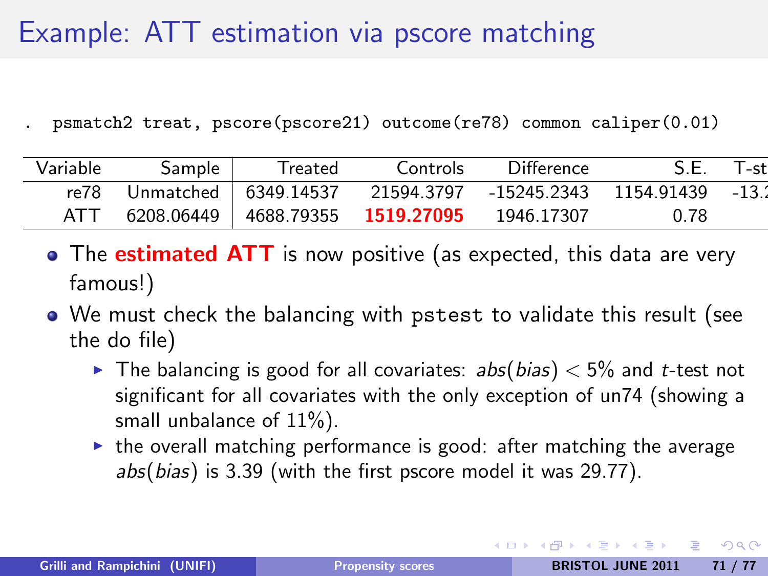# Example: ATT estimation via pscore matching

```
. psmatch2 treat, pscore(pscore21) outcome(re78) common caliper(0.01)
```

| Variable | Sample | Treated | Controls | Difference | S.E. | T-st |
|---|---|---|---|---|---|---|
| re78 | Unmatched | 6349.14537 | 21594.3797 | -15245.2343 | 1154.91439 | -13.2 |
| ATT | 6208.06449 | 4688.79355 | **1519.27095** | 1946.17307 | 0.78 | |

- The **estimated ATT** is now positive (as expected, this data are very famous!)
- We must check the balancing with `pstest` to validate this result (see the do file)
  - The balancing is good for all covariates: $abs(bias) < 5\%$ and $t$-test not significant for all covariates with the only exception of un74 (showing a small unbalance of 11%).
  - the overall matching performance is good: after matching the average $abs(bias)$ is 3.39 (with the first pscore model it was 29.77).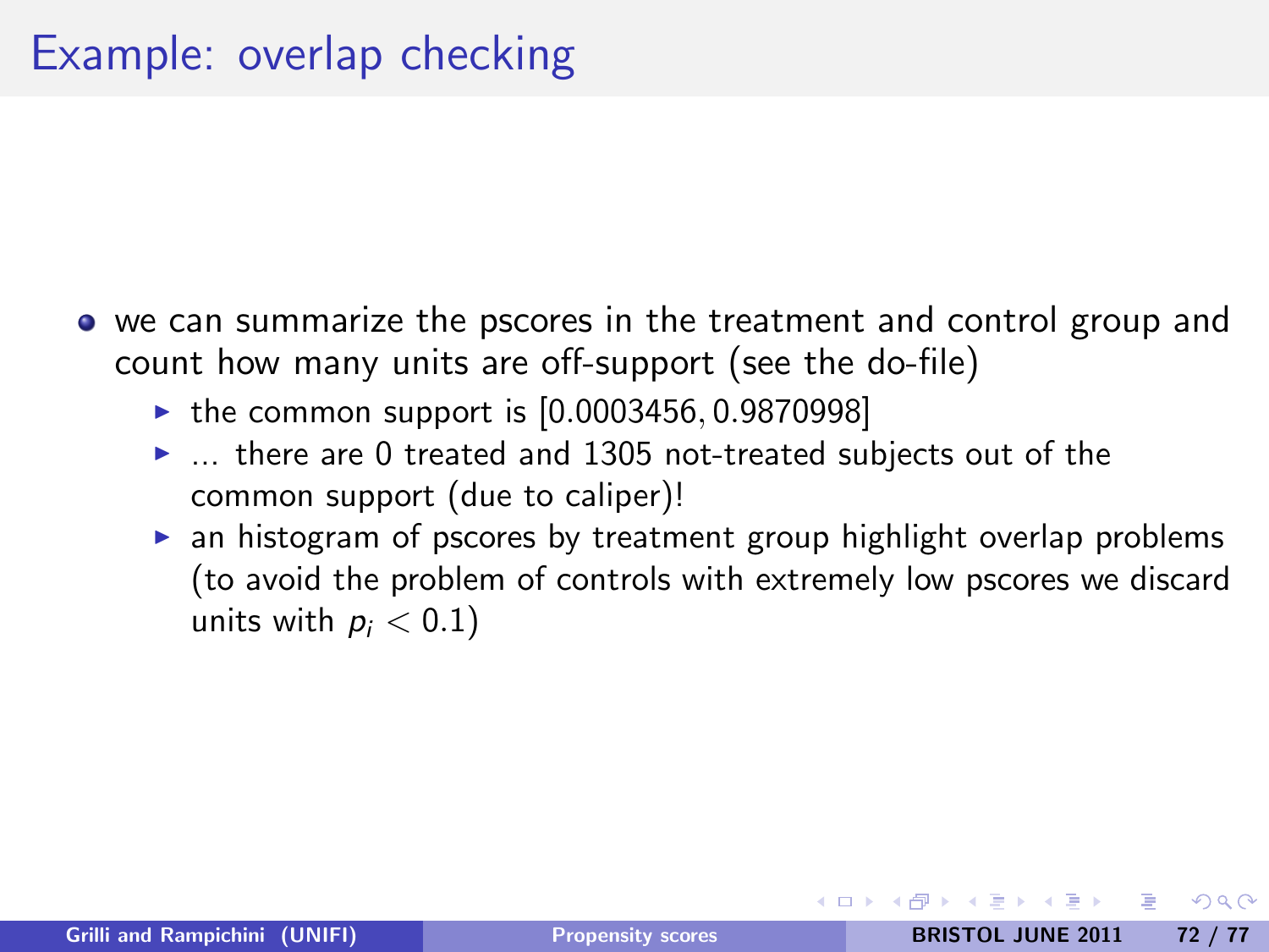# Example: overlap checking

- we can summarize the pscores in the treatment and control group and count how many units are off-support (see the do-file)
  - the common support is $[0.0003456, 0.9870998]$
  - ... there are 0 treated and 1305 not-treated subjects out of the common support (due to caliper)!
  - an histogram of pscores by treatment group highlight overlap problems (to avoid the problem of controls with extremely low pscores we discard units with $p_i < 0.1$)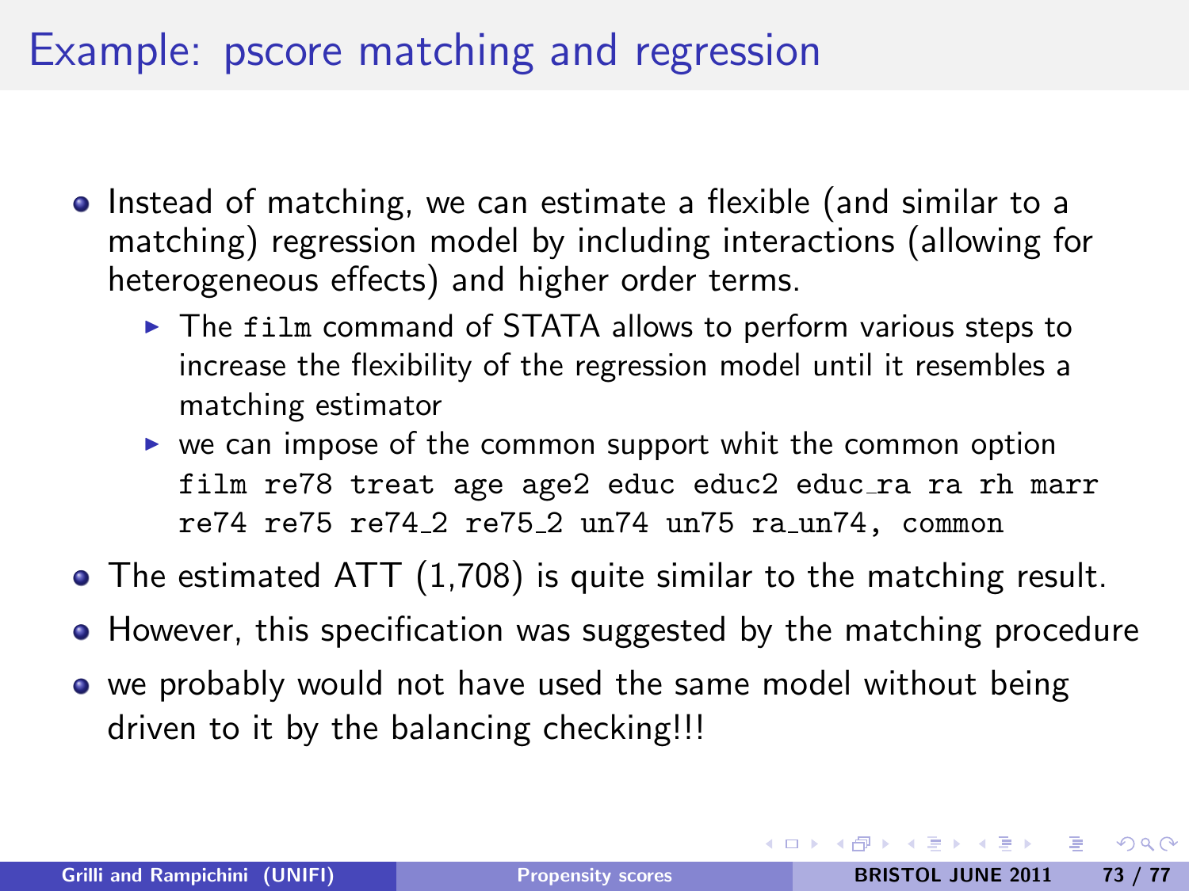# Example: pscore matching and regression

- Instead of matching, we can estimate a flexible (and similar to a matching) regression model by including interactions (allowing for heterogeneous effects) and higher order terms.
  - The `film` command of STATA allows to perform various steps to increase the flexibility of the regression model until it resembles a matching estimator
  - we can impose of the common support whit the common option `film re78 treat age age2 educ educ2 educ_ra ra rh marr re74 re75 re74_2 re75_2 un74 un75 ra_un74, common`
- The estimated ATT (1,708) is quite similar to the matching result.
- However, this specification was suggested by the matching procedure
- we probably would not have used the same model without being driven to it by the balancing checking!!!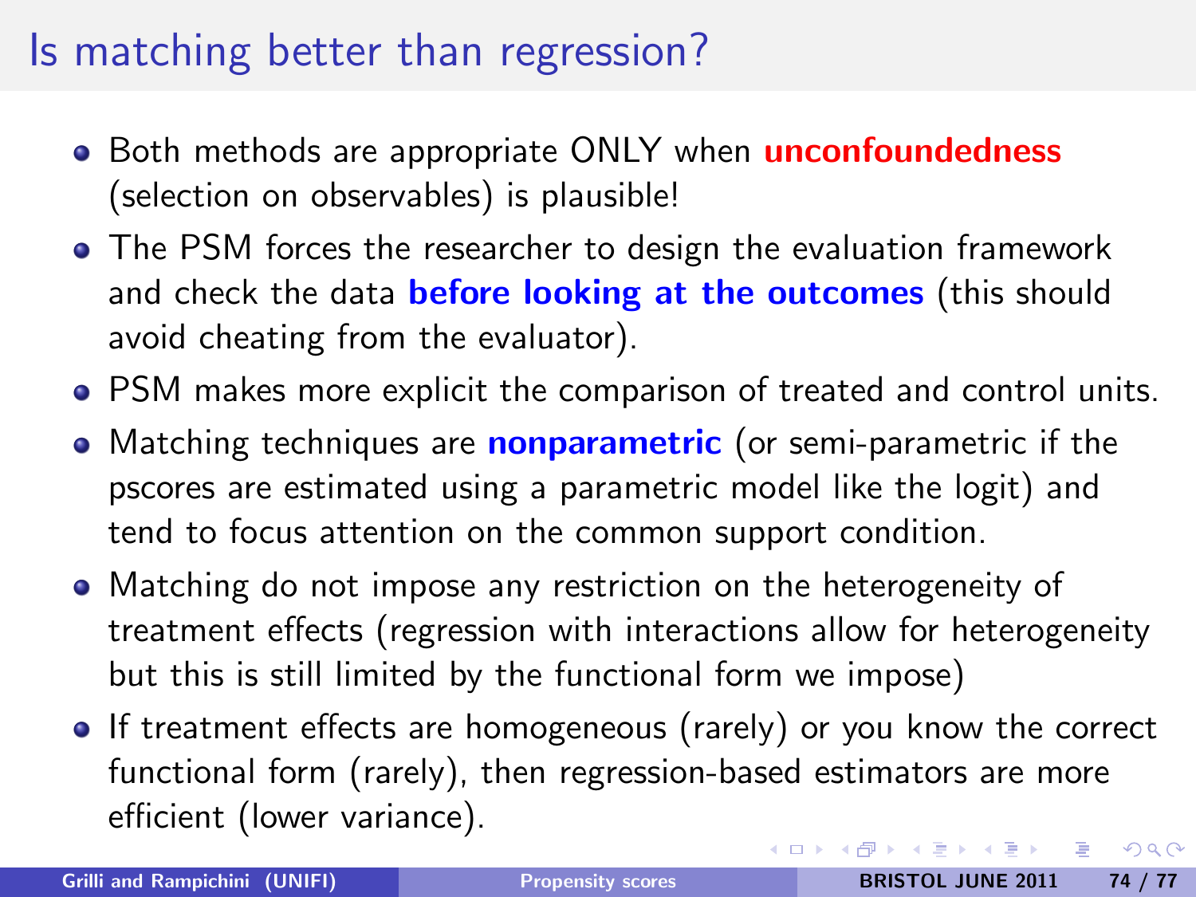# Is matching better than regression?

- Both methods are appropriate ONLY when **unconfoundedness** (selection on observables) is plausible!
- The PSM forces the researcher to design the evaluation framework and check the data **before looking at the outcomes** (this should avoid cheating from the evaluator).
- PSM makes more explicit the comparison of treated and control units.
- Matching techniques are **nonparametric** (or semi-parametric if the pscores are estimated using a parametric model like the logit) and tend to focus attention on the common support condition.
- Matching do not impose any restriction on the heterogeneity of treatment effects (regression with interactions allow for heterogeneity but this is still limited by the functional form we impose)
- If treatment effects are homogeneous (rarely) or you know the correct functional form (rarely), then regression-based estimators are more efficient (lower variance).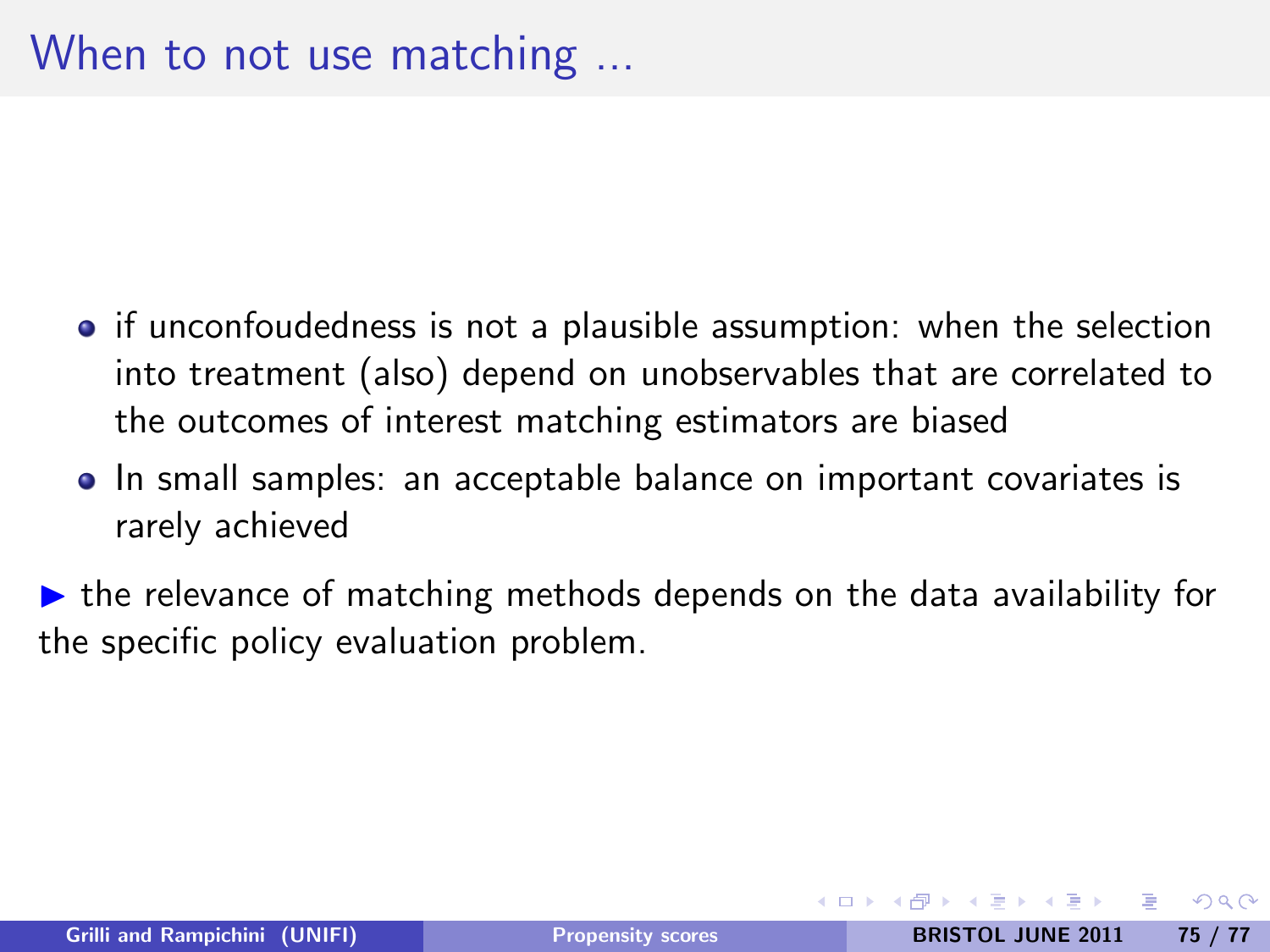# When to not use matching ...

- if unconfoudedness is not a plausible assumption: when the selection into treatment (also) depend on unobservables that are correlated to the outcomes of interest matching estimators are biased
- In small samples: an acceptable balance on important covariates is rarely achieved

▶ the relevance of matching methods depends on the data availability for the specific policy evaluation problem.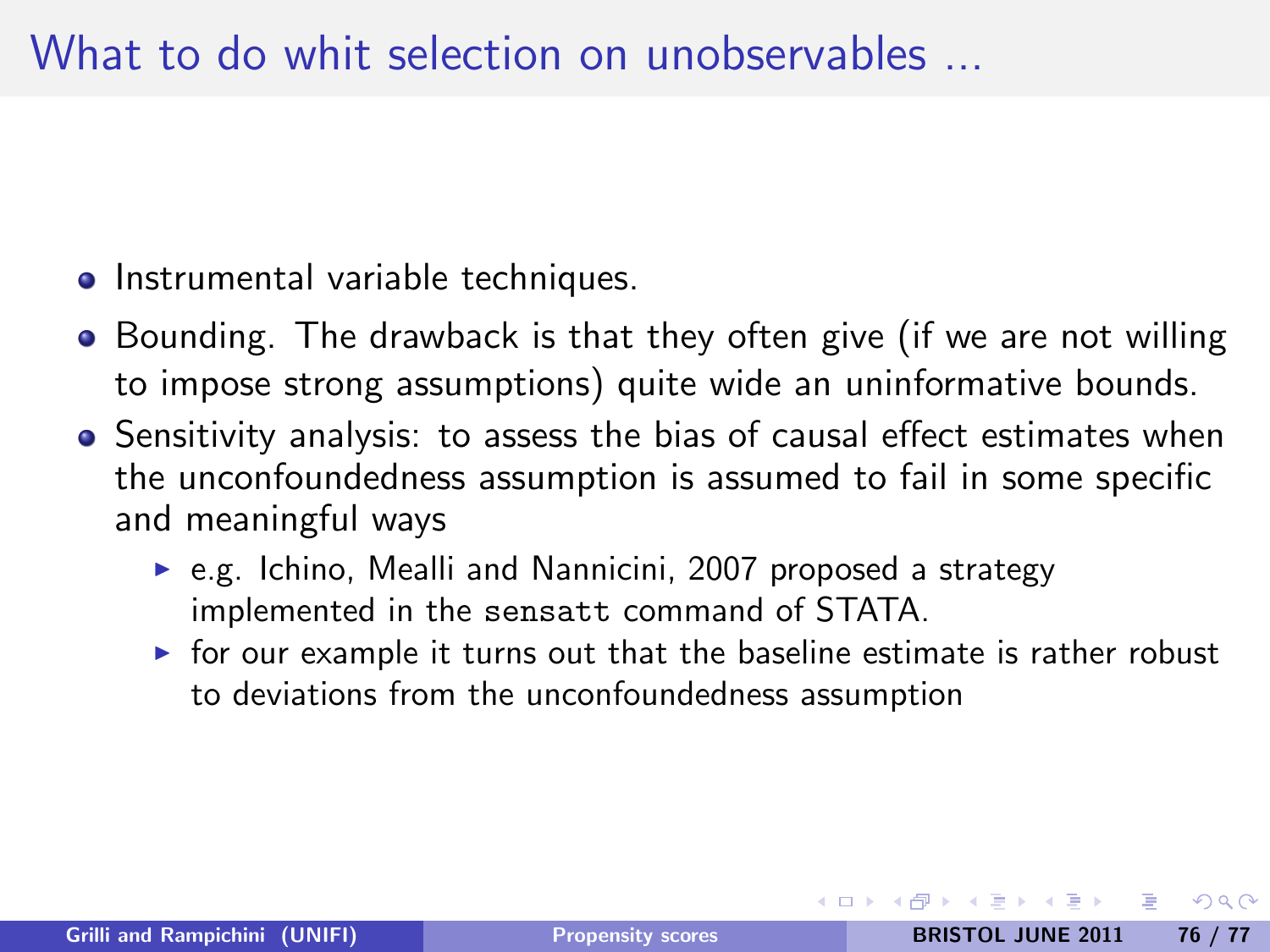# What to do whit selection on unobservables ...

- Instrumental variable techniques.
- Bounding. The drawback is that they often give (if we are not willing to impose strong assumptions) quite wide an uninformative bounds.
- Sensitivity analysis: to assess the bias of causal effect estimates when the unconfoundedness assumption is assumed to fail in some specific and meaningful ways
  - e.g. Ichino, Mealli and Nannicini, 2007 proposed a strategy implemented in the `sensatt` command of STATA.
  - for our example it turns out that the baseline estimate is rather robust to deviations from the unconfoundedness assumption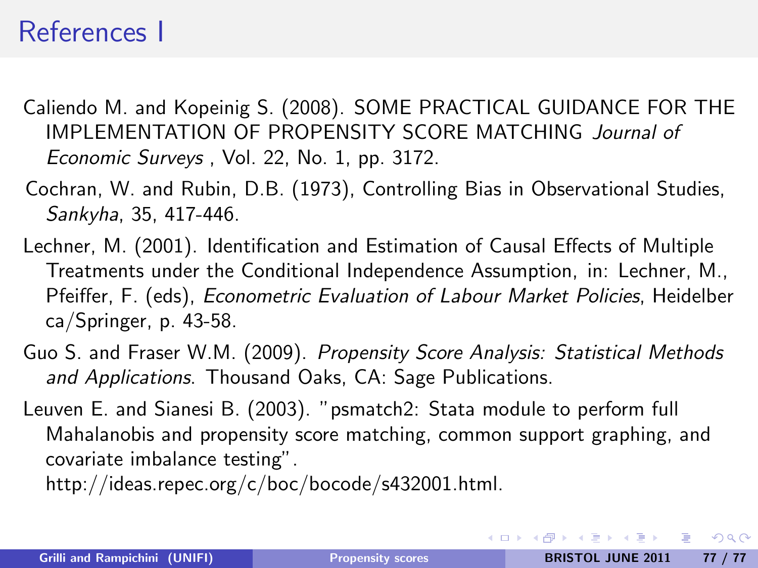# References I

Caliendo M. and Kopeinig S. (2008). SOME PRACTICAL GUIDANCE FOR THE IMPLEMENTATION OF PROPENSITY SCORE MATCHING *Journal of Economic Surveys* , Vol. 22, No. 1, pp. 3172.

Cochran, W. and Rubin, D.B. (1973), Controlling Bias in Observational Studies, *Sankyha*, 35, 417-446.

Lechner, M. (2001). Identification and Estimation of Causal Effects of Multiple Treatments under the Conditional Independence Assumption, in: Lechner, M., Pfeiffer, F. (eds), *Econometric Evaluation of Labour Market Policies*, Heidelber ca/Springer, p. 43-58.

Guo S. and Fraser W.M. (2009). *Propensity Score Analysis: Statistical Methods and Applications*. Thousand Oaks, CA: Sage Publications.

Leuven E. and Sianesi B. (2003). "psmatch2: Stata module to perform full Mahalanobis and propensity score matching, common support graphing, and covariate imbalance testing". http://ideas.repec.org/c/boc/bocode/s432001.html.